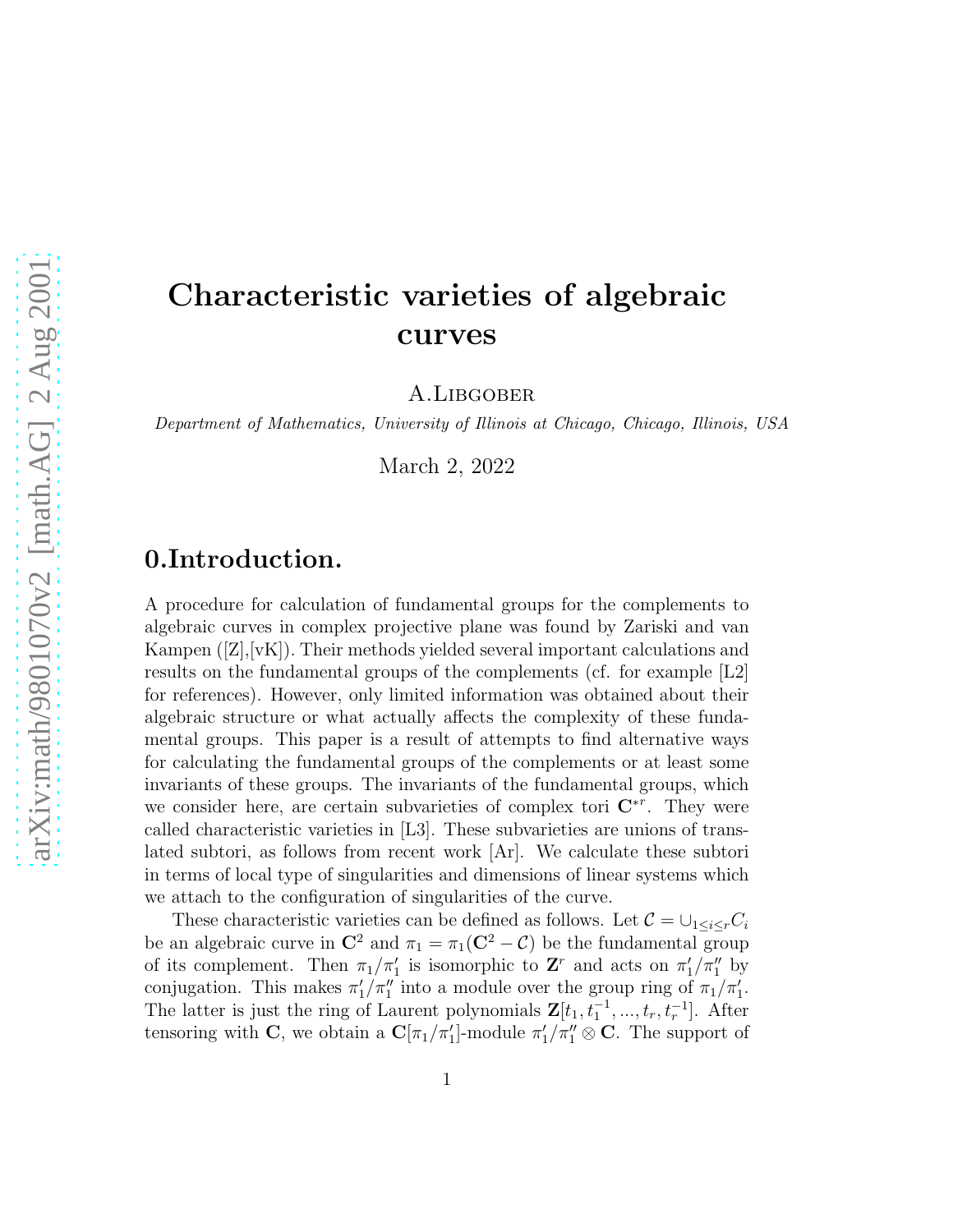# Characteristic varieties of algebraic curves

A.Libgober

*Department of Mathematics, University of Illinois at Chicago, Chicago, Illinois, USA*

March 2, 2022

## 0.Introduction.

A procedure for calculation of fundamental groups for the complements to algebraic curves in complex projective plane was found by Zariski and van Kampen ([Z],[vK]). Their methods yielded several important calculations and results on the fundamental groups of the complements (cf. for example [L2] for references). However, only limited information was obtained about their algebraic structure or what actually affects the complexity of these fundamental groups. This paper is a result of attempts to find alternative ways for calculating the fundamental groups of the complements or at least some invariants of these groups. The invariants of the fundamental groups, which we consider here, are certain subvarieties of complex tori $\mathbf{C}^{*r}$. They were called characteristic varieties in [L3]. These subvarieties are unions of translated subtori, as follows from recent work [Ar]. We calculate these subtori in terms of local type of singularities and dimensions of linear systems which we attach to the configuration of singularities of the curve.

These characteristic varieties can be defined as follows. Let $\mathcal{C} = \cup_{1 \le i \le r} C_i$ be an algebraic curve in $\mathbf{C}^2$ and $\pi_1 = \pi_1(\mathbf{C}^2 - \mathcal{C})$ be the fundamental group of its complement. Then $\pi_1/\pi_1'$ is isomorphic to $\mathbf{Z}^r$ and acts on $\pi_1'/\pi_1''$ by conjugation. This makes $\pi_1'/\pi_1''$ into a module over the group ring of $\pi_1/\pi_1'$. The latter is just the ring of Laurent polynomials $\mathbf{Z}[t_1, t_1^{-1}, ..., t_r, t_r^{-1}]$. After tensoring with $\mathbf{C}$, we obtain a $\mathbf{C}[\pi_1/\pi_1']$-module $\pi_1'/\pi_1'' \otimes \mathbf{C}$. The support of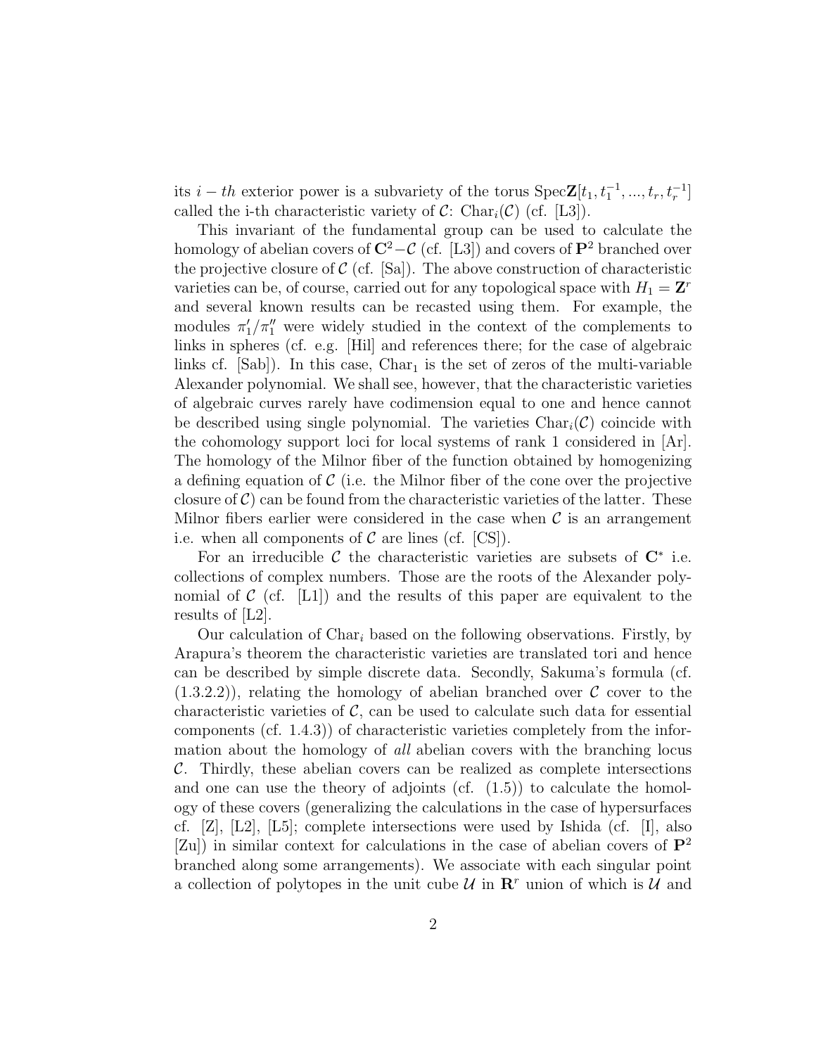its $i-th$ exterior power is a subvariety of the torus $\text{Spec}\mathbf{Z}[t_1, t_1^{-1}, ..., t_r, t_r^{-1}]$ called the i-th characteristic variety of $\mathcal{C}$: $\text{Char}_i(\mathcal{C})$ (cf. [L3]).

This invariant of the fundamental group can be used to calculate the homology of abelian covers of $\mathbf{C}^2 - \mathcal{C}$ (cf. [L3]) and covers of $\mathbf{P}^2$ branched over the projective closure of $\mathcal{C}$ (cf. [Sa]). The above construction of characteristic varieties can be, of course, carried out for any topological space with $H_1 = \mathbf{Z}^r$ and several known results can be recasted using them. For example, the modules $\pi_1'/\pi_1''$ were widely studied in the context of the complements to links in spheres (cf. e.g. [Hil] and references there; for the case of algebraic links cf. [Sab]). In this case, $\text{Char}_1$ is the set of zeros of the multi-variable Alexander polynomial. We shall see, however, that the characteristic varieties of algebraic curves rarely have codimension equal to one and hence cannot be described using single polynomial. The varieties $\text{Char}_i(\mathcal{C})$ coincide with the cohomology support loci for local systems of rank 1 considered in [Ar]. The homology of the Milnor fiber of the function obtained by homogenizing a defining equation of $\mathcal{C}$ (i.e. the Milnor fiber of the cone over the projective closure of $\mathcal{C}$) can be found from the characteristic varieties of the latter. These Milnor fibers earlier were considered in the case when $\mathcal{C}$ is an arrangement i.e. when all components of $\mathcal{C}$ are lines (cf. [CS]).

For an irreducible $\mathcal{C}$ the characteristic varieties are subsets of $\mathbf{C}^*$ i.e. collections of complex numbers. Those are the roots of the Alexander polynomial of $\mathcal{C}$ (cf. [L1]) and the results of this paper are equivalent to the results of [L2].

Our calculation of $\text{Char}_i$ based on the following observations. Firstly, by Arapura's theorem the characteristic varieties are translated tori and hence can be described by simple discrete data. Secondly, Sakuma's formula (cf. (1.3.2.2)), relating the homology of abelian branched over $\mathcal{C}$ cover to the characteristic varieties of $\mathcal{C}$, can be used to calculate such data for essential components (cf. 1.4.3)) of characteristic varieties completely from the information about the homology of *all* abelian covers with the branching locus $\mathcal{C}$. Thirdly, these abelian covers can be realized as complete intersections and one can use the theory of adjoints (cf. (1.5)) to calculate the homology of these covers (generalizing the calculations in the case of hypersurfaces cf. [Z], [L2], [L5]; complete intersections were used by Ishida (cf. [I], also [Zu]) in similar context for calculations in the case of abelian covers of $\mathbf{P}^2$ branched along some arrangements). We associate with each singular point a collection of polytopes in the unit cube $\mathcal{U}$ in $\mathbf{R}^r$ union of which is $\mathcal{U}$ and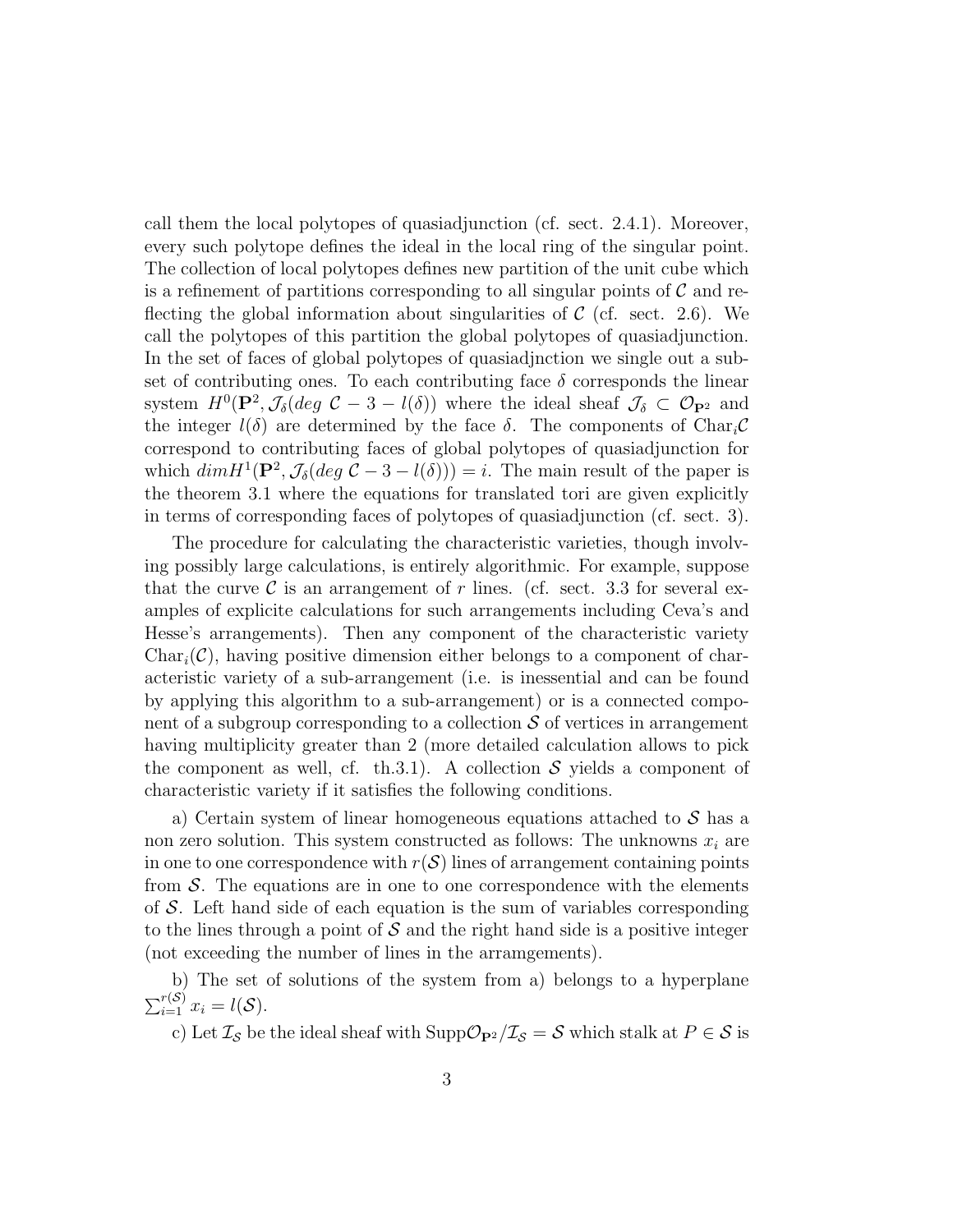call them the local polytopes of quasiadjunction (cf. sect. 2.4.1). Moreover, every such polytope defines the ideal in the local ring of the singular point. The collection of local polytopes defines new partition of the unit cube which is a refinement of partitions corresponding to all singular points of $\mathcal{C}$ and reflecting the global information about singularities of $\mathcal{C}$ (cf. sect. 2.6). We call the polytopes of this partition the global polytopes of quasiadjunction. In the set of faces of global polytopes of quasiadjnction we single out a subset of contributing ones. To each contributing face $\delta$ corresponds the linear system $H^0(\mathbf{P}^2, \mathcal{J}_\delta(deg\ \mathcal{C} - 3 - l(\delta))$ where the ideal sheaf $\mathcal{J}_\delta \subset \mathcal{O}_{\mathbf{P}^2}$ and the integer $l(\delta)$ are determined by the face $\delta$. The components of $\mathrm{Char}_i\mathcal{C}$ correspond to contributing faces of global polytopes of quasiadjunction for which $dim H^1(\mathbf{P}^2, \mathcal{J}_\delta(deg\ \mathcal{C} - 3 - l(\delta))) = i$. The main result of the paper is the theorem 3.1 where the equations for translated tori are given explicitly in terms of corresponding faces of polytopes of quasiadjunction (cf. sect. 3).

The procedure for calculating the characteristic varieties, though involving possibly large calculations, is entirely algorithmic. For example, suppose that the curve $\mathcal{C}$ is an arrangement of $r$ lines. (cf. sect. 3.3 for several examples of explicite calculations for such arrangements including Ceva's and Hesse's arrangements). Then any component of the characteristic variety $\mathrm{Char}_i(\mathcal{C})$, having positive dimension either belongs to a component of characteristic variety of a sub-arrangement (i.e. is inessential and can be found by applying this algorithm to a sub-arrangement) or is a connected component of a subgroup corresponding to a collection $\mathcal{S}$ of vertices in arrangement having multiplicity greater than 2 (more detailed calculation allows to pick the component as well, cf. th.3.1). A collection $\mathcal{S}$ yields a component of characteristic variety if it satisfies the following conditions.

a) Certain system of linear homogeneous equations attached to $\mathcal{S}$ has a non zero solution. This system constructed as follows: The unknowns $x_i$ are in one to one correspondence with $r(\mathcal{S})$ lines of arrangement containing points from $\mathcal{S}$. The equations are in one to one correspondence with the elements of $\mathcal{S}$. Left hand side of each equation is the sum of variables corresponding to the lines through a point of $\mathcal{S}$ and the right hand side is a positive integer (not exceeding the number of lines in the arramgements).

b) The set of solutions of the system from a) belongs to a hyperplane $\sum_{i=1}^{r(\mathcal{S})} x_i = l(\mathcal{S})$.

c) Let $\mathcal{I}_\mathcal{S}$ be the ideal sheaf with $\mathrm{Supp}\mathcal{O}_{\mathbf{P}^2}/\mathcal{I}_\mathcal{S} = \mathcal{S}$ which stalk at $P \in \mathcal{S}$ is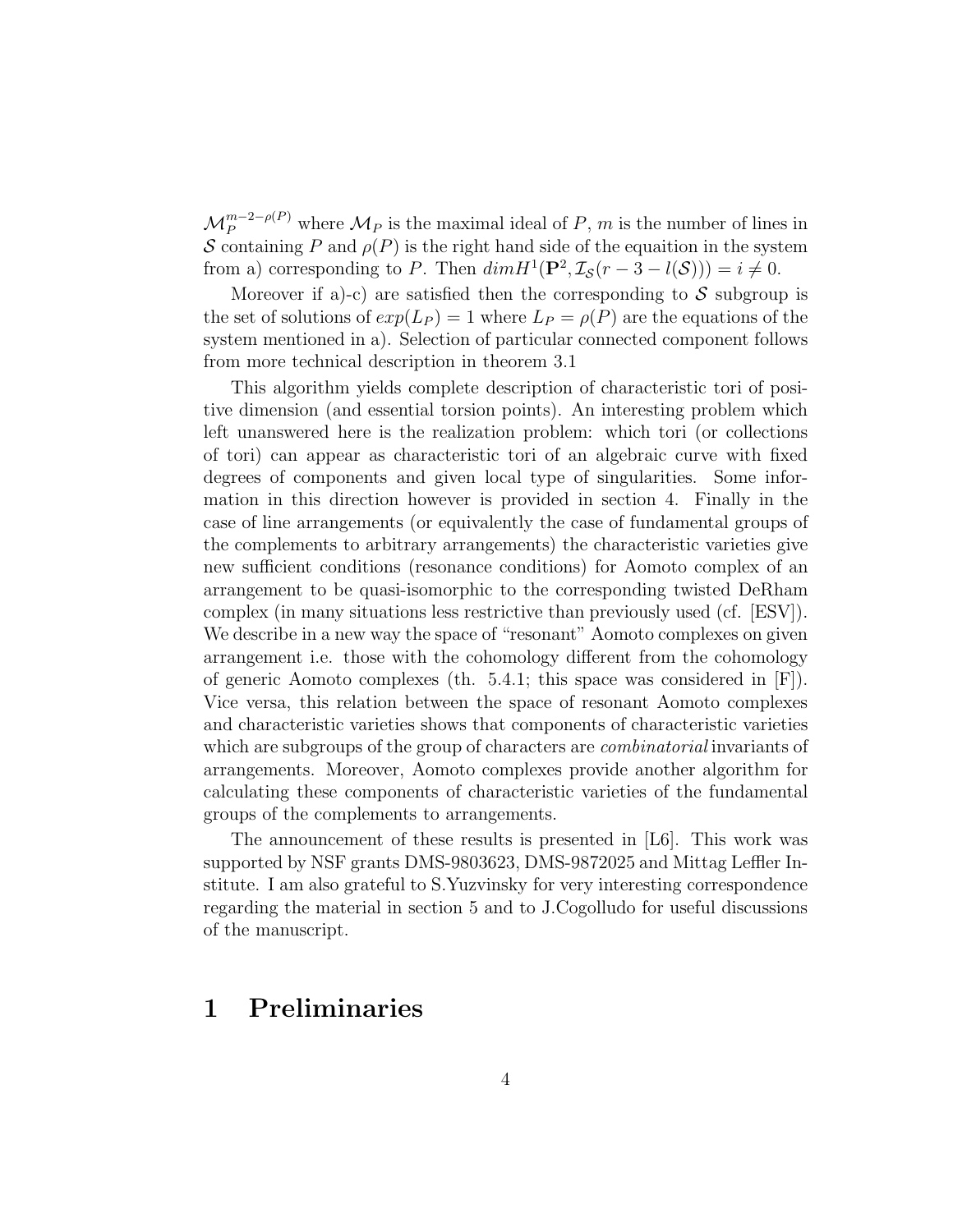$\mathcal{M}_P^{m-2-\rho(P)}$ where $\mathcal{M}_P$ is the maximal ideal of $P$, $m$ is the number of lines in $\mathcal{S}$ containing $P$ and $\rho(P)$ is the right hand side of the equaition in the system from a) corresponding to $P$. Then $dim H^1(\mathbf{P}^2, \mathcal{I}_{\mathcal{S}}(r-3-l(\mathcal{S}))) = i \neq 0$.

Moreover if a)-c) are satisfied then the corresponding to $\mathcal{S}$ subgroup is the set of solutions of $exp(L_P) = 1$ where $L_P = \rho(P)$ are the equations of the system mentioned in a). Selection of particular connected component follows from more technical description in theorem 3.1

This algorithm yields complete description of characteristic tori of positive dimension (and essential torsion points). An interesting problem which left unanswered here is the realization problem: which tori (or collections of tori) can appear as characteristic tori of an algebraic curve with fixed degrees of components and given local type of singularities. Some information in this direction however is provided in section 4. Finally in the case of line arrangements (or equivalently the case of fundamental groups of the complements to arbitrary arrangements) the characteristic varieties give new sufficient conditions (resonance conditions) for Aomoto complex of an arrangement to be quasi-isomorphic to the corresponding twisted DeRham complex (in many situations less restrictive than previously used (cf. [ESV]). We describe in a new way the space of "resonant" Aomoto complexes on given arrangement i.e. those with the cohomology different from the cohomology of generic Aomoto complexes (th. 5.4.1; this space was considered in [F]). Vice versa, this relation between the space of resonant Aomoto complexes and characteristic varieties shows that components of characteristic varieties which are subgroups of the group of characters are *combinatorial* invariants of arrangements. Moreover, Aomoto complexes provide another algorithm for calculating these components of characteristic varieties of the fundamental groups of the complements to arrangements.

The announcement of these results is presented in [L6]. This work was supported by NSF grants DMS-9803623, DMS-9872025 and Mittag Leffler Institute. I am also grateful to S.Yuzvinsky for very interesting correspondence regarding the material in section 5 and to J.Cogolludo for useful discussions of the manuscript.

# 1 Preliminaries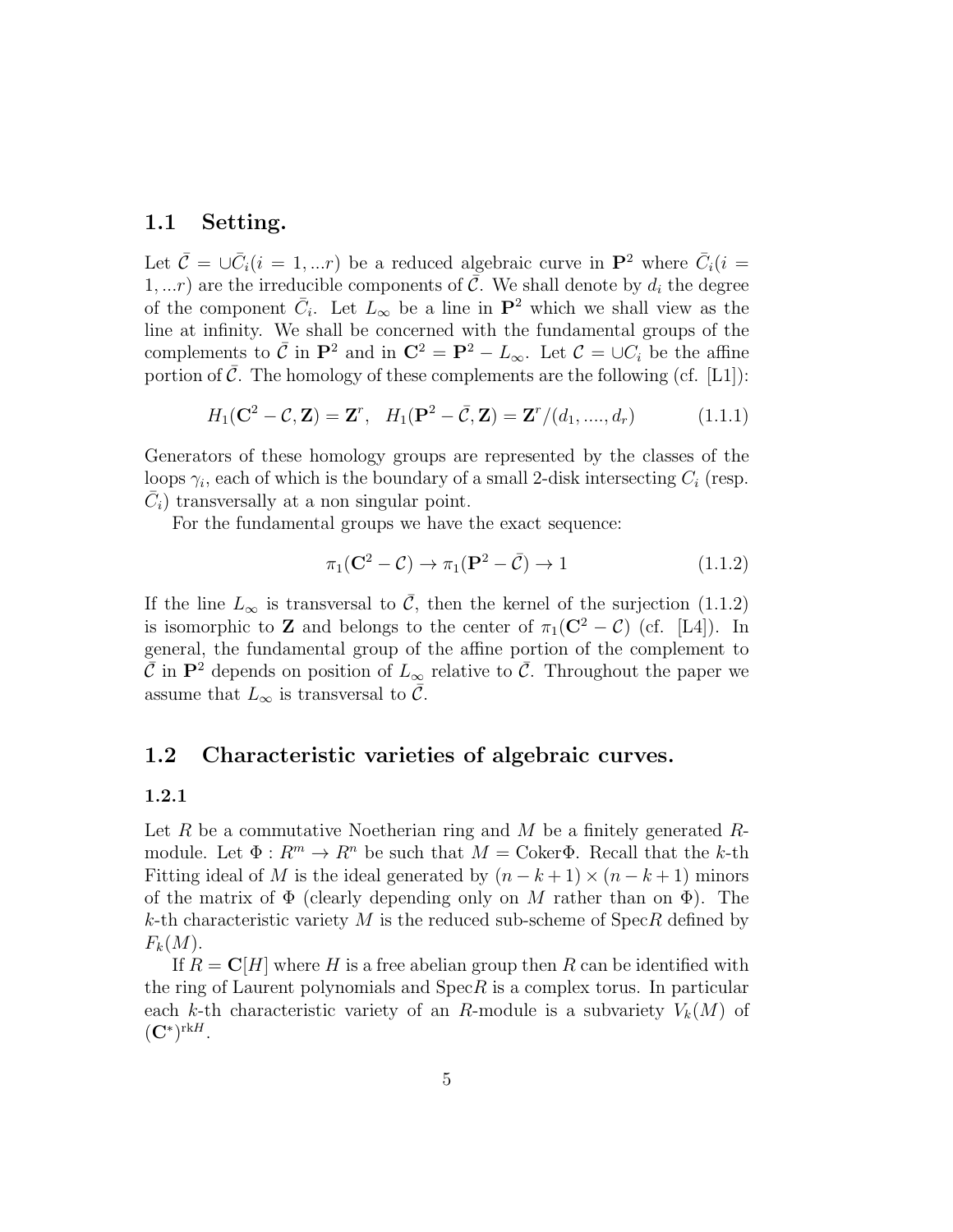## 1.1 Setting.

Let $\bar{\mathcal{C}} = \cup \bar{C}_i (i = 1, ...r)$ be a reduced algebraic curve in $\mathbf{P}^2$ where $\bar{C}_i (i = 1, ...r)$ are the irreducible components of $\bar{\mathcal{C}}$. We shall denote by $d_i$ the degree of the component $\bar{C}_i$. Let $L_\infty$ be a line in $\mathbf{P}^2$ which we shall view as the line at infinity. We shall be concerned with the fundamental groups of the complements to $\bar{\mathcal{C}}$ in $\mathbf{P}^2$ and in $\mathbf{C}^2 = \mathbf{P}^2 - L_\infty$. Let $\mathcal{C} = \cup C_i$ be the affine portion of $\bar{\mathcal{C}}$. The homology of these complements are the following (cf. [L1]):

$$H_1(\mathbf{C}^2 - \mathcal{C}, \mathbf{Z}) = \mathbf{Z}^r, \quad H_1(\mathbf{P}^2 - \bar{\mathcal{C}}, \mathbf{Z}) = \mathbf{Z}^r/(d_1, ...., d_r) \tag{1.1.1}$$

Generators of these homology groups are represented by the classes of the loops $\gamma_i$, each of which is the boundary of a small 2-disk intersecting $C_i$ (resp. $\bar{C}_i$) transversally at a non singular point.

For the fundamental groups we have the exact sequence:

$$\pi_1(\mathbf{C}^2 - \mathcal{C}) \to \pi_1(\mathbf{P}^2 - \bar{\mathcal{C}}) \to 1 \tag{1.1.2}$$

If the line $L_\infty$ is transversal to $\bar{\mathcal{C}}$, then the kernel of the surjection (1.1.2) is isomorphic to $\mathbf{Z}$ and belongs to the center of $\pi_1(\mathbf{C}^2 - \mathcal{C})$ (cf. [L4]). In general, the fundamental group of the affine portion of the complement to $\bar{\mathcal{C}}$ in $\mathbf{P}^2$ depends on position of $L_\infty$ relative to $\bar{\mathcal{C}}$. Throughout the paper we assume that $L_\infty$ is transversal to $\bar{\mathcal{C}}$.

## 1.2 Characteristic varieties of algebraic curves.

### 1.2.1

Let $R$ be a commutative Noetherian ring and $M$ be a finitely generated $R$-module. Let $\Phi : R^m \to R^n$ be such that $M = \text{Coker}\Phi$. Recall that the $k$-th Fitting ideal of $M$ is the ideal generated by $(n - k + 1) \times (n - k + 1)$ minors of the matrix of $\Phi$ (clearly depending only on $M$ rather than on $\Phi$). The $k$-th characteristic variety $M$ is the reduced sub-scheme of $\text{Spec}R$ defined by $F_k(M)$.

If $R = \mathbf{C}[H]$ where $H$ is a free abelian group then $R$ can be identified with the ring of Laurent polynomials and $\text{Spec}R$ is a complex torus. In particular each $k$-th characteristic variety of an $R$-module is a subvariety $V_k(M)$ of $(\mathbf{C}^*)^{\text{rk}H}$.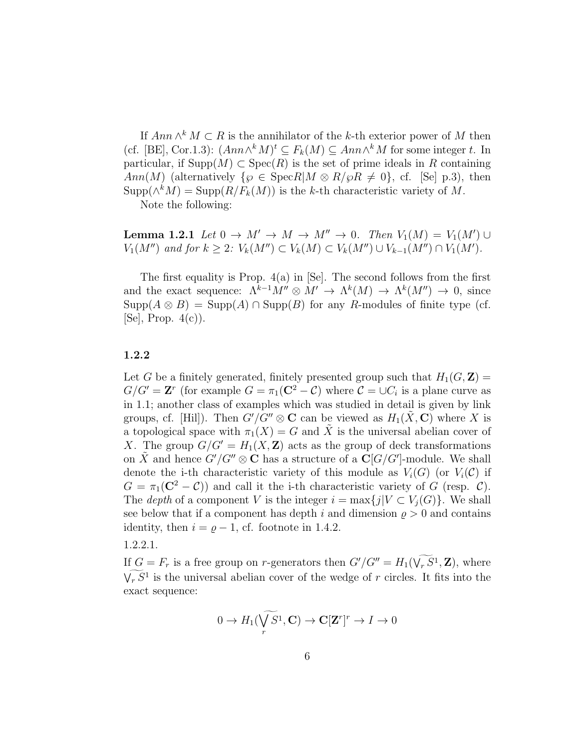If $Ann \wedge^k M \subset R$ is the annihilator of the $k$-th exterior power of $M$ then (cf. [BE], Cor.1.3): $(Ann \wedge^k M)^t \subseteq F_k(M) \subseteq Ann \wedge^k M$ for some integer $t$. In particular, if $\mathrm{Supp}(M) \subset \mathrm{Spec}(R)$ is the set of prime ideals in $R$ containing $Ann(M)$ (alternatively $\{\wp \in \mathrm{Spec} R | M \otimes R/\wp R \neq 0\}$, cf. [Se] p.3), then $\mathrm{Supp}(\wedge^k M) = \mathrm{Supp}(R/F_k(M))$ is the $k$-th characteristic variety of $M$.

Note the following:

**Lemma 1.2.1** *Let $0 \to M' \to M \to M'' \to 0$. Then $V_1(M) = V_1(M') \cup V_1(M'')$ and for $k \geq 2$: $V_k(M'') \subset V_k(M) \subset V_k(M'') \cup V_{k-1}(M'') \cap V_1(M')$.*

The first equality is Prop. 4(a) in [Se]. The second follows from the first and the exact sequence: $\Lambda^{k-1} M'' \otimes M' \to \Lambda^k(M) \to \Lambda^k(M'') \to 0$, since $\mathrm{Supp}(A \otimes B) = \mathrm{Supp}(A) \cap \mathrm{Supp}(B)$ for any $R$-modules of finite type (cf. [Se], Prop. 4(c)).

### 1.2.2

Let $G$ be a finitely generated, finitely presented group such that $H_1(G, \mathbf{Z}) = G/G' = \mathbf{Z}^r$ (for example $G = \pi_1(\mathbf{C}^2 - \mathcal{C})$ where $\mathcal{C} = \cup C_i$ is a plane curve as in 1.1; another class of examples which was studied in detail is given by link groups, cf. [Hil]). Then $G'/G'' \otimes \mathbf{C}$ can be viewed as $H_1(\tilde{X}, \mathbf{C})$ where $X$ is a topological space with $\pi_1(X) = G$ and $\tilde{X}$ is the universal abelian cover of $X$. The group $G/G' = H_1(X, \mathbf{Z})$ acts as the group of deck transformations on $\tilde{X}$ and hence $G'/G'' \otimes \mathbf{C}$ has a structure of a $\mathbf{C}[G/G']$-module. We shall denote the i-th characteristic variety of this module as $V_i(G)$ (or $V_i(\mathcal{C})$ if $G = \pi_1(\mathbf{C}^2 - \mathcal{C})$) and call it the i-th characteristic variety of $G$ (resp. $\mathcal{C}$). The *depth* of a component $V$ is the integer $i = \max\{j | V \subset V_j(G)\}$. We shall see below that if a component has depth $i$ and dimension $\varrho > 0$ and contains identity, then $i = \varrho - 1$, cf. footnote in 1.4.2.

1.2.2.1.

If $G = F_r$ is a free group on $r$-generators then $G'/G'' = H_1(\widetilde{\bigvee_r S^1}, \mathbf{Z})$, where $\widetilde{\bigvee_r S^1}$ is the universal abelian cover of the wedge of $r$ circles. It fits into the exact sequence:

$$0 \to H_1(\widetilde{\bigvee_r S^1}, \mathbf{C}) \to \mathbf{C}[\mathbf{Z}^r]^r \to I \to 0$$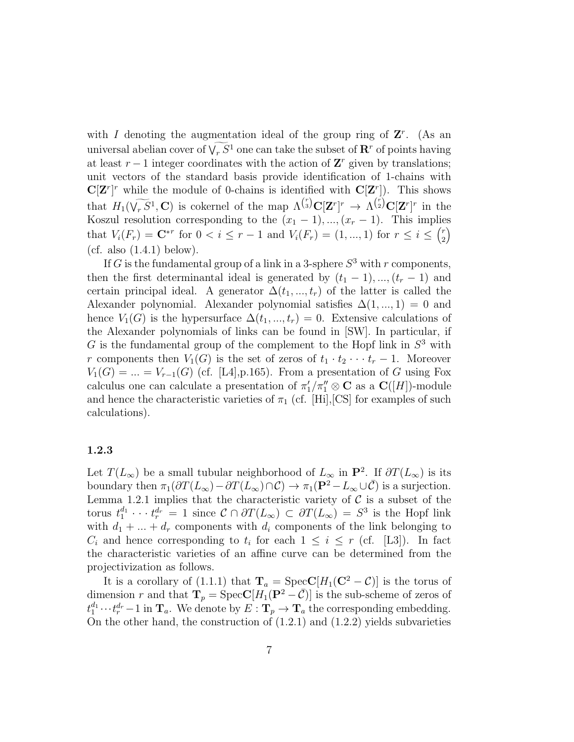with $I$ denoting the augmentation ideal of the group ring of $\mathbf{Z}^r$. (As an universal abelian cover of $\widetilde{\bigvee_r S^1}$ one can take the subset of $\mathbf{R}^r$ of points having at least $r-1$ integer coordinates with the action of $\mathbf{Z}^r$ given by translations; unit vectors of the standard basis provide identification of 1-chains with $\mathbf{C}[\mathbf{Z}^r]^r$ while the module of 0-chains is identified with $\mathbf{C}[\mathbf{Z}^r]$). This shows that $H_1(\widetilde{\bigvee_r S^1}, \mathbf{C})$ is cokernel of the map $\Lambda^{\binom{r}{3}}\mathbf{C}[\mathbf{Z}^r]^r \to \Lambda^{\binom{r}{2}}\mathbf{C}[\mathbf{Z}^r]^r$ in the Koszul resolution corresponding to the $(x_1-1), ..., (x_r-1)$. This implies that $V_i(F_r) = \mathbf{C}^{*r}$ for $0 < i \le r-1$ and $V_i(F_r) = (1, ..., 1)$ for $r \le i \le \binom{r}{2}$ (cf. also (1.4.1) below).

If $G$ is the fundamental group of a link in a 3-sphere $S^3$ with $r$ components, then the first determinantal ideal is generated by $(t_1-1), ..., (t_r-1)$ and certain principal ideal. A generator $\Delta(t_1, ..., t_r)$ of the latter is called the Alexander polynomial. Alexander polynomial satisfies $\Delta(1, ..., 1) = 0$ and hence $V_1(G)$ is the hypersurface $\Delta(t_1, ..., t_r) = 0$. Extensive calculations of the Alexander polynomials of links can be found in [SW]. In particular, if $G$ is the fundamental group of the complement to the Hopf link in $S^3$ with $r$ components then $V_1(G)$ is the set of zeros of $t_1 \cdot t_2 \cdots t_r - 1$. Moreover $V_1(G) = ... = V_{r-1}(G)$ (cf. [L4],p.165). From a presentation of $G$ using Fox calculus one can calculate a presentation of $\pi_1'/\pi_1'' \otimes \mathbf{C}$ as a $\mathbf{C}([H])$-module and hence the characteristic varieties of $\pi_1$ (cf. [Hi],[CS] for examples of such calculations).

### 1.2.3

Let $T(L_\infty)$ be a small tubular neighborhood of $L_\infty$ in $\mathbf{P}^2$. If $\partial T(L_\infty)$ is its boundary then $\pi_1(\partial T(L_\infty) - \partial T(L_\infty) \cap \mathcal{C}) \to \pi_1(\mathbf{P}^2 - L_\infty \cup \bar{\mathcal{C}})$ is a surjection. Lemma 1.2.1 implies that the characteristic variety of $\mathcal{C}$ is a subset of the torus $t_1^{d_1} \cdots t_r^{d_r} = 1$ since $\mathcal{C} \cap \partial T(L_\infty) \subset \partial T(L_\infty) = S^3$ is the Hopf link with $d_1 + ... + d_r$ components with $d_i$ components of the link belonging to $C_i$ and hence corresponding to $t_i$ for each $1 \le i \le r$ (cf. [L3]). In fact the characteristic varieties of an affine curve can be determined from the projectivization as follows.

It is a corollary of (1.1.1) that $\mathbf{T}_a = \mathrm{Spec}\mathbf{C}[H_1(\mathbf{C}^2 - \mathcal{C})]$ is the torus of dimension $r$ and that $\mathbf{T}_p = \mathrm{Spec}\mathbf{C}[H_1(\mathbf{P}^2 - \bar{\mathcal{C}})]$ is the sub-scheme of zeros of $t_1^{d_1} \cdots t_r^{d_r} - 1$ in $\mathbf{T}_a$. We denote by $E : \mathbf{T}_p \to \mathbf{T}_a$ the corresponding embedding. On the other hand, the construction of (1.2.1) and (1.2.2) yields subvarieties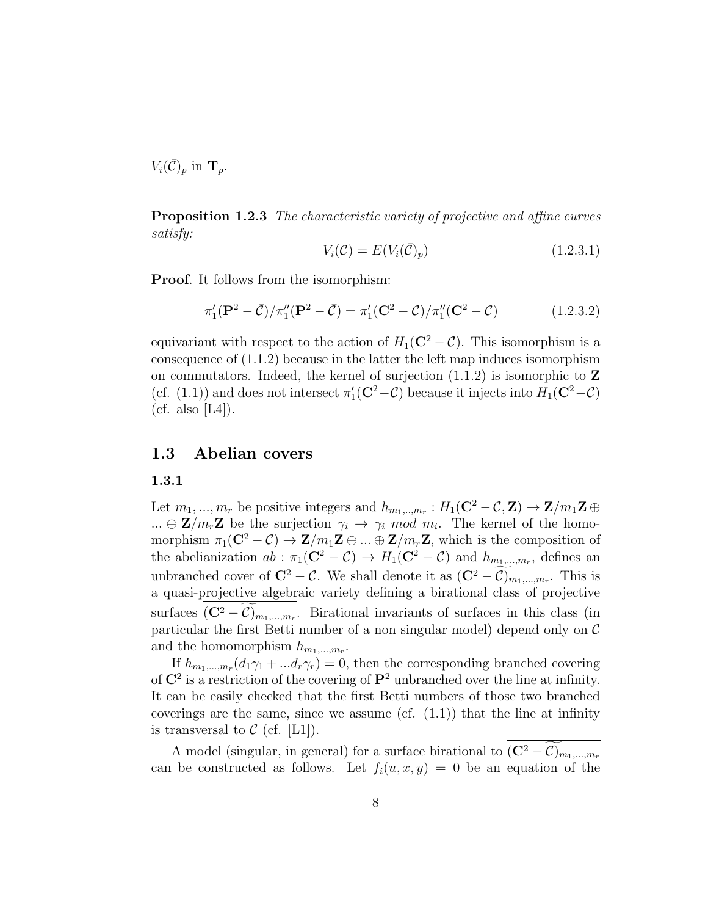$V_i(\bar{\mathcal{C}})_p$ in $\mathbf{T}_p$.

**Proposition 1.2.3** *The characteristic variety of projective and affine curves satisfy:*

$$V_i(\mathcal{C}) = E(V_i(\bar{\mathcal{C}})_p) \tag{1.2.3.1}$$

**Proof**. It follows from the isomorphism:

$$\pi_1'(\mathbf{P}^2 - \bar{\mathcal{C}})/\pi_1''(\mathbf{P}^2 - \bar{\mathcal{C}}) = \pi_1'(\mathbf{C}^2 - \mathcal{C})/\pi_1''(\mathbf{C}^2 - \mathcal{C}) \tag{1.2.3.2}$$

equivariant with respect to the action of $H_1(\mathbf{C}^2 - \mathcal{C})$. This isomorphism is a consequence of (1.1.2) because in the latter the left map induces isomorphism on commutators. Indeed, the kernel of surjection (1.1.2) is isomorphic to $\mathbf{Z}$ (cf. (1.1)) and does not intersect $\pi_1'(\mathbf{C}^2 - \mathcal{C})$ because it injects into $H_1(\mathbf{C}^2 - \mathcal{C})$ (cf. also [L4]).

## 1.3 Abelian covers

### 1.3.1

Let $m_1, ..., m_r$ be positive integers and $h_{m_1,..,m_r} : H_1(\mathbf{C}^2 - \mathcal{C}, \mathbf{Z}) \to \mathbf{Z}/m_1\mathbf{Z} \oplus ... \oplus \mathbf{Z}/m_r\mathbf{Z}$ be the surjection $\gamma_i \to \gamma_i \ mod \ m_i$. The kernel of the homomorphism $\pi_1(\mathbf{C}^2 - \mathcal{C}) \to \mathbf{Z}/m_1\mathbf{Z} \oplus ... \oplus \mathbf{Z}/m_r\mathbf{Z}$, which is the composition of the abelianization $ab : \pi_1(\mathbf{C}^2 - \mathcal{C}) \to H_1(\mathbf{C}^2 - \mathcal{C})$ and $h_{m_1,...,m_r}$, defines an unbranched cover of $\mathbf{C}^2 - \mathcal{C}$. We shall denote it as $\widetilde{(\mathbf{C}^2 - \mathcal{C})}_{m_1,...,m_r}$. This is a quasi-projective algebraic variety defining a birational class of projective surfaces $\overline{\widetilde{(\mathbf{C}^2 - \mathcal{C})}}_{m_1,...,m_r}$. Birational invariants of surfaces in this class (in particular the first Betti number of a non singular model) depend only on $\mathcal{C}$ and the homomorphism $h_{m_1,...,m_r}$.

If $h_{m_1,...,m_r}(d_1\gamma_1 + ...d_r\gamma_r) = 0$, then the corresponding branched covering of $\mathbf{C}^2$ is a restriction of the covering of $\mathbf{P}^2$ unbranched over the line at infinity. It can be easily checked that the first Betti numbers of those two branched coverings are the same, since we assume (cf. (1.1)) that the line at infinity is transversal to $\mathcal{C}$ (cf. [L1]).

A model (singular, in general) for a surface birational to $\overline{\widetilde{(\mathbf{C}^2 - \mathcal{C})}}_{m_1,...,m_r}$ can be constructed as follows. Let $f_i(u, x, y) = 0$ be an equation of the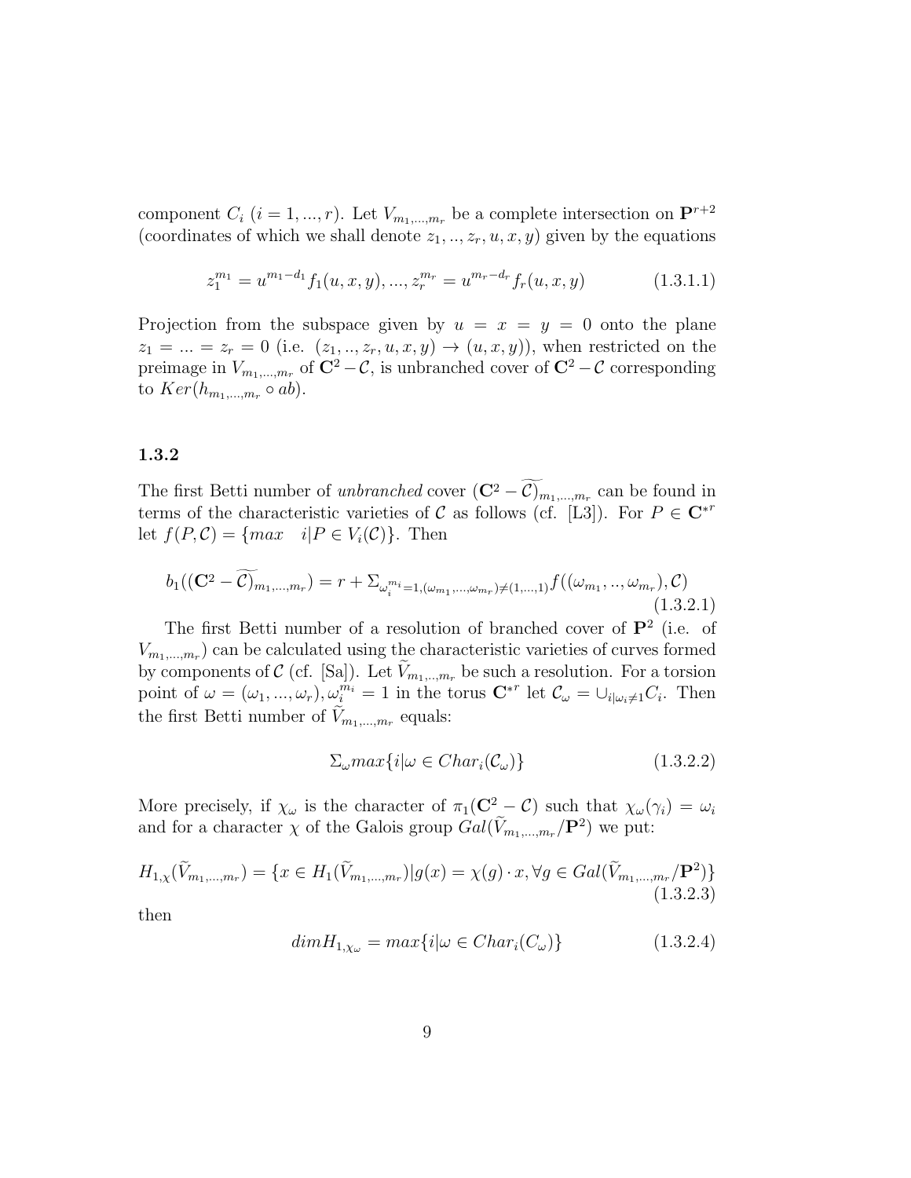component $C_i$ ($i = 1, ..., r$). Let $V_{m_1,...,m_r}$ be a complete intersection on $\mathbf{P}^{r+2}$ (coordinates of which we shall denote $z_1, .., z_r, u, x, y$) given by the equations

$$z_1^{m_1} = u^{m_1-d_1} f_1(u,x,y), ..., z_r^{m_r} = u^{m_r-d_r} f_r(u,x,y) \tag{1.3.1.1}$$

Projection from the subspace given by $u = x = y = 0$ onto the plane $z_1 = ... = z_r = 0$ (i.e. $(z_1, .., z_r, u, x, y) \to (u, x, y)$), when restricted on the preimage in $V_{m_1,...,m_r}$ of $\mathbf{C}^2 - \mathcal{C}$, is unbranched cover of $\mathbf{C}^2 - \mathcal{C}$ corresponding to $Ker(h_{m_1,...,m_r} \circ ab)$.

### 1.3.2

The first Betti number of *unbranched* cover $(\widetilde{\mathbf{C}^2 - \mathcal{C}})_{m_1,...,m_r}$ can be found in terms of the characteristic varieties of $\mathcal{C}$ as follows (cf. [L3]). For $P \in \mathbf{C}^{*r}$ let $f(P, \mathcal{C}) = \{max \quad i | P \in V_i(\mathcal{C})\}$. Then

$$b_1((\widetilde{\mathbf{C}^2 - \mathcal{C}})_{m_1,...,m_r}) = r + \Sigma_{\omega_i^{m_i}=1,(\omega_{m_1},...,\omega_{m_r})\neq(1,...,1)} f((\omega_{m_1}, .., \omega_{m_r}), \mathcal{C}) \tag{1.3.2.1}$$

The first Betti number of a resolution of branched cover of $\mathbf{P}^2$ (i.e. of $V_{m_1,...,m_r}$) can be calculated using the characteristic varieties of curves formed by components of $\mathcal{C}$ (cf. [Sa]). Let $\widetilde{V}_{m_1,..,m_r}$ be such a resolution. For a torsion point of $\omega = (\omega_1, ..., \omega_r), \omega_i^{m_i} = 1$ in the torus $\mathbf{C}^{*r}$ let $\mathcal{C}_\omega = \cup_{i|\omega_i \neq 1} C_i$. Then the first Betti number of $\widetilde{V}_{m_1,...,m_r}$ equals:

$$\Sigma_\omega max\{i | \omega \in Char_i(\mathcal{C}_\omega)\} \tag{1.3.2.2}$$

More precisely, if $\chi_\omega$ is the character of $\pi_1(\mathbf{C}^2 - \mathcal{C})$ such that $\chi_\omega(\gamma_i) = \omega_i$ and for a character $\chi$ of the Galois group $Gal(\widetilde{V}_{m_1,...,m_r}/\mathbf{P}^2)$ we put:

$$H_{1,\chi}(\widetilde{V}_{m_1,...,m_r}) = \{x \in H_1(\widetilde{V}_{m_1,...,m_r}) | g(x) = \chi(g) \cdot x, \forall g \in Gal(\widetilde{V}_{m_1,...,m_r}/\mathbf{P}^2)\} \tag{1.3.2.3}$$

then

$$dim H_{1,\chi_\omega} = max\{i | \omega \in Char_i(C_\omega)\} \tag{1.3.2.4}$$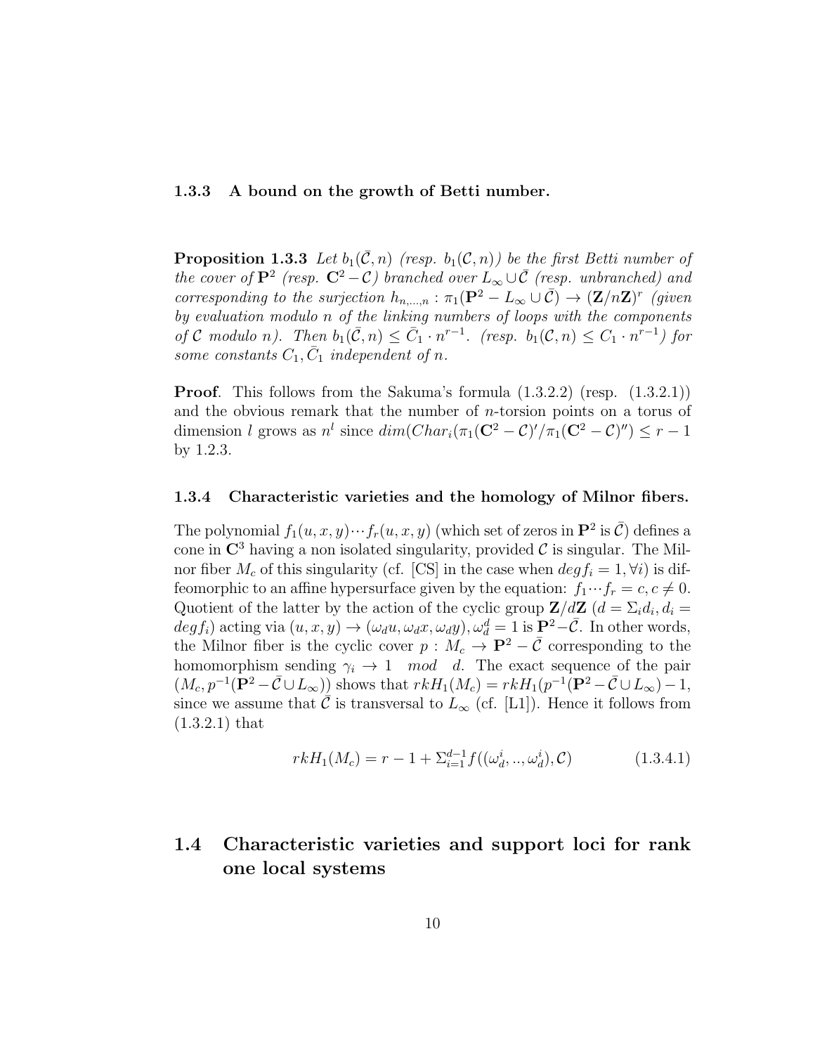### 1.3.3 A bound on the growth of Betti number.

**Proposition 1.3.3** *Let $b_1(\bar{\mathcal{C}}, n)$ (resp. $b_1(\mathcal{C}, n)$) be the first Betti number of the cover of $\mathbf{P}^2$ (resp. $\mathbf{C}^2 - \mathcal{C}$) branched over $L_\infty \cup \bar{\mathcal{C}}$ (resp. unbranched) and corresponding to the surjection $h_{n,\ldots,n} : \pi_1(\mathbf{P}^2 - L_\infty \cup \bar{\mathcal{C}}) \to (\mathbf{Z}/n\mathbf{Z})^r$ (given by evaluation modulo $n$ of the linking numbers of loops with the components of $\mathcal{C}$ modulo $n$). Then $b_1(\bar{\mathcal{C}}, n) \leq \bar{C}_1 \cdot n^{r-1}$. (resp. $b_1(\mathcal{C}, n) \leq C_1 \cdot n^{r-1}$) for some constants $C_1, \bar{C}_1$ independent of $n$.*

**Proof**. This follows from the Sakuma's formula (1.3.2.2) (resp. (1.3.2.1)) and the obvious remark that the number of $n$-torsion points on a torus of dimension $l$ grows as $n^l$ since $dim(Char_i(\pi_1(\mathbf{C}^2 - \mathcal{C})'/\pi_1(\mathbf{C}^2 - \mathcal{C})'') \leq r - 1$ by 1.2.3.

### 1.3.4 Characteristic varieties and the homology of Milnor fibers.

The polynomial $f_1(u, x, y) \cdots f_r(u, x, y)$ (which set of zeros in $\mathbf{P}^2$ is $\bar{\mathcal{C}}$) defines a cone in $\mathbf{C}^3$ having a non isolated singularity, provided $\mathcal{C}$ is singular. The Milnor fiber $M_c$ of this singularity (cf. [CS] in the case when $deg f_i = 1, \forall i$) is diffeomorphic to an affine hypersurface given by the equation: $f_1 \cdots f_r = c, c \neq 0$. Quotient of the latter by the action of the cyclic group $\mathbf{Z}/d\mathbf{Z}$ ($d = \Sigma_i d_i, d_i = deg f_i$) acting via $(u, x, y) \to (\omega_d u, \omega_d x, \omega_d y), \omega_d^d = 1$ is $\mathbf{P}^2 - \bar{\mathcal{C}}$. In other words, the Milnor fiber is the cyclic cover $p : M_c \to \mathbf{P}^2 - \bar{\mathcal{C}}$ corresponding to the homomorphism sending $\gamma_i \to 1 \mod d$. The exact sequence of the pair $(M_c, p^{-1}(\mathbf{P}^2 - \bar{\mathcal{C}} \cup L_\infty))$ shows that $rkH_1(M_c) = rkH_1(p^{-1}(\mathbf{P}^2 - \bar{\mathcal{C}} \cup L_\infty) - 1$, since we assume that $\bar{\mathcal{C}}$ is transversal to $L_\infty$ (cf. [L1]). Hence it follows from (1.3.2.1) that

$$rkH_1(M_c) = r - 1 + \Sigma_{i=1}^{d-1} f((\omega_d^i, .., \omega_d^i), \mathcal{C}) \qquad (1.3.4.1)$$

## 1.4 Characteristic varieties and support loci for rank one local systems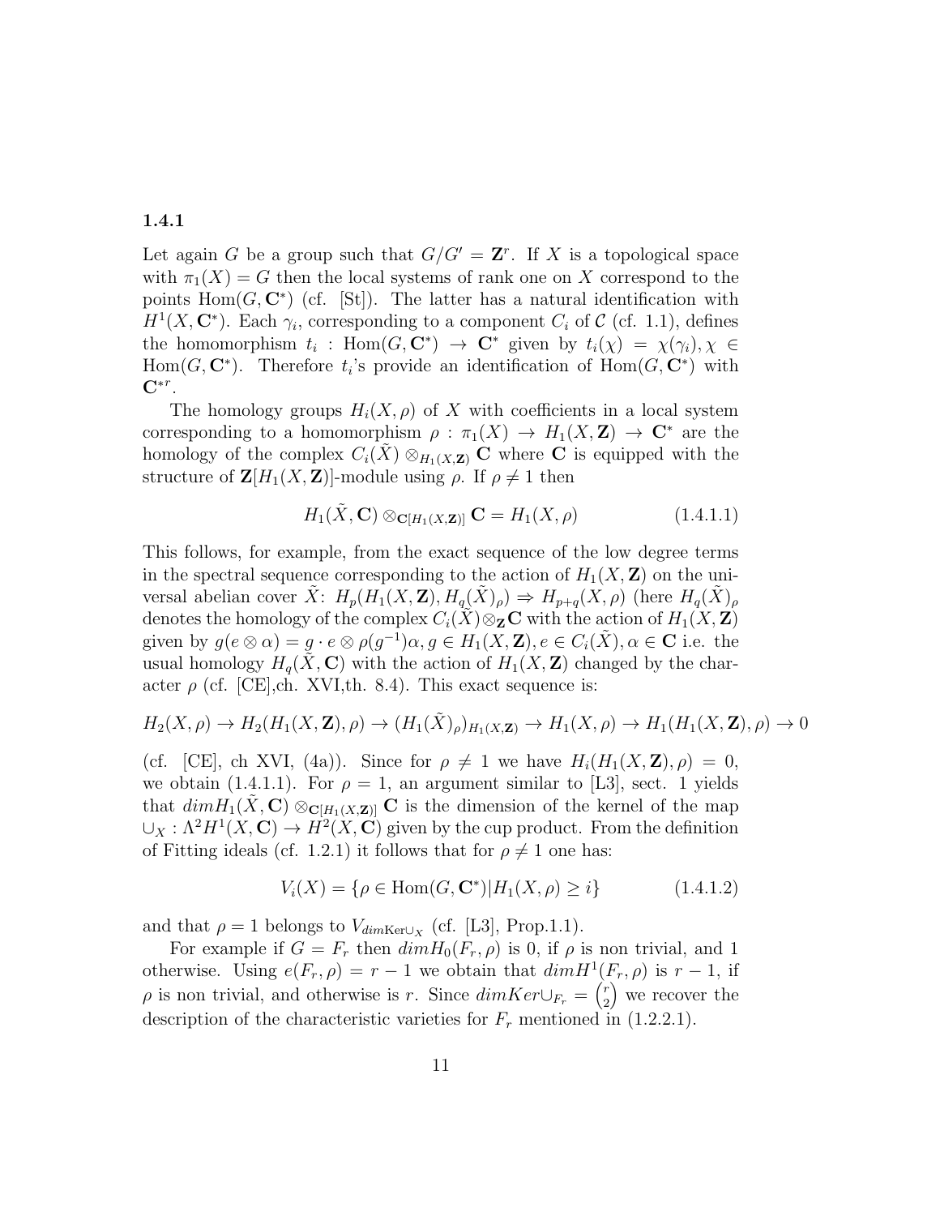### 1.4.1

Let again $G$ be a group such that $G/G' = \mathbf{Z}^r$. If $X$ is a topological space with $\pi_1(X) = G$ then the local systems of rank one on $X$ correspond to the points $\mathrm{Hom}(G, \mathbf{C}^*)$ (cf. [St]). The latter has a natural identification with $H^1(X, \mathbf{C}^*)$. Each $\gamma_i$, corresponding to a component $C_i$ of $\mathcal{C}$ (cf. 1.1), defines the homomorphism $t_i : \mathrm{Hom}(G, \mathbf{C}^*) \to \mathbf{C}^*$ given by $t_i(\chi) = \chi(\gamma_i), \chi \in \mathrm{Hom}(G, \mathbf{C}^*)$. Therefore $t_i$'s provide an identification of $\mathrm{Hom}(G, \mathbf{C}^*)$ with $\mathbf{C}^{*r}$.

The homology groups $H_i(X, \rho)$ of $X$ with coefficients in a local system corresponding to a homomorphism $\rho : \pi_1(X) \to H_1(X, \mathbf{Z}) \to \mathbf{C}^*$ are the homology of the complex $C_i(\tilde{X}) \otimes_{H_1(X,\mathbf{Z})} \mathbf{C}$ where $\mathbf{C}$ is equipped with the structure of $\mathbf{Z}[H_1(X, \mathbf{Z})]$-module using $\rho$. If $\rho \neq 1$ then

$$H_1(\tilde{X}, \mathbf{C}) \otimes_{\mathbf{C}[H_1(X,\mathbf{Z})]} \mathbf{C} = H_1(X, \rho) \tag{1.4.1.1}$$

This follows, for example, from the exact sequence of the low degree terms in the spectral sequence corresponding to the action of $H_1(X, \mathbf{Z})$ on the universal abelian cover $\tilde{X}$: $H_p(H_1(X, \mathbf{Z}), H_q(\tilde{X})_\rho) \Rightarrow H_{p+q}(X, \rho)$ (here $H_q(\tilde{X})_\rho$ denotes the homology of the complex $C_i(\tilde{X}) \otimes_{\mathbf{Z}} \mathbf{C}$ with the action of $H_1(X, \mathbf{Z})$ given by $g(e \otimes \alpha) = g \cdot e \otimes \rho(g^{-1})\alpha, g \in H_1(X, \mathbf{Z}), e \in C_i(\tilde{X}), \alpha \in \mathbf{C}$ i.e. the usual homology $H_q(\tilde{X}, \mathbf{C})$ with the action of $H_1(X, \mathbf{Z})$ changed by the character $\rho$ (cf. [CE],ch. XVI,th. 8.4). This exact sequence is:

$$H_2(X, \rho) \to H_2(H_1(X, \mathbf{Z}), \rho) \to (H_1(\tilde{X})_\rho)_{H_1(X,\mathbf{Z})} \to H_1(X, \rho) \to H_1(H_1(X, \mathbf{Z}), \rho) \to 0$$

(cf. [CE], ch XVI, (4a)). Since for $\rho \neq 1$ we have $H_i(H_1(X, \mathbf{Z}), \rho) = 0$, we obtain (1.4.1.1). For $\rho = 1$, an argument similar to [L3], sect. 1 yields that $dim H_1(\tilde{X}, \mathbf{C}) \otimes_{\mathbf{C}[H_1(X,\mathbf{Z})]} \mathbf{C}$ is the dimension of the kernel of the map $\cup_X : \Lambda^2 H^1(X, \mathbf{C}) \to H^2(X, \mathbf{C})$ given by the cup product. From the definition of Fitting ideals (cf. 1.2.1) it follows that for $\rho \neq 1$ one has:

$$V_i(X) = \{\rho \in \mathrm{Hom}(G, \mathbf{C}^*) | H_1(X, \rho) \geq i\} \tag{1.4.1.2}$$

and that $\rho = 1$ belongs to $V_{dim \mathrm{Ker} \cup_X}$ (cf. [L3], Prop.1.1).

For example if $G = F_r$ then $dim H_0(F_r, \rho)$ is 0, if $\rho$ is non trivial, and 1 otherwise. Using $e(F_r, \rho) = r - 1$ we obtain that $dim H^1(F_r, \rho)$ is $r - 1$, if $\rho$ is non trivial, and otherwise is $r$. Since $dim Ker \cup_{F_r} = \binom{r}{2}$ we recover the description of the characteristic varieties for $F_r$ mentioned in (1.2.2.1).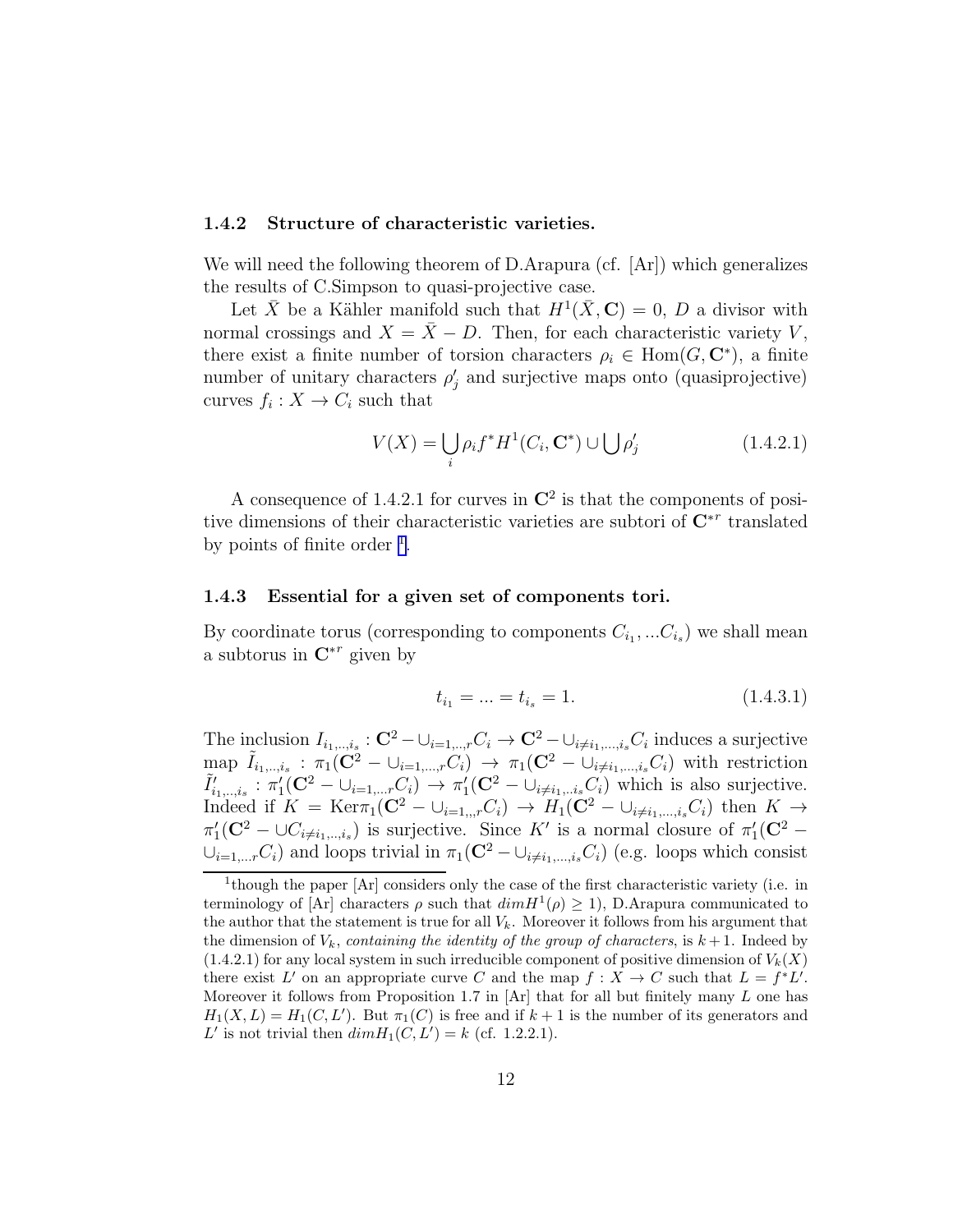### 1.4.2 Structure of characteristic varieties.

We will need the following theorem of D.Arapura (cf. [Ar]) which generalizes the results of C.Simpson to quasi-projective case.

Let $\bar{X}$ be a Kähler manifold such that $H^1(\bar{X}, \mathbf{C}) = 0$, $D$ a divisor with normal crossings and $X = \bar{X} - D$. Then, for each characteristic variety $V$, there exist a finite number of torsion characters $\rho_i \in \mathrm{Hom}(G, \mathbf{C}^*)$, a finite number of unitary characters $\rho'_j$ and surjective maps onto (quasiprojective) curves $f_i : X \to C_i$ such that

$$V(X) = \bigcup_i \rho_i f^* H^1(C_i, \mathbf{C}^*) \cup \bigcup \rho'_j \tag{1.4.2.1}$$

A consequence of 1.4.2.1 for curves in $\mathbf{C}^2$ is that the components of positive dimensions of their characteristic varieties are subtori of $\mathbf{C}^{*r}$ translated by points of finite order [1].

### 1.4.3 Essential for a given set of components tori.

By coordinate torus (corresponding to components $C_{i_1}, ...C_{i_s}$) we shall mean a subtorus in $\mathbf{C}^{*r}$ given by

$$t_{i_1} = ... = t_{i_s} = 1. \tag{1.4.3.1}$$

The inclusion $I_{i_1,..,i_s} : \mathbf{C}^2 - \cup_{i=1,..,r} C_i \to \mathbf{C}^2 - \cup_{i \neq i_1,...,i_s} C_i$ induces a surjective map $\tilde{I}_{i_1,..,i_s} : \pi_1(\mathbf{C}^2 - \cup_{i=1,...,r} C_i) \to \pi_1(\mathbf{C}^2 - \cup_{i \neq i_1,...,i_s} C_i)$ with restriction $\tilde{I}'_{i_1,..,i_s} : \pi'_1(\mathbf{C}^2 - \cup_{i=1,...r} C_i) \to \pi'_1(\mathbf{C}^2 - \cup_{i \neq i_1,..i_s} C_i)$ which is also surjective. Indeed if $K = \mathrm{Ker}\pi_1(\mathbf{C}^2 - \cup_{i=1,,,r} C_i) \to H_1(\mathbf{C}^2 - \cup_{i \neq i_1,...,i_s} C_i)$ then $K \to \pi'_1(\mathbf{C}^2 - \cup C_{i \neq i_1,..,i_s})$ is surjective. Since $K'$ is a normal closure of $\pi'_1(\mathbf{C}^2 - \cup_{i=1,...r} C_i)$ and loops trivial in $\pi_1(\mathbf{C}^2 - \cup_{i \neq i_1,...,i_s} C_i)$ (e.g. loops which consist

[1] though the paper [Ar] considers only the case of the first characteristic variety (i.e. in terminology of [Ar] characters $\rho$ such that $dim H^1(\rho) \geq 1$), D.Arapura communicated to the author that the statement is true for all $V_k$. Moreover it follows from his argument that the dimension of $V_k$, *containing the identity of the group of characters*, is $k+1$. Indeed by (1.4.2.1) for any local system in such irreducible component of positive dimension of $V_k(X)$ there exist $L'$ on an appropriate curve $C$ and the map $f : X \to C$ such that $L = f^* L'$. Moreover it follows from Proposition 1.7 in [Ar] that for all but finitely many $L$ one has $H_1(X, L) = H_1(C, L')$. But $\pi_1(C)$ is free and if $k+1$ is the number of its generators and $L'$ is not trivial then $dim H_1(C, L') = k$ (cf. 1.2.2.1).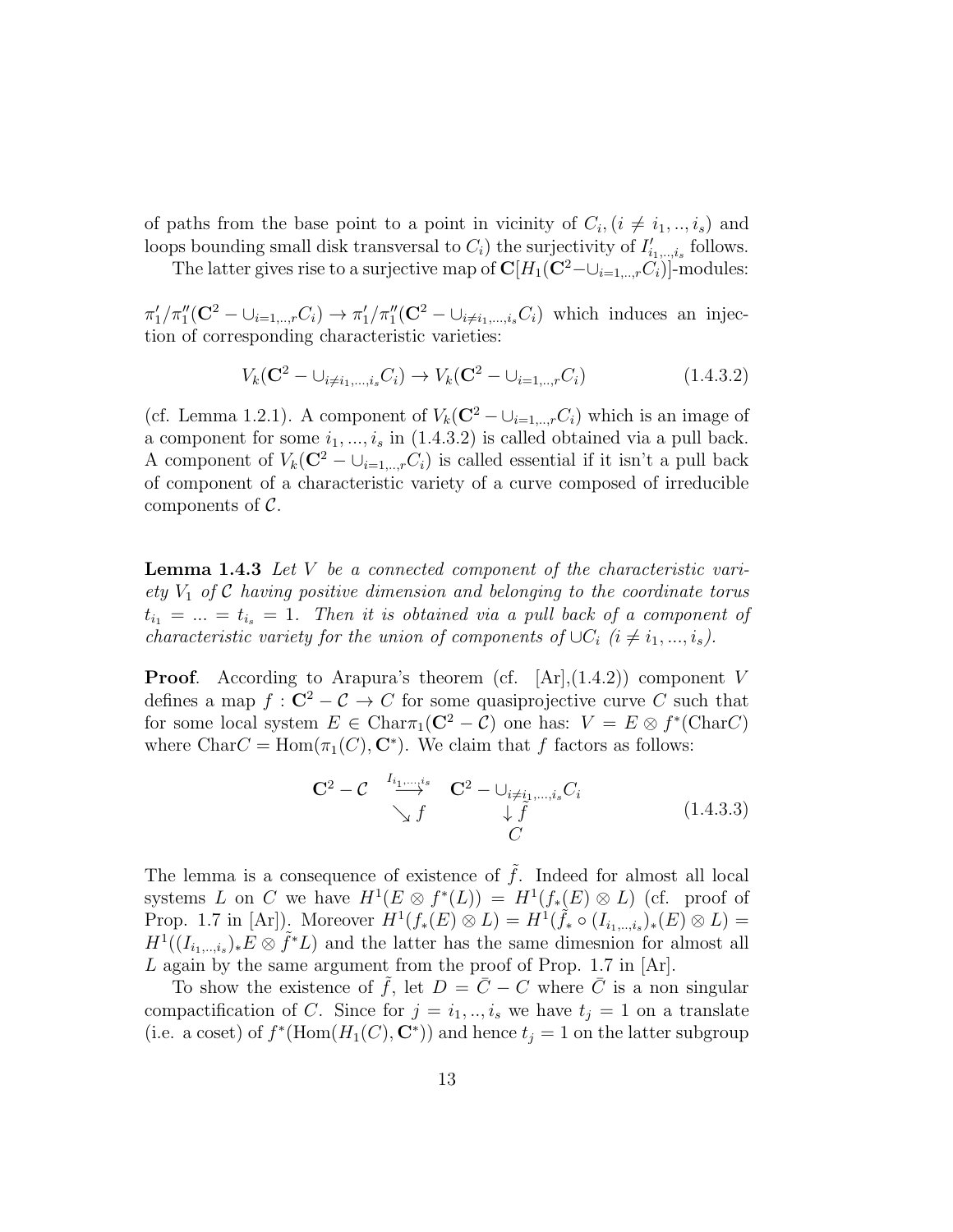of paths from the base point to a point in vicinity of $C_i, (i \ne i_1, .., i_s)$ and loops bounding small disk transversal to $C_i$) the surjectivity of $I'_{i_1,..,i_s}$ follows.

The latter gives rise to a surjective map of $\mathbf{C}[H_1(\mathbf{C}^2 - \cup_{i=1,..,r} C_i)]$-modules:

$\pi_1'/\pi_1''(\mathbf{C}^2 - \cup_{i=1,..,r} C_i) \to \pi_1'/\pi_1''(\mathbf{C}^2 - \cup_{i \ne i_1,...,i_s} C_i)$ which induces an injection of corresponding characteristic varieties:

$$V_k(\mathbf{C}^2 - \cup_{i \ne i_1,...,i_s} C_i) \to V_k(\mathbf{C}^2 - \cup_{i=1,..,r} C_i) \qquad (1.4.3.2)$$

(cf. Lemma 1.2.1). A component of $V_k(\mathbf{C}^2 - \cup_{i=1,..,r} C_i)$ which is an image of a component for some $i_1, ..., i_s$ in (1.4.3.2) is called obtained via a pull back. A component of $V_k(\mathbf{C}^2 - \cup_{i=1,..,r} C_i)$ is called essential if it isn't a pull back of component of a characteristic variety of a curve composed of irreducible components of $\mathcal{C}$.

**Lemma 1.4.3** *Let $V$ be a connected component of the characteristic variety $V_1$ of $\mathcal{C}$ having positive dimension and belonging to the coordinate torus $t_{i_1} = ... = t_{i_s} = 1$. Then it is obtained via a pull back of a component of characteristic variety for the union of components of $\cup C_i$ $(i \ne i_1, ..., i_s)$.*

**Proof**. According to Arapura's theorem (cf. [Ar],(1.4.2)) component $V$ defines a map $f : \mathbf{C}^2 - \mathcal{C} \to C$ for some quasiprojective curve $C$ such that for some local system $E \in \mathrm{Char}\pi_1(\mathbf{C}^2 - \mathcal{C})$ one has: $V = E \otimes f^*(\mathrm{Char}C)$ where $\mathrm{Char}C = \mathrm{Hom}(\pi_1(C), \mathbf{C}^*)$. We claim that $f$ factors as follows:

$$\begin{array}{ccc} \mathbf{C}^2 - \mathcal{C} & \stackrel{I_{i_1,...,i_s}}{\longrightarrow} & \mathbf{C}^2 - \cup_{i \ne i_1,...,i_s} C_i \\ & \searrow f & \downarrow \tilde{f} \\ & & C \end{array} \qquad (1.4.3.3)$$

The lemma is a consequence of existence of $\tilde{f}$. Indeed for almost all local systems $L$ on $C$ we have $H^1(E \otimes f^*(L)) = H^1(f_*(E) \otimes L)$ (cf. proof of Prop. 1.7 in [Ar]). Moreover $H^1(f_*(E) \otimes L) = H^1(\tilde{f}_* \circ (I_{i_1,..,i_s})_*(E) \otimes L) = H^1((I_{i_1,..,i_s})_* E \otimes \tilde{f}^* L)$ and the latter has the same dimesnion for almost all $L$ again by the same argument from the proof of Prop. 1.7 in [Ar].

To show the existence of $\tilde{f}$, let $D = \bar{C} - C$ where $\bar{C}$ is a non singular compactification of $C$. Since for $j = i_1, .., i_s$ we have $t_j = 1$ on a translate (i.e. a coset) of $f^*(\mathrm{Hom}(H_1(C), \mathbf{C}^*))$ and hence $t_j = 1$ on the latter subgroup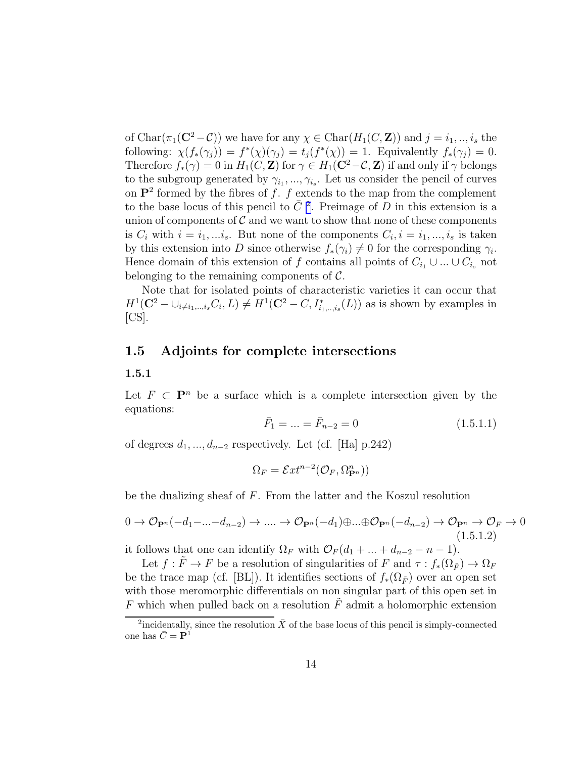of $\mathrm{Char}(\pi_1(\mathbf{C}^2 - \mathcal{C}))$ we have for any $\chi \in \mathrm{Char}(H_1(C, \mathbf{Z}))$ and $j = i_1, .., i_s$ the following: $\chi(f_*(\gamma_j)) = f^*(\chi)(\gamma_j) = t_j(f^*(\chi)) = 1$. Equivalently $f_*(\gamma_j) = 0$. Therefore $f_*(\gamma) = 0$ in $H_1(C, \mathbf{Z})$ for $\gamma \in H_1(\mathbf{C}^2 - \mathcal{C}, \mathbf{Z})$ if and only if $\gamma$ belongs to the subgroup generated by $\gamma_{i_1}, ..., \gamma_{i_s}$. Let us consider the pencil of curves on $\mathbf{P}^2$ formed by the fibres of $f$. $f$ extends to the map from the complement to the base locus of this pencil to $\bar{C}$ [2]. Preimage of $D$ in this extension is a union of components of $\mathcal{C}$ and we want to show that none of these components is $C_i$ with $i = i_1, ...i_s$. But none of the components $C_i, i = i_1, ..., i_s$ is taken by this extension into $D$ since otherwise $f_*(\gamma_i) \neq 0$ for the corresponding $\gamma_i$. Hence domain of this extension of $f$ contains all points of $C_{i_1} \cup ... \cup C_{i_s}$ not belonging to the remaining components of $\mathcal{C}$.

Note that for isolated points of characteristic varieties it can occur that $H^1(\mathbf{C}^2 - \cup_{i \neq i_1,..,i_s} C_i, L) \neq H^1(\mathbf{C}^2 - C, I^*_{i_1,..,i_s}(L))$ as is shown by examples in [CS].

## 1.5 Adjoints for complete intersections

### 1.5.1

Let $F \subset \mathbf{P}^n$ be a surface which is a complete intersection given by the equations:

$$\bar{F}_1 = ... = \bar{F}_{n-2} = 0 \tag{1.5.1.1}$$

of degrees $d_1, ..., d_{n-2}$ respectively. Let (cf. [Ha] p.242)

$$\Omega_F = \mathcal{E}xt^{n-2}(\mathcal{O}_F, \Omega^n_{\mathbf{P}^n}))$$

be the dualizing sheaf of $F$. From the latter and the Koszul resolution

$$0 \to \mathcal{O}_{\mathbf{P}^n}(-d_1 - ... - d_{n-2}) \to .... \to \mathcal{O}_{\mathbf{P}^n}(-d_1) \oplus ... \oplus \mathcal{O}_{\mathbf{P}^n}(-d_{n-2}) \to \mathcal{O}_{\mathbf{P}^n} \to \mathcal{O}_F \to 0 \tag{1.5.1.2}$$

it follows that one can identify $\Omega_F$ with $\mathcal{O}_F(d_1 + ... + d_{n-2} - n - 1)$.

Let $f : \tilde{F} \to F$ be a resolution of singularities of $F$ and $\tau : f_*(\Omega_{\tilde{F}}) \to \Omega_F$ be the trace map (cf. [BL]). It identifies sections of $f_*(\Omega_{\tilde{F}})$ over an open set with those meromorphic differentials on non singular part of this open set in $F$ which when pulled back on a resolution $\tilde{F}$ admit a holomorphic extension

[2] incidentally, since the resolution $\bar{X}$ of the base locus of this pencil is simply-connected one has $\bar{C} = \mathbf{P}^1$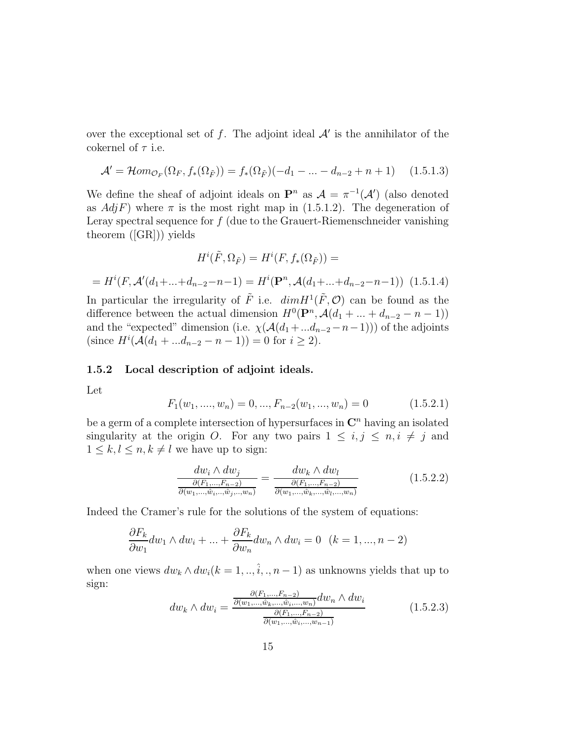over the exceptional set of $f$. The adjoint ideal $\mathcal{A}'$ is the annihilator of the cokernel of $\tau$ i.e.

$$\mathcal{A}' = \mathcal{H}om_{\mathcal{O}_F}(\Omega_F, f_*(\Omega_{\tilde{F}})) = f_*(\Omega_{\tilde{F}})(-d_1 - ... - d_{n-2} + n + 1) \quad (1.5.1.3)$$

We define the sheaf of adjoint ideals on $\mathbf{P}^n$ as $\mathcal{A} = \pi^{-1}(\mathcal{A}')$ (also denoted as $AdjF$) where $\pi$ is the most right map in (1.5.1.2). The degeneration of Leray spectral sequence for $f$ (due to the Grauert-Riemenschneider vanishing theorem ([GR])) yields

$$H^i(\tilde{F}, \Omega_{\tilde{F}}) = H^i(F, f_*(\Omega_{\tilde{F}})) =$$

$$= H^i(F, \mathcal{A}'(d_1 + ... + d_{n-2} - n - 1) = H^i(\mathbf{P}^n, \mathcal{A}(d_1 + ... + d_{n-2} - n - 1)) \quad (1.5.1.4)$$

In particular the irregularity of $\tilde{F}$ i.e. $dim H^1(\tilde{F}, \mathcal{O})$ can be found as the difference between the actual dimension $H^0(\mathbf{P}^n, \mathcal{A}(d_1 + ... + d_{n-2} - n - 1))$ and the "expected" dimension (i.e. $\chi(\mathcal{A}(d_1 + ... d_{n-2} - n - 1))$) of the adjoints (since $H^i(\mathcal{A}(d_1 + ... d_{n-2} - n - 1)) = 0$ for $i \geq 2$).

### 1.5.2 Local description of adjoint ideals.

Let

$$F_1(w_1, ...., w_n) = 0, ..., F_{n-2}(w_1, ..., w_n) = 0 \quad (1.5.2.1)$$

be a germ of a complete intersection of hypersurfaces in $\mathbf{C}^n$ having an isolated singularity at the origin $O$. For any two pairs $1 \leq i, j \leq n, i \neq j$ and $1 \leq k, l \leq n, k \neq l$ we have up to sign:

$$\frac{dw_i \wedge dw_j}{\frac{\partial(F_1, ..., F_{n-2})}{\partial(w_1, ..., \hat{w}_i, .., \hat{w}_j, .., w_n)}} = \frac{dw_k \wedge dw_l}{\frac{\partial(F_1, ..., F_{n-2})}{\partial(w_1, ..., \hat{w}_k, ..., \hat{w}_l, ..., w_n)}} \quad (1.5.2.2)$$

Indeed the Cramer's rule for the solutions of the system of equations:

$$\frac{\partial F_k}{\partial w_1} dw_1 \wedge dw_i + ... + \frac{\partial F_k}{\partial w_n} dw_n \wedge dw_i = 0 \quad (k = 1, ..., n-2)$$

when one views $dw_k \wedge dw_i (k = 1, .., \hat{i}, ., n-1)$ as unknowns yields that up to sign:

$$dw_k \wedge dw_i = \frac{\frac{\partial(F_1, ..., F_{n-2})}{\partial(w_1, ..., \hat{w}_k, ..., \hat{w}_i, ..., w_n)} dw_n \wedge dw_i}{\frac{\partial(F_1, ..., F_{n-2})}{\partial(w_1, ..., \hat{w}_i, ..., w_{n-1})}} \quad (1.5.2.3)$$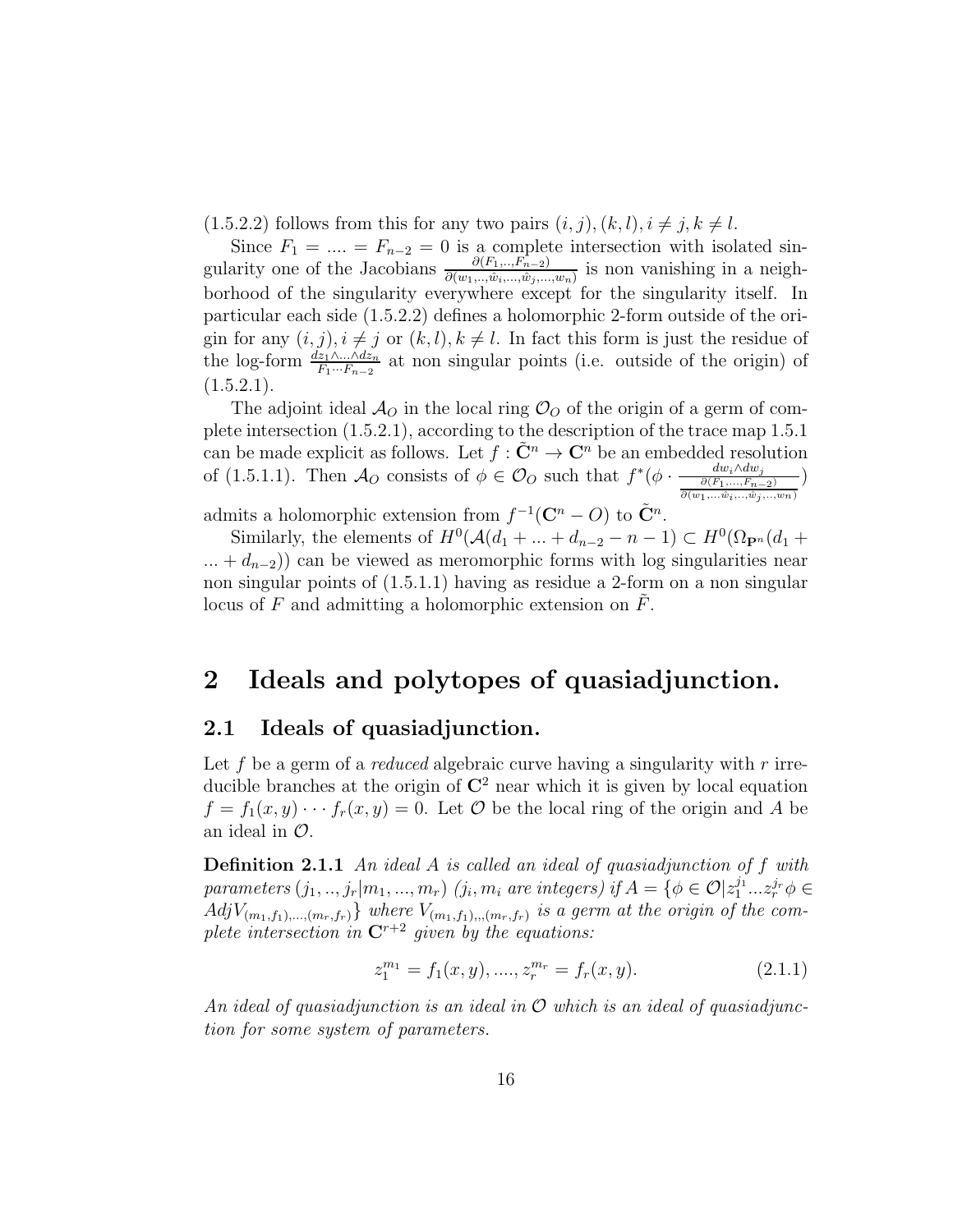(1.5.2.2) follows from this for any two pairs $(i,j),(k,l), i \neq j, k \neq l$.

Since $F_1 = .... = F_{n-2} = 0$ is a complete intersection with isolated singularity one of the Jacobians $\frac{\partial(F_1,..,F_{n-2})}{\partial(w_1,..,\hat{w}_i,...,\hat{w}_j,...,w_n)}$ is non vanishing in a neighborhood of the singularity everywhere except for the singularity itself. In particular each side (1.5.2.2) defines a holomorphic 2-form outside of the origin for any $(i,j), i \neq j$ or $(k,l), k \neq l$. In fact this form is just the residue of the log-form $\frac{dz_1 \wedge ... \wedge dz_n}{F_1 \cdots F_{n-2}}$ at non singular points (i.e. outside of the origin) of (1.5.2.1).

The adjoint ideal $\mathcal{A}_O$ in the local ring $\mathcal{O}_O$ of the origin of a germ of complete intersection (1.5.2.1), according to the description of the trace map 1.5.1 can be made explicit as follows. Let $f : \tilde{\mathbf{C}}^n \to \mathbf{C}^n$ be an embedded resolution of (1.5.1.1). Then $\mathcal{A}_O$ consists of $\phi \in \mathcal{O}_O$ such that $f^*(\phi \cdot \frac{dw_i \wedge dw_j}{\frac{\partial(F_1,...,F_{n-2})}{\partial(w_1,...\hat{w}_i,..,\hat{w}_j,..,w_n)}})$ admits a holomorphic extension from $f^{-1}(\mathbf{C}^n - O)$ to $\tilde{\mathbf{C}}^n$.

Similarly, the elements of $H^0(\mathcal{A}(d_1 + ... + d_{n-2} - n - 1) \subset H^0(\Omega_{\mathbf{P}^n}(d_1 + ... + d_{n-2}))$ can be viewed as meromorphic forms with log singularities near non singular points of (1.5.1.1) having as residue a 2-form on a non singular locus of $F$ and admitting a holomorphic extension on $\tilde{F}$.

# 2 Ideals and polytopes of quasiadjunction.

## 2.1 Ideals of quasiadjunction.

Let $f$ be a germ of a *reduced* algebraic curve having a singularity with $r$ irreducible branches at the origin of $\mathbf{C}^2$ near which it is given by local equation $f = f_1(x,y) \cdots f_r(x,y) = 0$. Let $\mathcal{O}$ be the local ring of the origin and $A$ be an ideal in $\mathcal{O}$.

**Definition 2.1.1** *An ideal $A$ is called an ideal of quasiadjunction of $f$ with parameters $(j_1,..,j_r|m_1,...,m_r)$ ($j_i, m_i$ are integers) if $A = \{\phi \in \mathcal{O} | z_1^{j_1}...z_r^{j_r}\phi \in AdjV_{(m_1,f_1),...,(m_r,f_r)}\}$ where $V_{(m_1,f_1),,,(m_r,f_r)}$ is a germ at the origin of the complete intersection in $\mathbf{C}^{r+2}$ given by the equations:*

$$z_1^{m_1} = f_1(x,y), ...., z_r^{m_r} = f_r(x,y). \tag{2.1.1}$$

*An ideal of quasiadjunction is an ideal in $\mathcal{O}$ which is an ideal of quasiadjunction for some system of parameters.*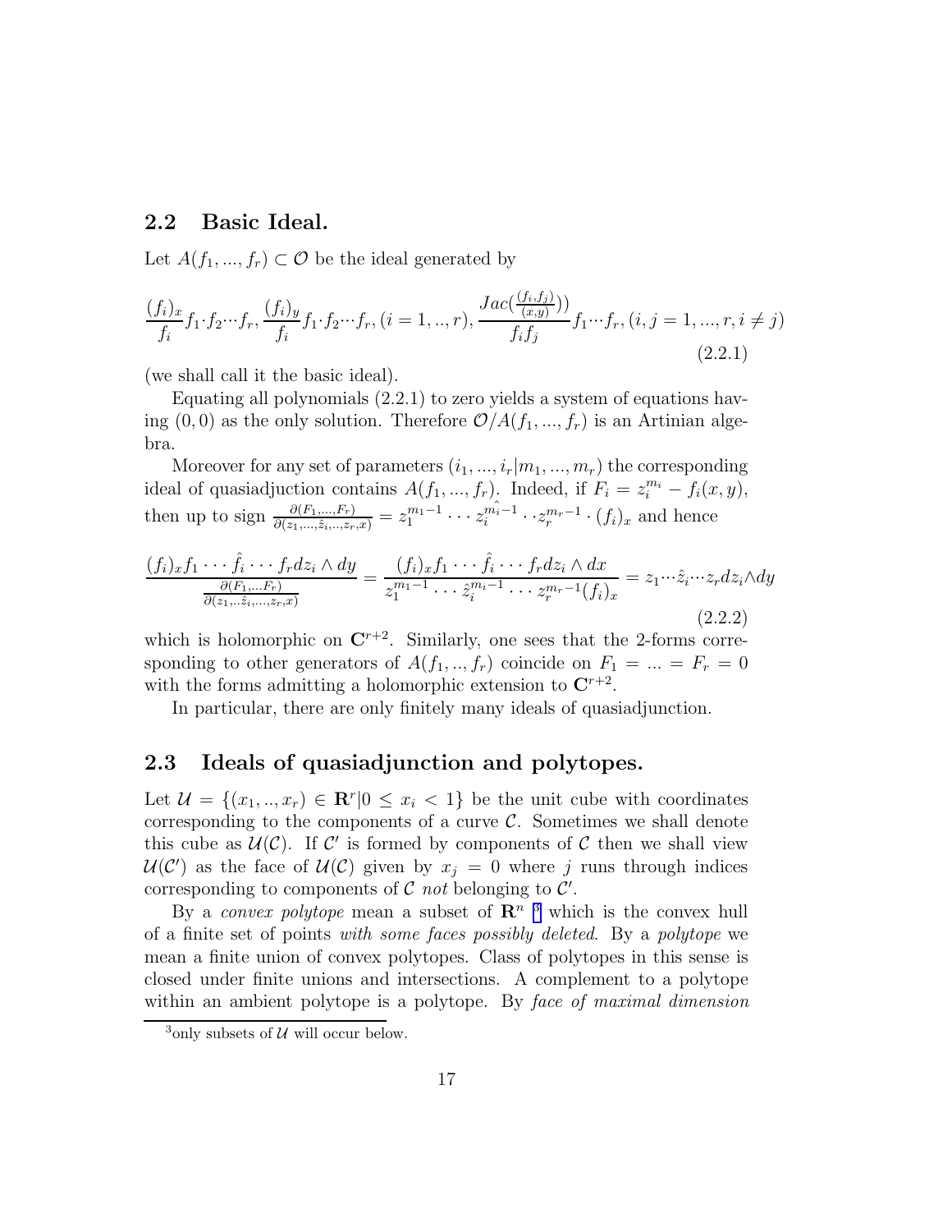## 2.2 Basic Ideal.

Let $A(f_1,...,f_r) \subset \mathcal{O}$ be the ideal generated by

$$\frac{(f_i)_x}{f_i} f_1 \cdot f_2 \cdots f_r, \frac{(f_i)_y}{f_i} f_1 \cdot f_2 \cdots f_r, (i=1,..,r), \frac{Jac(\frac{(f_i,f_j)}{(x,y)}))}{f_i f_j} f_1 \cdots f_r, (i,j=1,...,r, i \ne j) \tag{2.2.1}$$

(we shall call it the basic ideal).

Equating all polynomials (2.2.1) to zero yields a system of equations having $(0,0)$ as the only solution. Therefore $\mathcal{O}/A(f_1,...,f_r)$ is an Artinian algebra.

Moreover for any set of parameters $(i_1,...,i_r|m_1,...,m_r)$ the corresponding ideal of quasiadjuction contains $A(f_1,...,f_r)$. Indeed, if $F_i = z_i^{m_i} - f_i(x,y)$, then up to sign $\frac{\partial(F_1,...,F_r)}{\partial(z_1,...,\hat{z}_i,..,z_r,x)} = z_1^{m_1-1} \cdots \widehat{z_i^{m_i-1}} \cdot \cdot z_r^{m_r-1} \cdot (f_i)_x$ and hence

$$\frac{(f_i)_x f_1 \cdots \hat{f_i} \cdots f_r dz_i \wedge dy}{\frac{\partial(F_1,...F_r)}{\partial(z_1,..\hat{z}_i,...,z_r,x)}} = \frac{(f_i)_x f_1 \cdots \hat{f_i} \cdots f_r dz_i \wedge dx}{z_1^{m_1-1} \cdots \hat{z}_i^{m_i-1} \cdots z_r^{m_r-1} (f_i)_x} = z_1 \cdots \hat{z}_i \cdots z_r dz_i \wedge dy \tag{2.2.2}$$

which is holomorphic on $\mathbf{C}^{r+2}$. Similarly, one sees that the 2-forms corresponding to other generators of $A(f_1,..,f_r)$ coincide on $F_1 = ... = F_r = 0$ with the forms admitting a holomorphic extension to $\mathbf{C}^{r+2}$.

In particular, there are only finitely many ideals of quasiadjunction.

## 2.3 Ideals of quasiadjunction and polytopes.

Let $\mathcal{U} = \{(x_1,..,x_r) \in \mathbf{R}^r | 0 \le x_i < 1\}$ be the unit cube with coordinates corresponding to the components of a curve $\mathcal{C}$. Sometimes we shall denote this cube as $\mathcal{U}(\mathcal{C})$. If $\mathcal{C}'$ is formed by components of $\mathcal{C}$ then we shall view $\mathcal{U}(\mathcal{C}')$ as the face of $\mathcal{U}(\mathcal{C})$ given by $x_j = 0$ where $j$ runs through indices corresponding to components of $\mathcal{C}$ *not* belonging to $\mathcal{C}'$.

By a *convex polytope* mean a subset of $\mathbf{R}^n$ [3] which is the convex hull of a finite set of points *with some faces possibly deleted*. By a *polytope* we mean a finite union of convex polytopes. Class of polytopes in this sense is closed under finite unions and intersections. A complement to a polytope within an ambient polytope is a polytope. By *face of maximal dimension*

[3] only subsets of $\mathcal{U}$ will occur below.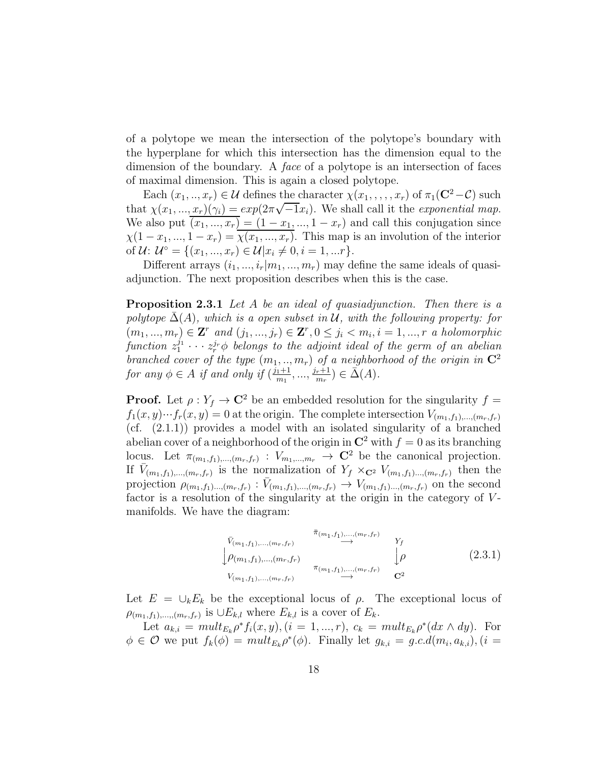of a polytope we mean the intersection of the polytope's boundary with the hyperplane for which this intersection has the dimension equal to the dimension of the boundary. A *face* of a polytope is an intersection of faces of maximal dimension. This is again a closed polytope.

Each $(x_1,..,x_r) \in \mathcal{U}$ defines the character $\chi(x_1,,,,,x_r)$ of $\pi_1(\mathbf{C}^2 - \mathcal{C})$ such that $\chi(x_1,...,x_r)(\gamma_i) = exp(2\pi\sqrt{-1}x_i)$. We shall call it the *exponential map.* We also put $\overline{(x_1,...,x_r)} = (1-x_1,...,1-x_r)$ and call this conjugation since $\chi(1-x_1,...,1-x_r) = \overline{\chi(x_1,...,x_r)}$. This map is an involution of the interior of $\mathcal{U}$: $\mathcal{U}^\circ = \{(x_1,...,x_r) \in \mathcal{U} | x_i \neq 0, i = 1,...r\}$.

Different arrays $(i_1,...,i_r|m_1,...,m_r)$ may define the same ideals of quasiadjunction. The next proposition describes when this is the case.

**Proposition 2.3.1** *Let $A$ be an ideal of quasiadjunction. Then there is a polytope $\bar{\Delta}(A)$, which is a open subset in $\mathcal{U}$, with the following property: for $(m_1,...,m_r) \in \mathbf{Z}^r$ and $(j_1,...,j_r) \in \mathbf{Z}^r, 0 \le j_i < m_i, i = 1,...,r$ a holomorphic function $z_1^{j_1} \cdots z_r^{j_r}\phi$ belongs to the adjoint ideal of the germ of an abelian branched cover of the type $(m_1,..,m_r)$ of a neighborhood of the origin in $\mathbf{C}^2$ for any $\phi \in A$ if and only if $(\frac{j_1+1}{m_1},...,\frac{j_r+1}{m_r}) \in \bar{\Delta}(A)$.*

**Proof.** Let $\rho : Y_f \to \mathbf{C}^2$ be an embedded resolution for the singularity $f = f_1(x,y) \cdots f_r(x,y) = 0$ at the origin. The complete intersection $V_{(m_1,f_1),...,(m_r,f_r)}$ (cf. (2.1.1)) provides a model with an isolated singularity of a branched abelian cover of a neighborhood of the origin in $\mathbf{C}^2$ with $f = 0$ as its branching locus. Let $\pi_{(m_1,f_1),...,(m_r,f_r)} : V_{m_1,...,m_r} \to \mathbf{C}^2$ be the canonical projection. If $\bar{V}_{(m_1,f_1),...,(m_r,f_r)}$ is the normalization of $Y_f \times_{\mathbf{C}^2} V_{(m_1,f_1)...,(m_r,f_r)}$ then the projection $\rho_{(m_1,f_1)...,(m_r,f_r)} : \bar{V}_{(m_1,f_1),...,(m_r,f_r)} \to V_{(m_1,f_1)...,(m_r,f_r)}$ on the second factor is a resolution of the singularity at the origin in the category of $V$-manifolds. We have the diagram:

$$\begin{array}{ccc} \bar{V}_{(m_1,f_1),...,(m_r,f_r)} & \stackrel{\bar{\pi}_{(m_1,f_1),...,(m_r,f_r)}}{\longrightarrow} & Y_f \\ \downarrow \rho_{(m_1,f_1),...,(m_r,f_r)} & & \downarrow \rho \\ V_{(m_1,f_1),...,(m_r,f_r)} & \stackrel{\pi_{(m_1,f_1),...,(m_r,f_r)}}{\longrightarrow} & \mathbf{C}^2 \end{array} \qquad (2.3.1)$$

Let $E = \cup_k E_k$ be the exceptional locus of $\rho$. The exceptional locus of $\rho_{(m_1,f_1),...,(m_r,f_r)}$ is $\cup E_{k,l}$ where $E_{k,l}$ is a cover of $E_k$.

Let $a_{k,i} = mult_{E_k}\rho^* f_i(x,y), (i = 1,...,r)$, $c_k = mult_{E_k}\rho^*(dx \wedge dy)$. For $\phi \in \mathcal{O}$ we put $f_k(\phi) = mult_{E_k}\rho^*(\phi)$. Finally let $g_{k,i} = g.c.d(m_i, a_{k,i}), (i =$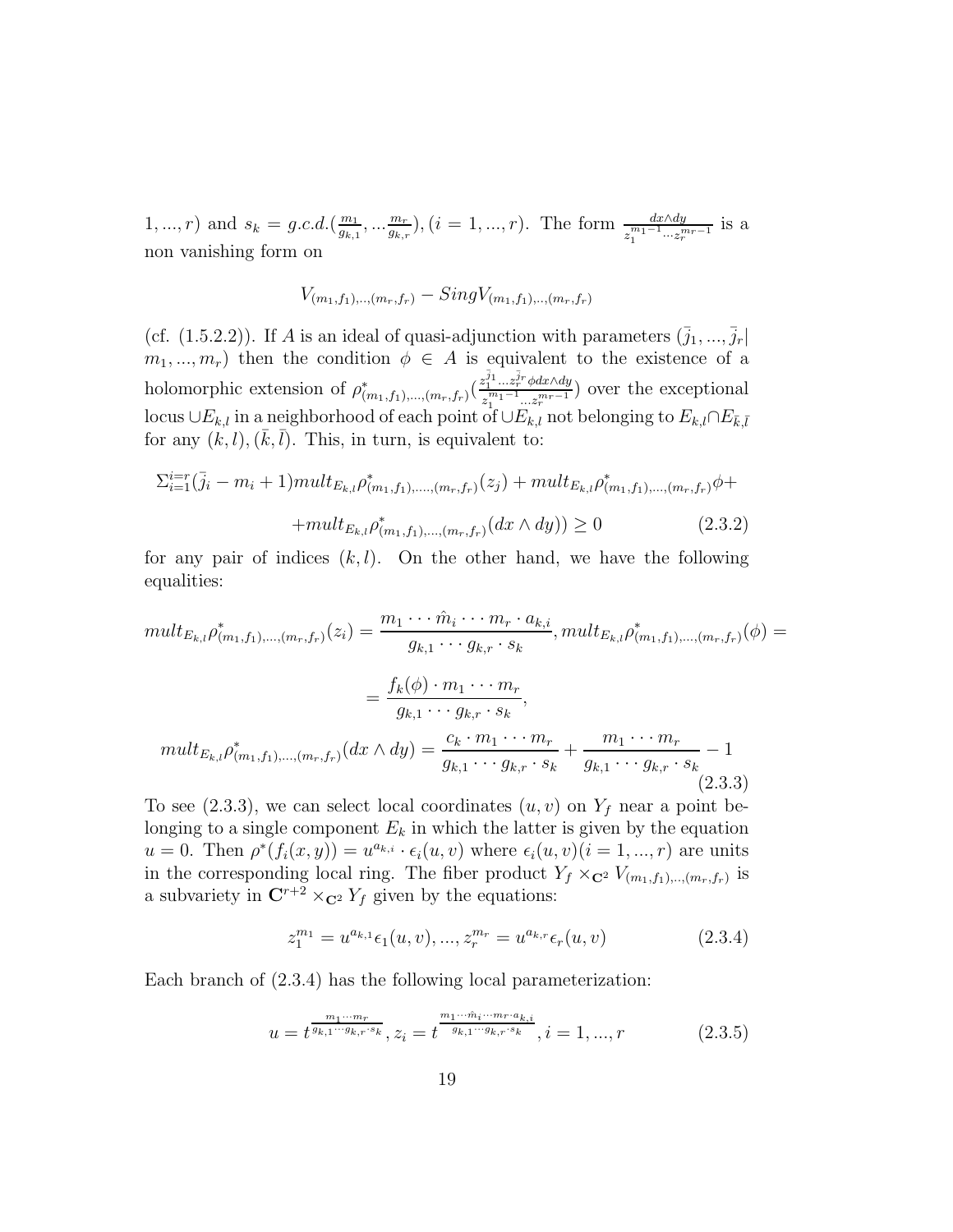$1,...,r)$ and $s_k = g.c.d.(\frac{m_1}{g_{k,1}},...\frac{m_r}{g_{k,r}}),(i=1,...,r)$. The form $\frac{dx \wedge dy}{z_1^{m_1-1}\cdots z_r^{m_r-1}}$ is a non vanishing form on

$$V_{(m_1,f_1),..,(m_r,f_r)} - SingV_{(m_1,f_1),..,(m_r,f_r)}$$

(cf. (1.5.2.2)). If $A$ is an ideal of quasi-adjunction with parameters $(\bar{j}_1,...,\bar{j}_r| m_1,...,m_r)$ then the condition $\phi \in A$ is equivalent to the existence of a holomorphic extension of $\rho^*_{(m_1,f_1),...,(m_r,f_r)}(\frac{z_1^{\bar{j}_1}...z_r^{\bar{j}_r}\phi dx\wedge dy}{z_1^{m_1-1}...z_r^{m_r-1}})$ over the exceptional locus $\cup E_{k,l}$ in a neighborhood of each point of $\cup E_{k,l}$ not belonging to $E_{k,l}\cap E_{\bar{k},\bar{l}}$ for any $(k,l),(\bar{k},\bar{l})$. This, in turn, is equivalent to:

$$\Sigma_{i=1}^{i=r}(\bar{j}_i - m_i + 1)mult_{E_{k,l}}\rho^*_{(m_1,f_1),....,(m_r,f_r)}(z_j) + mult_{E_{k,l}}\rho^*_{(m_1,f_1),...,(m_r,f_r)}\phi +$$
$$+ mult_{E_{k,l}}\rho^*_{(m_1,f_1),...,(m_r,f_r)}(dx\wedge dy)) \geq 0 \quad (2.3.2)$$

for any pair of indices $(k,l)$. On the other hand, we have the following equalities:

$$mult_{E_{k,l}}\rho^*_{(m_1,f_1),...,(m_r,f_r)}(z_i) = \frac{m_1\cdots \hat{m}_i \cdots m_r \cdot a_{k,i}}{g_{k,1}\cdots g_{k,r}\cdot s_k}, mult_{E_{k,l}}\rho^*_{(m_1,f_1),...,(m_r,f_r)}(\phi) =$$
$$= \frac{f_k(\phi)\cdot m_1\cdots m_r}{g_{k,1}\cdots g_{k,r}\cdot s_k},$$
$$mult_{E_{k,l}}\rho^*_{(m_1,f_1),...,(m_r,f_r)}(dx\wedge dy) = \frac{c_k \cdot m_1 \cdots m_r}{g_{k,1}\cdots g_{k,r}\cdot s_k} + \frac{m_1\cdots m_r}{g_{k,1}\cdots g_{k,r}\cdot s_k} - 1 \quad (2.3.3)$$

To see (2.3.3), we can select local coordinates $(u,v)$ on $Y_f$ near a point belonging to a single component $E_k$ in which the latter is given by the equation $u=0$. Then $\rho^*(f_i(x,y)) = u^{a_{k,i}}\cdot \epsilon_i(u,v)$ where $\epsilon_i(u,v)(i=1,...,r)$ are units in the corresponding local ring. The fiber product $Y_f \times_{\mathbf{C}^2} V_{(m_1,f_1),..,(m_r,f_r)}$ is a subvariety in $\mathbf{C}^{r+2}\times_{\mathbf{C}^2} Y_f$ given by the equations:

$$z_1^{m_1} = u^{a_{k,1}}\epsilon_1(u,v),...,z_r^{m_r} = u^{a_{k,r}}\epsilon_r(u,v) \quad (2.3.4)$$

Each branch of (2.3.4) has the following local parameterization:

$$u = t^{\frac{m_1\cdots m_r}{g_{k,1}\cdots g_{k,r}\cdot s_k}}, z_i = t^{\frac{m_1\cdots \hat{m}_i \cdots m_r \cdot a_{k,i}}{g_{k,1}\cdots g_{k,r}\cdot s_k}}, i=1,...,r \quad (2.3.5)$$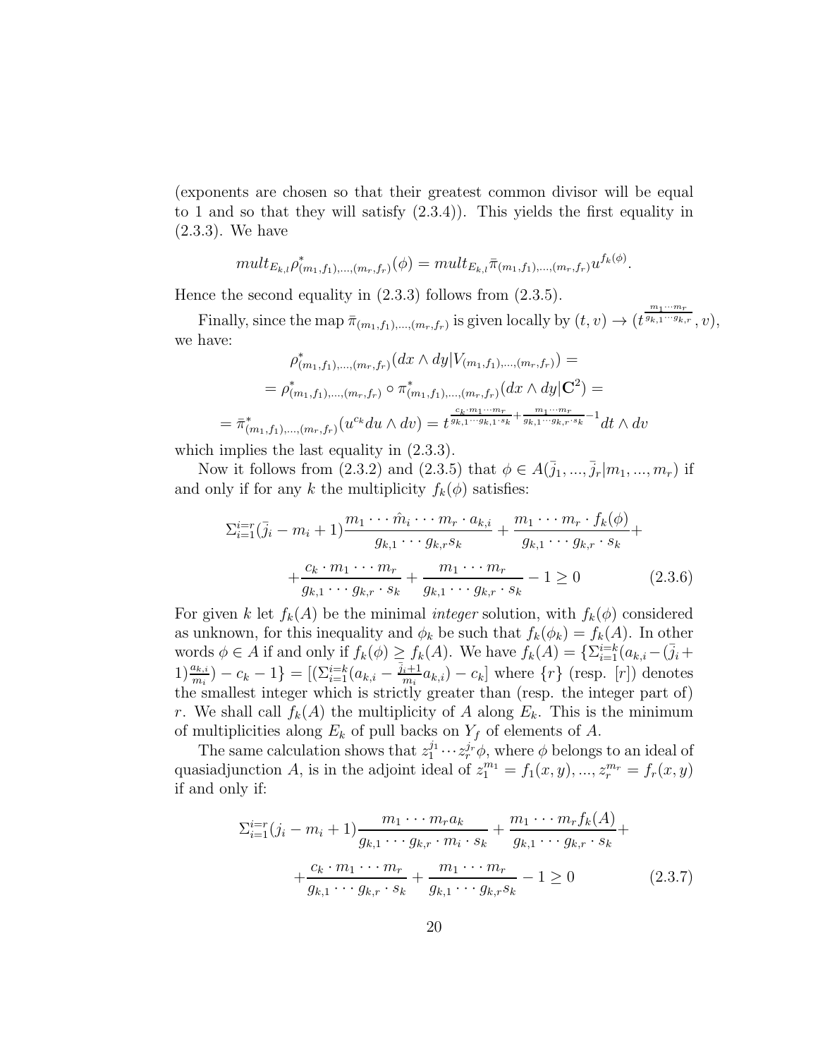(exponents are chosen so that their greatest common divisor will be equal to 1 and so that they will satisfy (2.3.4)). This yields the first equality in (2.3.3). We have

$$mult_{E_{k,l}}\rho^*_{(m_1,f_1),...,(m_r,f_r)}(\phi) = mult_{E_{k,l}}\bar{\pi}_{(m_1,f_1),...,(m_r,f_r)}u^{f_k(\phi)}.$$

Hence the second equality in (2.3.3) follows from (2.3.5).

Finally, since the map $\bar{\pi}_{(m_1,f_1),...,(m_r,f_r)}$ is given locally by $(t,v) \to (t^{\frac{m_1\cdots m_r}{g_{k,1}\cdots g_{k,r}}}, v)$, we have:

$$\rho^*_{(m_1,f_1),...,(m_r,f_r)}(dx \wedge dy|V_{(m_1,f_1),...,(m_r,f_r)}) =$$
$$= \rho^*_{(m_1,f_1),...,(m_r,f_r)} \circ \pi^*_{(m_1,f_1),...,(m_r,f_r)}(dx \wedge dy|\mathbf{C}^2) =$$
$$= \bar{\pi}^*_{(m_1,f_1),...,(m_r,f_r)}(u^{c_k}du \wedge dv) = t^{\frac{c_k\cdot m_1\cdots m_r}{g_{k,1}\cdots g_{k,1}\cdot s_k}+\frac{m_1\cdots m_r}{g_{k,1}\cdots g_{k,r}\cdot s_k}-1}dt \wedge dv$$

which implies the last equality in (2.3.3).

Now it follows from (2.3.2) and (2.3.5) that $\phi \in A(\bar{j}_1,...,\bar{j}_r|m_1,...,m_r)$ if and only if for any $k$ the multiplicity $f_k(\phi)$ satisfies:

$$\Sigma_{i=1}^{i=r}(\bar{j}_i - m_i + 1)\frac{m_1\cdots\hat{m}_i\cdots m_r\cdot a_{k,i}}{g_{k,1}\cdots g_{k,r}s_k} + \frac{m_1\cdots m_r\cdot f_k(\phi)}{g_{k,1}\cdots g_{k,r}\cdot s_k}+$$
$$+\frac{c_k\cdot m_1\cdots m_r}{g_{k,1}\cdots g_{k,r}\cdot s_k} + \frac{m_1\cdots m_r}{g_{k,1}\cdots g_{k,r}\cdot s_k} - 1 \geq 0 \qquad (2.3.6)$$

For given $k$ let $f_k(A)$ be the minimal *integer* solution, with $f_k(\phi)$ considered as unknown, for this inequality and $\phi_k$ be such that $f_k(\phi_k) = f_k(A)$. In other words $\phi \in A$ if and only if $f_k(\phi) \geq f_k(A)$. We have $f_k(A) = \{\Sigma_{i=1}^{i=k}(a_{k,i} - (\bar{j}_i + 1)\frac{a_{k,i}}{m_i}) - c_k - 1\} = [(\Sigma_{i=1}^{i=k}(a_{k,i} - \frac{\bar{j}_i+1}{m_i}a_{k,i}) - c_k]$ where $\{r\}$ (resp. $[r]$) denotes the smallest integer which is strictly greater than (resp. the integer part of) $r$. We shall call $f_k(A)$ the multiplicity of $A$ along $E_k$. This is the minimum of multiplicities along $E_k$ of pull backs on $Y_f$ of elements of $A$.

The same calculation shows that $z_1^{j_1}\cdots z_r^{j_r}\phi$, where $\phi$ belongs to an ideal of quasiadjunction $A$, is in the adjoint ideal of $z_1^{m_1} = f_1(x,y), ..., z_r^{m_r} = f_r(x,y)$ if and only if:

$$\Sigma_{i=1}^{i=r}(j_i - m_i + 1)\frac{m_1\cdots m_r a_k}{g_{k,1}\cdots g_{k,r}\cdot m_i\cdot s_k} + \frac{m_1\cdots m_r f_k(A)}{g_{k,1}\cdots g_{k,r}\cdot s_k}+$$
$$+\frac{c_k\cdot m_1\cdots m_r}{g_{k,1}\cdots g_{k,r}\cdot s_k} + \frac{m_1\cdots m_r}{g_{k,1}\cdots g_{k,r}s_k} - 1 \geq 0 \qquad (2.3.7)$$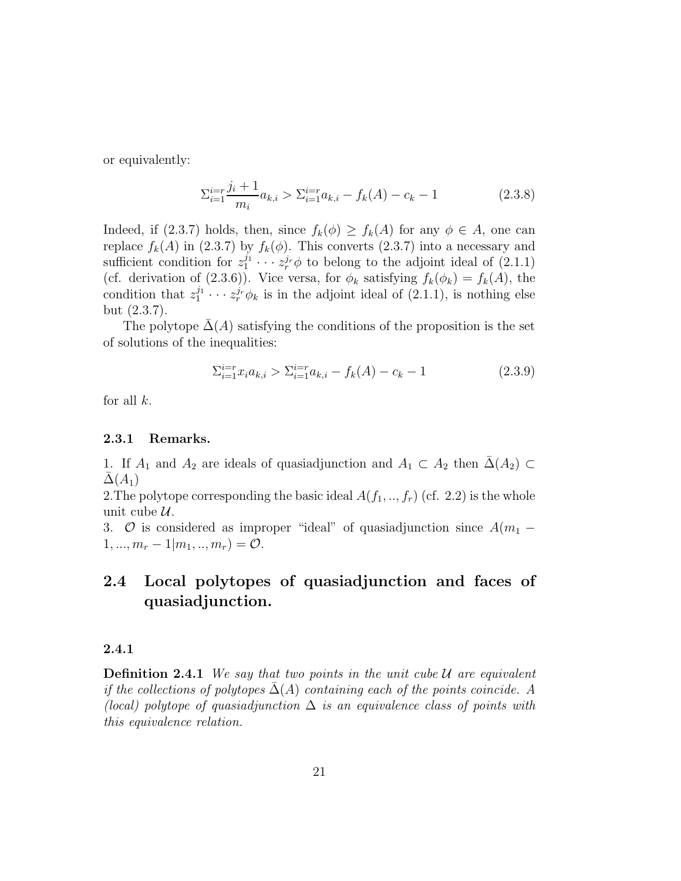or equivalently:

$$\Sigma_{i=1}^{i=r}\frac{j_i+1}{m_i}a_{k,i} > \Sigma_{i=1}^{i=r}a_{k,i} - f_k(A) - c_k - 1 \tag{2.3.8}$$

Indeed, if (2.3.7) holds, then, since $f_k(\phi) \geq f_k(A)$ for any $\phi \in A$, one can replace $f_k(A)$ in (2.3.7) by $f_k(\phi)$. This converts (2.3.7) into a necessary and sufficient condition for $z_1^{j_1} \cdots z_r^{j_r}\phi$ to belong to the adjoint ideal of (2.1.1) (cf. derivation of (2.3.6)). Vice versa, for $\phi_k$ satisfying $f_k(\phi_k) = f_k(A)$, the condition that $z_1^{j_1} \cdots z_r^{j_r}\phi_k$ is in the adjoint ideal of (2.1.1), is nothing else but (2.3.7).

The polytope $\bar{\Delta}(A)$ satisfying the conditions of the proposition is the set of solutions of the inequalities:

$$\Sigma_{i=1}^{i=r}x_i a_{k,i} > \Sigma_{i=1}^{i=r}a_{k,i} - f_k(A) - c_k - 1 \tag{2.3.9}$$

for all $k$.

### 2.3.1 Remarks.

1. If $A_1$ and $A_2$ are ideals of quasiadjunction and $A_1 \subset A_2$ then $\bar{\Delta}(A_2) \subset \bar{\Delta}(A_1)$
2. The polytope corresponding the basic ideal $A(f_1, .., f_r)$ (cf. 2.2) is the whole unit cube $\mathcal{U}$.
3. $\mathcal{O}$ is considered as improper "ideal" of quasiadjunction since $A(m_1 - 1, ..., m_r - 1|m_1, .., m_r) = \mathcal{O}$.

## 2.4 Local polytopes of quasiadjunction and faces of quasiadjunction.

### 2.4.1

**Definition 2.4.1** *We say that two points in the unit cube $\mathcal{U}$ are equivalent if the collections of polytopes $\bar{\Delta}(A)$ containing each of the points coincide. A (local) polytope of quasiadjunction $\Delta$ is an equivalence class of points with this equivalence relation.*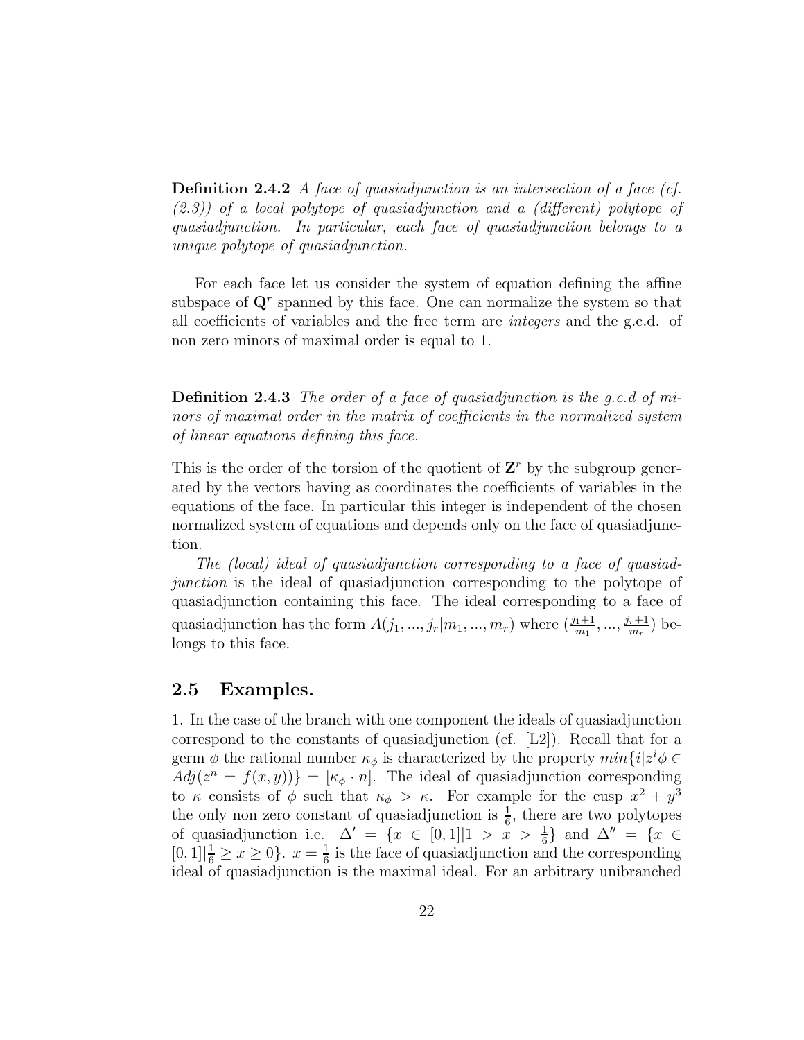**Definition 2.4.2** *A face of quasiadjunction is an intersection of a face (cf. (2.3)) of a local polytope of quasiadjunction and a (different) polytope of quasiadjunction. In particular, each face of quasiadjunction belongs to a unique polytope of quasiadjunction.*

For each face let us consider the system of equation defining the affine subspace of $\mathbf{Q}^r$ spanned by this face. One can normalize the system so that all coefficients of variables and the free term are *integers* and the g.c.d. of non zero minors of maximal order is equal to 1.

**Definition 2.4.3** *The order of a face of quasiadjunction is the g.c.d of minors of maximal order in the matrix of coefficients in the normalized system of linear equations defining this face.*

This is the order of the torsion of the quotient of $\mathbf{Z}^r$ by the subgroup generated by the vectors having as coordinates the coefficients of variables in the equations of the face. In particular this integer is independent of the chosen normalized system of equations and depends only on the face of quasiadjunction.

*The (local) ideal of quasiadjunction corresponding to a face of quasiadjunction* is the ideal of quasiadjunction corresponding to the polytope of quasiadjunction containing this face. The ideal corresponding to a face of quasiadjunction has the form $A(j_1, ..., j_r|m_1, ..., m_r)$ where $(\frac{j_1+1}{m_1}, ..., \frac{j_r+1}{m_r})$ belongs to this face.

## 2.5 Examples.

1. In the case of the branch with one component the ideals of quasiadjunction correspond to the constants of quasiadjunction (cf. [L2]). Recall that for a germ $\phi$ the rational number $\kappa_\phi$ is characterized by the property $min\{i|z^i\phi \in Adj(z^n = f(x, y))\} = [\kappa_\phi \cdot n]$. The ideal of quasiadjunction corresponding to $\kappa$ consists of $\phi$ such that $\kappa_\phi > \kappa$. For example for the cusp $x^2 + y^3$ the only non zero constant of quasiadjunction is $\frac{1}{6}$, there are two polytopes of quasiadjunction i.e. $\Delta' = \{x \in [0, 1]|1 > x > \frac{1}{6}\}$ and $\Delta'' = \{x \in [0, 1]|\frac{1}{6} \geq x \geq 0\}$. $x = \frac{1}{6}$ is the face of quasiadjunction and the corresponding ideal of quasiadjunction is the maximal ideal. For an arbitrary unibranched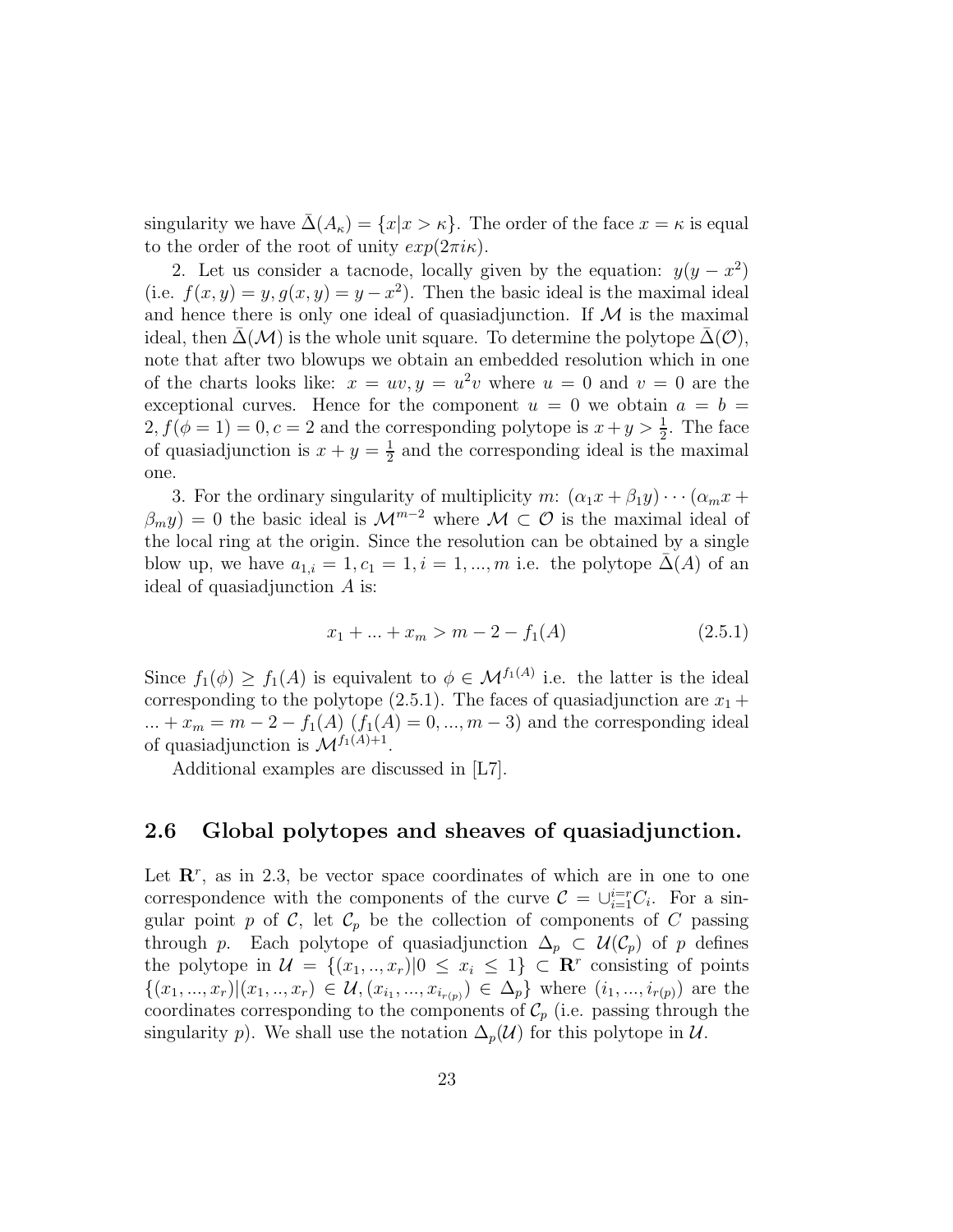singularity we have $\bar{\Delta}(A_\kappa) = \{x | x > \kappa\}$. The order of the face $x = \kappa$ is equal to the order of the root of unity $exp(2\pi i\kappa)$.

2. Let us consider a tacnode, locally given by the equation: $y(y - x^2)$ (i.e. $f(x, y) = y, g(x, y) = y - x^2$). Then the basic ideal is the maximal ideal and hence there is only one ideal of quasiadjunction. If $\mathcal{M}$ is the maximal ideal, then $\bar{\Delta}(\mathcal{M})$ is the whole unit square. To determine the polytope $\bar{\Delta}(\mathcal{O})$, note that after two blowups we obtain an embedded resolution which in one of the charts looks like: $x = uv, y = u^2 v$ where $u = 0$ and $v = 0$ are the exceptional curves. Hence for the component $u = 0$ we obtain $a = b = 2, f(\phi = 1) = 0, c = 2$ and the corresponding polytope is $x + y > \frac{1}{2}$. The face of quasiadjunction is $x + y = \frac{1}{2}$ and the corresponding ideal is the maximal one.

3. For the ordinary singularity of multiplicity $m$: $(\alpha_1 x + \beta_1 y) \cdots (\alpha_m x + \beta_m y) = 0$ the basic ideal is $\mathcal{M}^{m-2}$ where $\mathcal{M} \subset \mathcal{O}$ is the maximal ideal of the local ring at the origin. Since the resolution can be obtained by a single blow up, we have $a_{1,i} = 1, c_1 = 1, i = 1, ..., m$ i.e. the polytope $\bar{\Delta}(A)$ of an ideal of quasiadjunction $A$ is:

$$x_1 + ... + x_m > m - 2 - f_1(A) \tag{2.5.1}$$

Since $f_1(\phi) \geq f_1(A)$ is equivalent to $\phi \in \mathcal{M}^{f_1(A)}$ i.e. the latter is the ideal corresponding to the polytope (2.5.1). The faces of quasiadjunction are $x_1 + ... + x_m = m - 2 - f_1(A)$ ($f_1(A) = 0, ..., m - 3$) and the corresponding ideal of quasiadjunction is $\mathcal{M}^{f_1(A)+1}$.

Additional examples are discussed in [L7].

## 2.6 Global polytopes and sheaves of quasiadjunction.

Let $\mathbf{R}^r$, as in 2.3, be vector space coordinates of which are in one to one correspondence with the components of the curve $\mathcal{C} = \cup_{i=1}^{i=r} C_i$. For a singular point $p$ of $\mathcal{C}$, let $\mathcal{C}_p$ be the collection of components of $C$ passing through $p$. Each polytope of quasiadjunction $\Delta_p \subset \mathcal{U}(\mathcal{C}_p)$ of $p$ defines the polytope in $\mathcal{U} = \{(x_1, .., x_r) | 0 \leq x_i \leq 1\} \subset \mathbf{R}^r$ consisting of points $\{(x_1, ..., x_r) | (x_1, .., x_r) \in \mathcal{U}, (x_{i_1}, ..., x_{i_{r(p)}}) \in \Delta_p\}$ where $(i_1, ..., i_{r(p)})$ are the coordinates corresponding to the components of $\mathcal{C}_p$ (i.e. passing through the singularity $p$). We shall use the notation $\Delta_p(\mathcal{U})$ for this polytope in $\mathcal{U}$.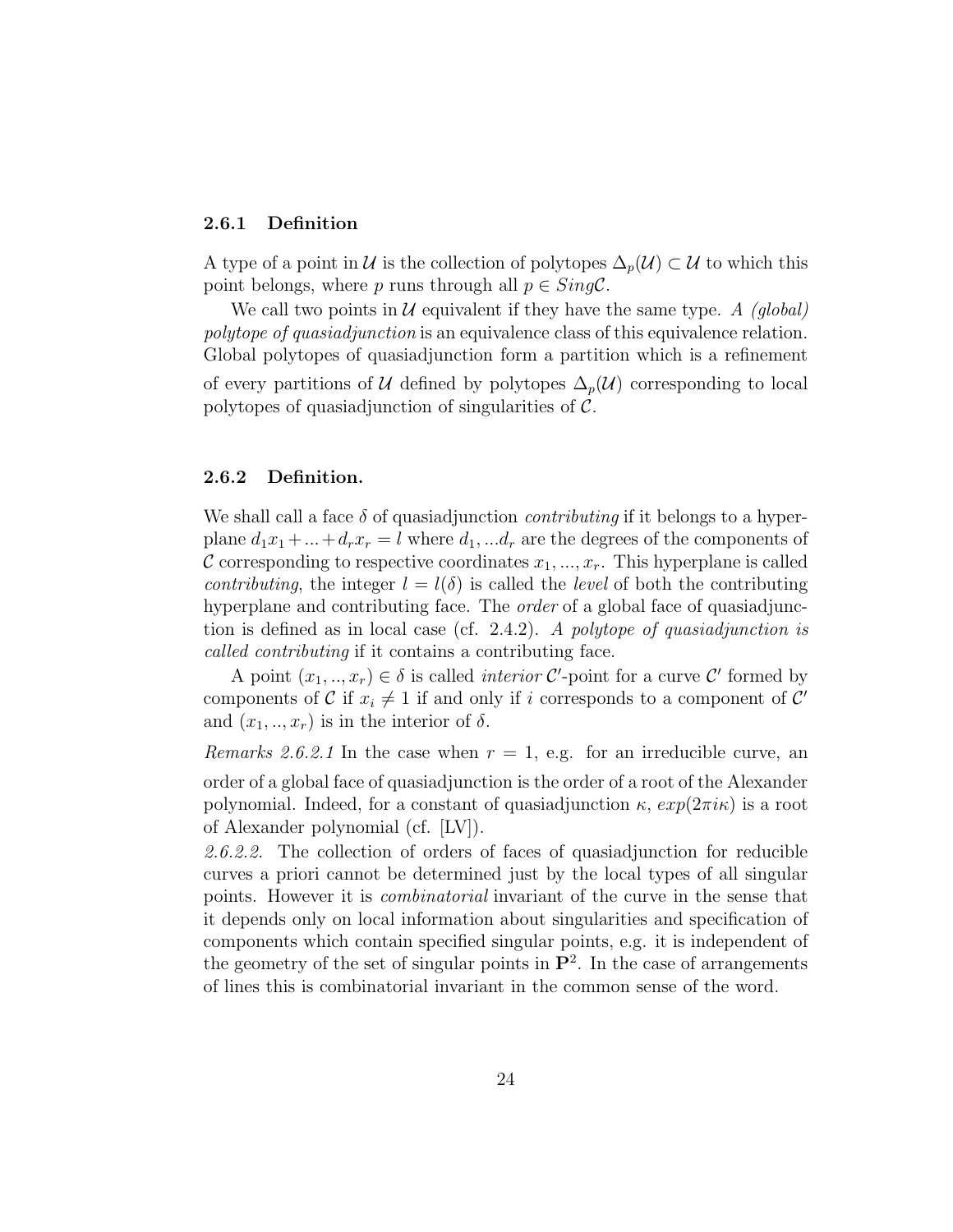### 2.6.1 Definition

A type of a point in $\mathcal{U}$ is the collection of polytopes $\Delta_p(\mathcal{U}) \subset \mathcal{U}$ to which this point belongs, where $p$ runs through all $p \in Sing\mathcal{C}$.

We call two points in $\mathcal{U}$ equivalent if they have the same type. *A (global) polytope of quasiadjunction* is an equivalence class of this equivalence relation. Global polytopes of quasiadjunction form a partition which is a refinement of every partitions of $\mathcal{U}$ defined by polytopes $\Delta_p(\mathcal{U})$ corresponding to local polytopes of quasiadjunction of singularities of $\mathcal{C}$.

### 2.6.2 Definition.

We shall call a face $\delta$ of quasiadjunction *contributing* if it belongs to a hyperplane $d_1x_1 + ... + d_rx_r = l$ where $d_1, ...d_r$ are the degrees of the components of $\mathcal{C}$ corresponding to respective coordinates $x_1, ..., x_r$. This hyperplane is called *contributing*, the integer $l = l(\delta)$ is called the *level* of both the contributing hyperplane and contributing face. The *order* of a global face of quasiadjunction is defined as in local case (cf. 2.4.2). *A polytope of quasiadjunction is called contributing* if it contains a contributing face.

A point $(x_1, .., x_r) \in \delta$ is called *interior* $\mathcal{C}'$-point for a curve $\mathcal{C}'$ formed by components of $\mathcal{C}$ if $x_i \neq 1$ if and only if $i$ corresponds to a component of $\mathcal{C}'$ and $(x_1, .., x_r)$ is in the interior of $\delta$.

*Remarks 2.6.2.1* In the case when $r = 1$, e.g. for an irreducible curve, an order of a global face of quasiadjunction is the order of a root of the Alexander polynomial. Indeed, for a constant of quasiadjunction $\kappa$, $exp(2\pi i\kappa)$ is a root of Alexander polynomial (cf. [LV]).

*2.6.2.2.* The collection of orders of faces of quasiadjunction for reducible curves a priori cannot be determined just by the local types of all singular points. However it is *combinatorial* invariant of the curve in the sense that it depends only on local information about singularities and specification of components which contain specified singular points, e.g. it is independent of the geometry of the set of singular points in $\mathbf{P}^2$. In the case of arrangements of lines this is combinatorial invariant in the common sense of the word.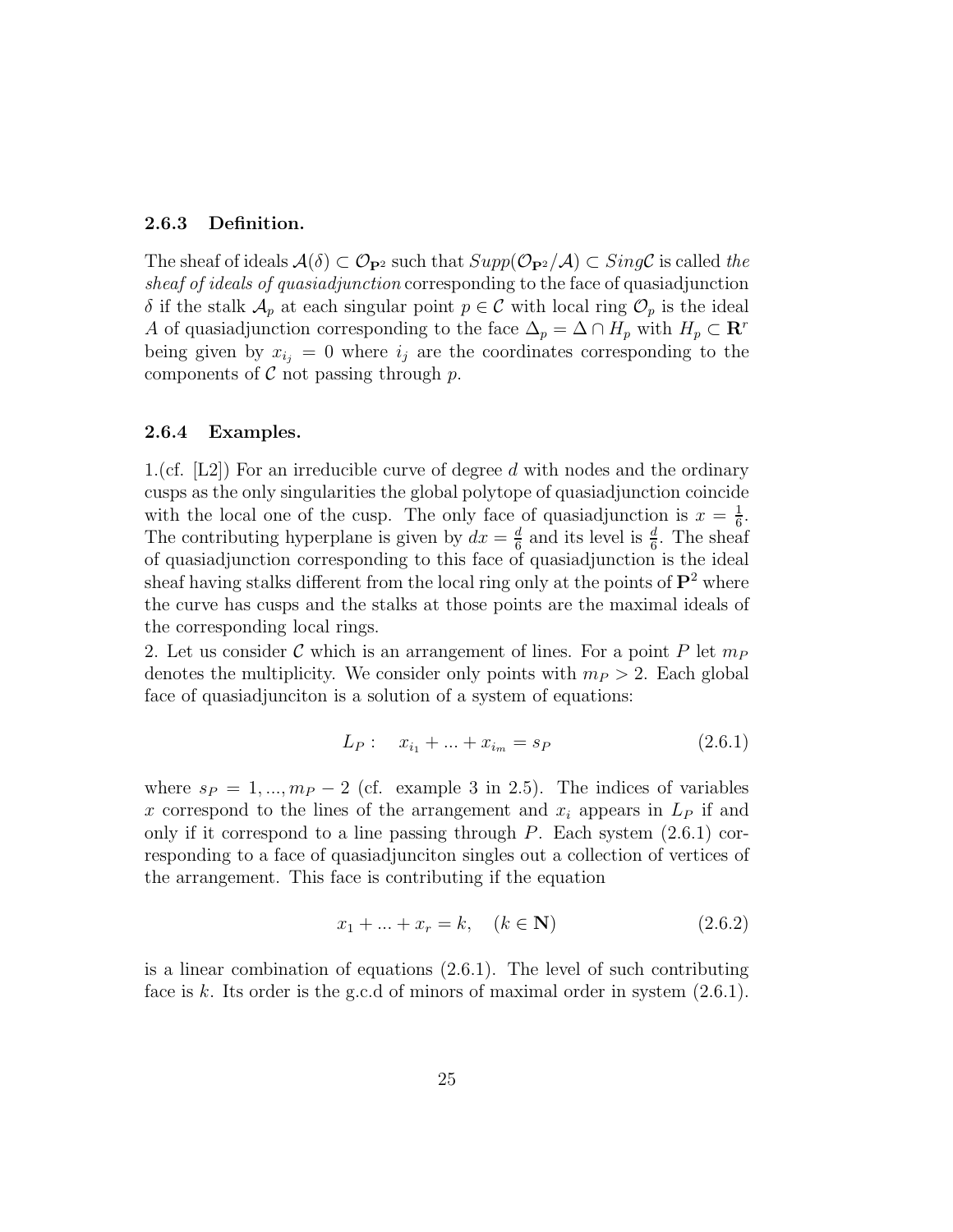### 2.6.3 Definition.

The sheaf of ideals $\mathcal{A}(\delta) \subset \mathcal{O}_{\mathbf{P}^2}$ such that $Supp(\mathcal{O}_{\mathbf{P}^2}/\mathcal{A}) \subset Sing\mathcal{C}$ is called *the sheaf of ideals of quasiadjunction* corresponding to the face of quasiadjunction $\delta$ if the stalk $\mathcal{A}_p$ at each singular point $p \in \mathcal{C}$ with local ring $\mathcal{O}_p$ is the ideal $A$ of quasiadjunction corresponding to the face $\Delta_p = \Delta \cap H_p$ with $H_p \subset \mathbf{R}^r$ being given by $x_{i_j} = 0$ where $i_j$ are the coordinates corresponding to the components of $\mathcal{C}$ not passing through $p$.

### 2.6.4 Examples.

1.(cf. [L2]) For an irreducible curve of degree $d$ with nodes and the ordinary cusps as the only singularities the global polytope of quasiadjunction coincide with the local one of the cusp. The only face of quasiadjunction is $x = \frac{1}{6}$. The contributing hyperplane is given by $dx = \frac{d}{6}$ and its level is $\frac{d}{6}$. The sheaf of quasiadjunction corresponding to this face of quasiadjunction is the ideal sheaf having stalks different from the local ring only at the points of $\mathbf{P}^2$ where the curve has cusps and the stalks at those points are the maximal ideals of the corresponding local rings.

2. Let us consider $\mathcal{C}$ which is an arrangement of lines. For a point $P$ let $m_P$ denotes the multiplicity. We consider only points with $m_P > 2$. Each global face of quasiadjunciton is a solution of a system of equations:

$$L_P: \quad x_{i_1} + ... + x_{i_m} = s_P \tag{2.6.1}$$

where $s_P = 1, ..., m_P - 2$ (cf. example 3 in 2.5). The indices of variables $x$ correspond to the lines of the arrangement and $x_i$ appears in $L_P$ if and only if it correspond to a line passing through $P$. Each system (2.6.1) corresponding to a face of quasiadjunciton singles out a collection of vertices of the arrangement. This face is contributing if the equation

$$x_1 + ... + x_r = k, \quad (k \in \mathbf{N}) \tag{2.6.2}$$

is a linear combination of equations (2.6.1). The level of such contributing face is $k$. Its order is the g.c.d of minors of maximal order in system (2.6.1).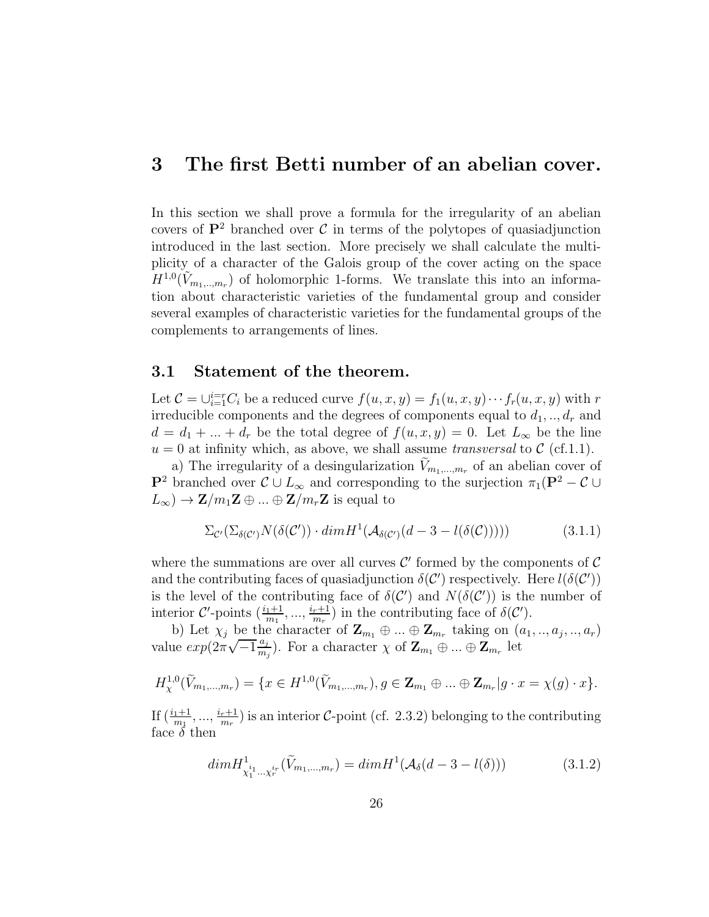# 3 The first Betti number of an abelian cover.

In this section we shall prove a formula for the irregularity of an abelian covers of $\mathbf{P}^2$ branched over $\mathcal{C}$ in terms of the polytopes of quasiadjunction introduced in the last section. More precisely we shall calculate the multiplicity of a character of the Galois group of the cover acting on the space $H^{1,0}(\tilde{V}_{m_1,..,m_r})$ of holomorphic 1-forms. We translate this into an information about characteristic varieties of the fundamental group and consider several examples of characteristic varieties for the fundamental groups of the complements to arrangements of lines.

## 3.1 Statement of the theorem.

Let $\mathcal{C} = \cup_{i=1}^{i=r} C_i$ be a reduced curve $f(u,x,y) = f_1(u,x,y) \cdots f_r(u,x,y)$ with $r$ irreducible components and the degrees of components equal to $d_1, .., d_r$ and $d = d_1 + ... + d_r$ be the total degree of $f(u,x,y) = 0$. Let $L_\infty$ be the line $u = 0$ at infinity which, as above, we shall assume *transversal* to $\mathcal{C}$ (cf.1.1).

a) The irregularity of a desingularization $\widetilde{V}_{m_1,...,m_r}$ of an abelian cover of $\mathbf{P}^2$ branched over $\mathcal{C} \cup L_\infty$ and corresponding to the surjection $\pi_1(\mathbf{P}^2 - \mathcal{C} \cup L_\infty) \to \mathbf{Z}/m_1\mathbf{Z} \oplus ... \oplus \mathbf{Z}/m_r\mathbf{Z}$ is equal to

$$\Sigma_{\mathcal{C}'}(\Sigma_{\delta(\mathcal{C}')} N(\delta(\mathcal{C}')) \cdot dim H^1(\mathcal{A}_{\delta(\mathcal{C}')}(d - 3 - l(\delta(\mathcal{C}))))) \tag{3.1.1}$$

where the summations are over all curves $\mathcal{C}'$ formed by the components of $\mathcal{C}$ and the contributing faces of quasiadjunction $\delta(\mathcal{C}')$ respectively. Here $l(\delta(\mathcal{C}'))$ is the level of the contributing face of $\delta(\mathcal{C}')$ and $N(\delta(\mathcal{C}'))$ is the number of interior $\mathcal{C}'$-points $(\frac{i_1+1}{m_1}, ..., \frac{i_r+1}{m_r})$ in the contributing face of $\delta(\mathcal{C}')$.

b) Let $\chi_j$ be the character of $\mathbf{Z}_{m_1} \oplus ... \oplus \mathbf{Z}_{m_r}$ taking on $(a_1, .., a_j, .., a_r)$ value $exp(2\pi\sqrt{-1}\frac{a_j}{m_j})$. For a character $\chi$ of $\mathbf{Z}_{m_1} \oplus ... \oplus \mathbf{Z}_{m_r}$ let

$$H^{1,0}_\chi(\widetilde{V}_{m_1,...,m_r}) = \{x \in H^{1,0}(\widetilde{V}_{m_1,...,m_r}), g \in \mathbf{Z}_{m_1} \oplus ... \oplus \mathbf{Z}_{m_r} | g \cdot x = \chi(g) \cdot x\}.$$

If $(\frac{i_1+1}{m_1}, ..., \frac{i_r+1}{m_r})$ is an interior $\mathcal{C}$-point (cf. 2.3.2) belonging to the contributing face $\delta$ then

$$dim H^1_{\chi_1^{i_1} \cdots \chi_r^{i_r}}(\widetilde{V}_{m_1,...,m_r}) = dim H^1(\mathcal{A}_\delta(d - 3 - l(\delta))) \tag{3.1.2}$$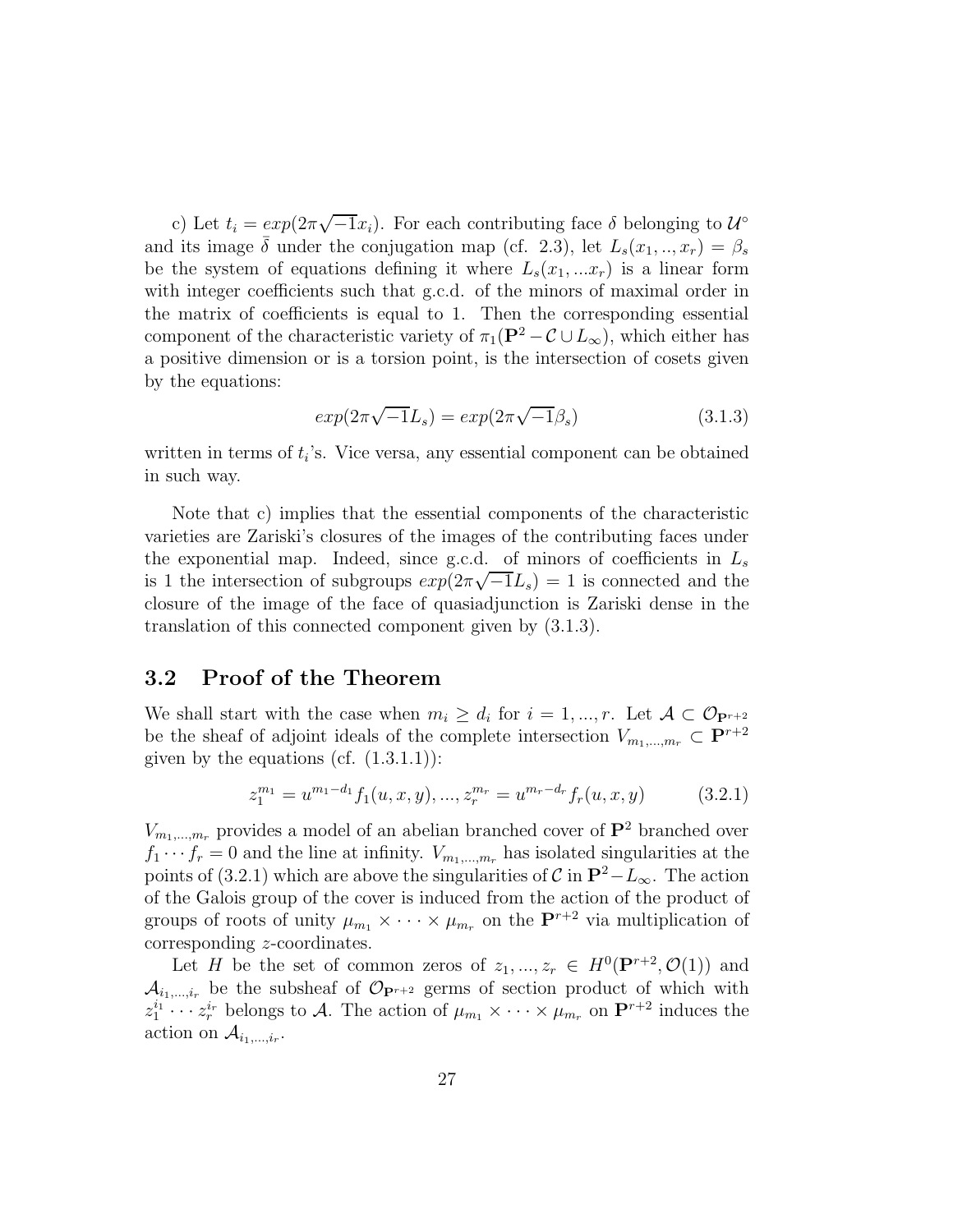c) Let $t_i = exp(2\pi\sqrt{-1}x_i)$. For each contributing face $\delta$ belonging to $\mathcal{U}^\circ$ and its image $\bar{\delta}$ under the conjugation map (cf. 2.3), let $L_s(x_1,..,x_r) = \beta_s$ be the system of equations defining it where $L_s(x_1,...x_r)$ is a linear form with integer coefficients such that g.c.d. of the minors of maximal order in the matrix of coefficients is equal to 1. Then the corresponding essential component of the characteristic variety of $\pi_1(\mathbf{P}^2 - \mathcal{C} \cup L_\infty)$, which either has a positive dimension or is a torsion point, is the intersection of cosets given by the equations:

$$exp(2\pi\sqrt{-1}L_s) = exp(2\pi\sqrt{-1}\beta_s) \tag{3.1.3}$$

written in terms of $t_i$'s. Vice versa, any essential component can be obtained in such way.

Note that c) implies that the essential components of the characteristic varieties are Zariski's closures of the images of the contributing faces under the exponential map. Indeed, since g.c.d. of minors of coefficients in $L_s$ is 1 the intersection of subgroups $exp(2\pi\sqrt{-1}L_s) = 1$ is connected and the closure of the image of the face of quasiadjunction is Zariski dense in the translation of this connected component given by (3.1.3).

## 3.2 Proof of the Theorem

We shall start with the case when $m_i \geq d_i$ for $i = 1, ..., r$. Let $\mathcal{A} \subset \mathcal{O}_{\mathbf{P}^{r+2}}$ be the sheaf of adjoint ideals of the complete intersection $V_{m_1,...,m_r} \subset \mathbf{P}^{r+2}$ given by the equations (cf. (1.3.1.1)):

$$z_1^{m_1} = u^{m_1-d_1}f_1(u,x,y), ..., z_r^{m_r} = u^{m_r-d_r}f_r(u,x,y) \tag{3.2.1}$$

$V_{m_1,...,m_r}$ provides a model of an abelian branched cover of $\mathbf{P}^2$ branched over $f_1 \cdots f_r = 0$ and the line at infinity. $V_{m_1,...,m_r}$ has isolated singularities at the points of (3.2.1) which are above the singularities of $\mathcal{C}$ in $\mathbf{P}^2 - L_\infty$. The action of the Galois group of the cover is induced from the action of the product of groups of roots of unity $\mu_{m_1} \times \cdots \times \mu_{m_r}$ on the $\mathbf{P}^{r+2}$ via multiplication of corresponding $z$-coordinates.

Let $H$ be the set of common zeros of $z_1, ..., z_r \in H^0(\mathbf{P}^{r+2}, \mathcal{O}(1))$ and $\mathcal{A}_{i_1,...,i_r}$ be the subsheaf of $\mathcal{O}_{\mathbf{P}^{r+2}}$ germs of section product of which with $z_1^{i_1} \cdots z_r^{i_r}$ belongs to $\mathcal{A}$. The action of $\mu_{m_1} \times \cdots \times \mu_{m_r}$ on $\mathbf{P}^{r+2}$ induces the action on $\mathcal{A}_{i_1,...,i_r}$.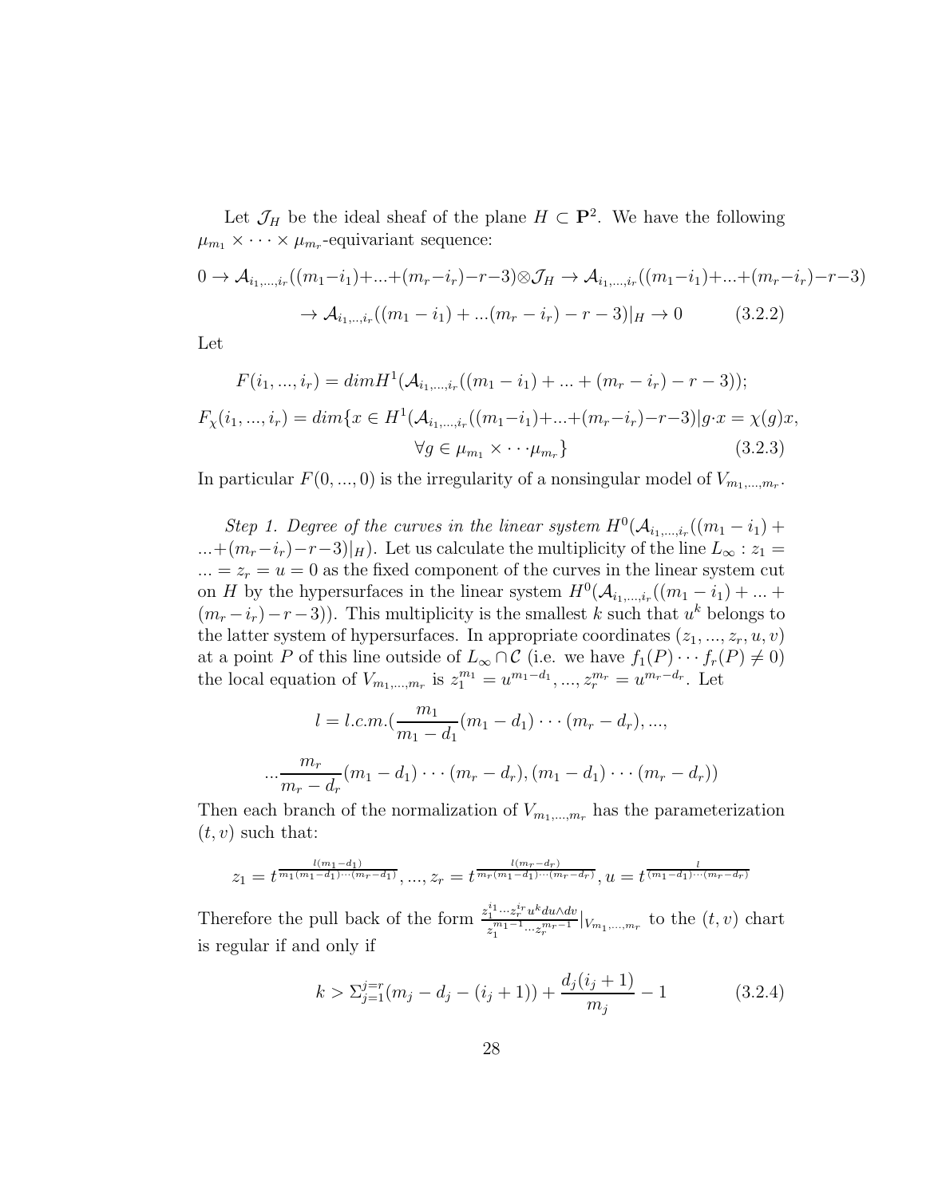Let $\mathcal{J}_H$ be the ideal sheaf of the plane $H \subset \mathbf{P}^2$. We have the following $\mu_{m_1} \times \cdots \times \mu_{m_r}$-equivariant sequence:

$$0 \to \mathcal{A}_{i_1,...,i_r}((m_1-i_1)+...+(m_r-i_r)-r-3)\otimes\mathcal{J}_H \to \mathcal{A}_{i_1,...,i_r}((m_1-i_1)+...+(m_r-i_r)-r-3)$$

$$\to \mathcal{A}_{i_1,..,i_r}((m_1-i_1)+...(m_r-i_r)-r-3)|_H \to 0 \qquad (3.2.2)$$

Let

$$F(i_1,...,i_r) = dim H^1(\mathcal{A}_{i_1,...,i_r}((m_1-i_1)+...+(m_r-i_r)-r-3));$$

$$F_\chi(i_1,...,i_r) = dim\{x \in H^1(\mathcal{A}_{i_1,...,i_r}((m_1-i_1)+...+(m_r-i_r)-r-3)|g\cdot x = \chi(g)x,$$

$$\forall g \in \mu_{m_1} \times \cdots \mu_{m_r}\} \qquad (3.2.3)$$

In particular $F(0,...,0)$ is the irregularity of a nonsingular model of $V_{m_1,...,m_r}$.

*Step 1. Degree of the curves in the linear system $H^0(\mathcal{A}_{i_1,...,i_r}((m_1-i_1)+...+(m_r-i_r)-r-3)|_H)$.* Let us calculate the multiplicity of the line $L_\infty : z_1 = ... = z_r = u = 0$ as the fixed component of the curves in the linear system cut on $H$ by the hypersurfaces in the linear system $H^0(\mathcal{A}_{i_1,...,i_r}((m_1-i_1)+...+(m_r-i_r)-r-3))$. This multiplicity is the smallest $k$ such that $u^k$ belongs to the latter system of hypersurfaces. In appropriate coordinates $(z_1,...,z_r,u,v)$ at a point $P$ of this line outside of $L_\infty \cap \mathcal{C}$ (i.e. we have $f_1(P)\cdots f_r(P) \neq 0$) the local equation of $V_{m_1,...,m_r}$ is $z_1^{m_1} = u^{m_1-d_1},...,z_r^{m_r} = u^{m_r-d_r}$. Let

$$l = l.c.m.(\frac{m_1}{m_1-d_1}(m_1-d_1)\cdots(m_r-d_r),...,$$

$$...\frac{m_r}{m_r-d_r}(m_1-d_1)\cdots(m_r-d_r),(m_1-d_1)\cdots(m_r-d_r))$$

Then each branch of the normalization of $V_{m_1,...,m_r}$ has the parameterization $(t,v)$ such that:

$$z_1 = t^{\frac{l(m_1-d_1)}{m_1(m_1-d_1)\cdots(m_r-d_1)}},...,z_r = t^{\frac{l(m_r-d_r)}{m_r(m_1-d_1)\cdots(m_r-d_r)}}, u = t^{\frac{l}{(m_1-d_1)\cdots(m_r-d_r)}}$$

Therefore the pull back of the form $\frac{z_1^{i_1}...z_r^{i_r}u^k du\wedge dv}{z_1^{m_1-1}...z_r^{m_r-1}}|_{V_{m_1,...,m_r}}$ to the $(t,v)$ chart is regular if and only if

$$k > \Sigma_{j=1}^{j=r}(m_j-d_j-(i_j+1)) + \frac{d_j(i_j+1)}{m_j} - 1 \qquad (3.2.4)$$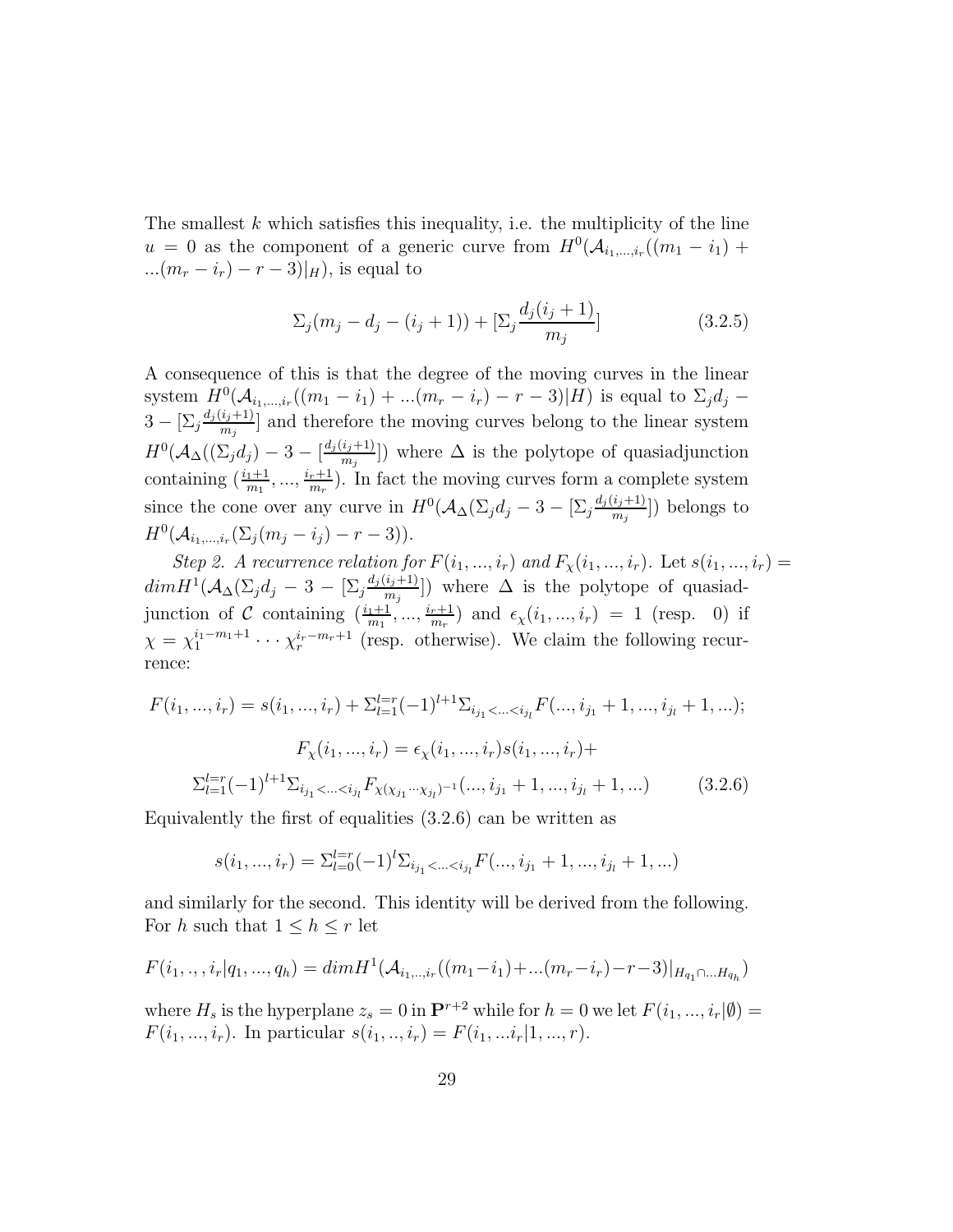The smallest $k$ which satisfies this inequality, i.e. the multiplicity of the line $u = 0$ as the component of a generic curve from $H^0(\mathcal{A}_{i_1,...,i_r}((m_1 - i_1) + ...(m_r - i_r) - r - 3)|_H)$, is equal to

$$\Sigma_j(m_j - d_j - (i_j + 1)) + [\Sigma_j \frac{d_j(i_j + 1)}{m_j}] \tag{3.2.5}$$

A consequence of this is that the degree of the moving curves in the linear system $H^0(\mathcal{A}_{i_1,...,i_r}((m_1 - i_1) + ...(m_r - i_r) - r - 3)|H)$ is equal to $\Sigma_j d_j - 3 - [\Sigma_j \frac{d_j(i_j+1)}{m_j}]$ and therefore the moving curves belong to the linear system $H^0(\mathcal{A}_\Delta((\Sigma_j d_j) - 3 - [\frac{d_j(i_j+1)}{m_j}])$ where $\Delta$ is the polytope of quasiadjunction containing $(\frac{i_1+1}{m_1}, ..., \frac{i_r+1}{m_r})$. In fact the moving curves form a complete system since the cone over any curve in $H^0(\mathcal{A}_\Delta(\Sigma_j d_j - 3 - [\Sigma_j \frac{d_j(i_j+1)}{m_j}])$ belongs to $H^0(\mathcal{A}_{i_1,...,i_r}(\Sigma_j(m_j - i_j) - r - 3))$.

*Step 2. A recurrence relation for $F(i_1, ..., i_r)$ and $F_\chi(i_1, ..., i_r)$.* Let $s(i_1, ..., i_r) = dim H^1(\mathcal{A}_\Delta(\Sigma_j d_j - 3 - [\Sigma_j \frac{d_j(i_j+1)}{m_j}])$ where $\Delta$ is the polytope of quasiadjunction of $\mathcal{C}$ containing $(\frac{i_1+1}{m_1}, ..., \frac{i_r+1}{m_r})$ and $\epsilon_\chi(i_1, ..., i_r) = 1$ (resp. 0) if $\chi = \chi_1^{i_1-m_1+1} \cdots \chi_r^{i_r-m_r+1}$ (resp. otherwise). We claim the following recurrence:

$$F(i_1, ..., i_r) = s(i_1, ..., i_r) + \Sigma_{l=1}^{l=r}(-1)^{l+1}\Sigma_{i_{j_1} < ... < i_{j_l}} F(..., i_{j_1} + 1, ..., i_{j_l} + 1, ...);$$

$$F_\chi(i_1, ..., i_r) = \epsilon_\chi(i_1, ..., i_r)s(i_1, ..., i_r) +$$

$$\Sigma_{l=1}^{l=r}(-1)^{l+1}\Sigma_{i_{j_1} < ... < i_{j_l}} F_{\chi(\chi_{j_1} \cdots \chi_{j_l})^{-1}}(..., i_{j_1} + 1, ..., i_{j_l} + 1, ...) \tag{3.2.6}$$

Equivalently the first of equalities (3.2.6) can be written as

$$s(i_1, ..., i_r) = \Sigma_{l=0}^{l=r}(-1)^l \Sigma_{i_{j_1} < ... < i_{j_l}} F(..., i_{j_1} + 1, ..., i_{j_l} + 1, ...)$$

and similarly for the second. This identity will be derived from the following. For $h$ such that $1 \le h \le r$ let

$$F(i_1, ., , i_r | q_1, ..., q_h) = dim H^1(\mathcal{A}_{i_1,..,i_r}((m_1 - i_1) + ...(m_r - i_r) - r - 3)|_{H_{q_1} \cap ... H_{q_h}})$$

where $H_s$ is the hyperplane $z_s = 0$ in $\mathbf{P}^{r+2}$ while for $h = 0$ we let $F(i_1, ..., i_r|\emptyset) = F(i_1, ..., i_r)$. In particular $s(i_1, .., i_r) = F(i_1, ...i_r|1, ..., r)$.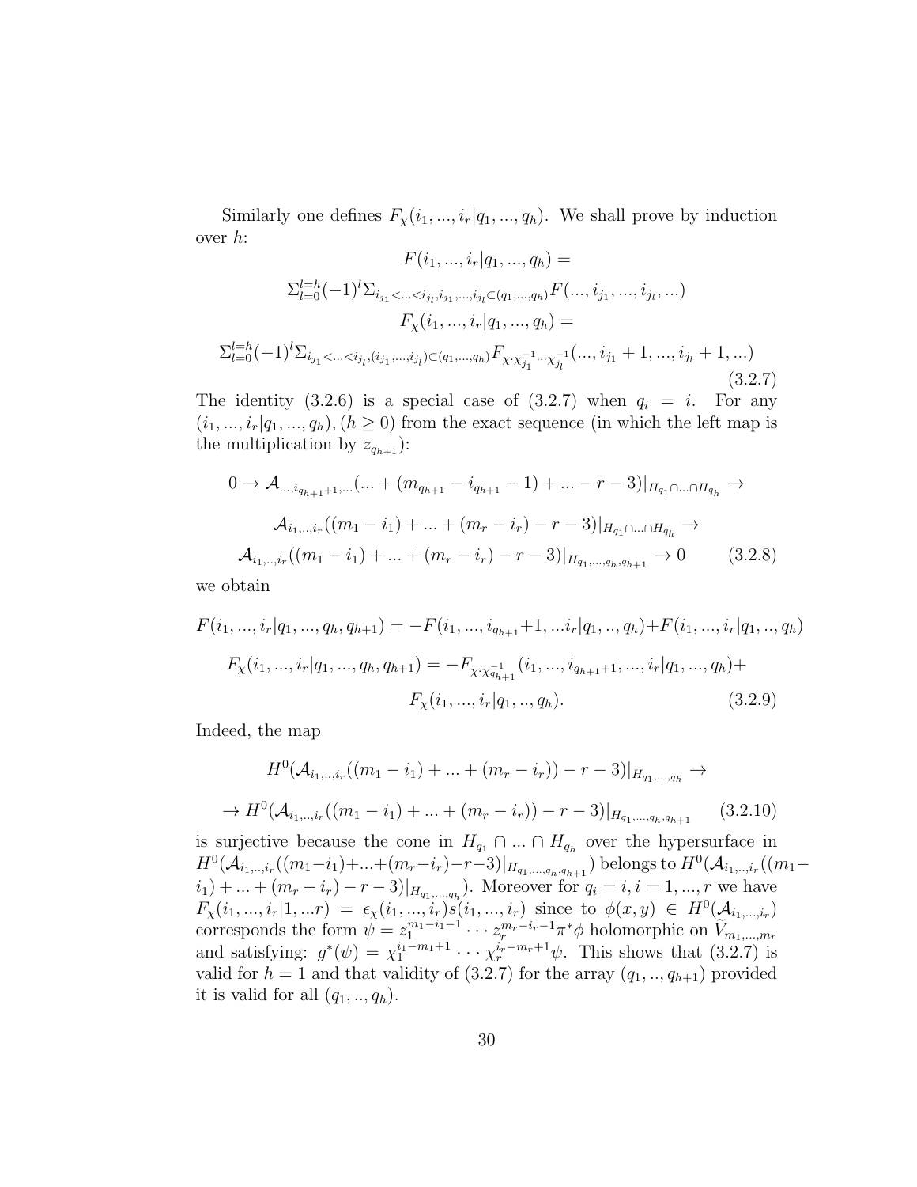Similarly one defines $F_\chi(i_1,...,i_r|q_1,...,q_h)$. We shall prove by induction over $h$:

$$F(i_1,...,i_r|q_1,...,q_h) =$$

$$\Sigma_{l=0}^{l=h}(-1)^l \Sigma_{i_{j_1}<...<i_{j_l}, i_{j_1},...,i_{j_l} \subset (q_1,...,q_h)} F(...,i_{j_1},...,i_{j_l},...)$$

$$F_\chi(i_1,...,i_r|q_1,...,q_h) =$$

$$\Sigma_{l=0}^{l=h}(-1)^l \Sigma_{i_{j_1}<...<i_{j_l}, (i_{j_1},...,i_{j_l}) \subset (q_1,...,q_h)} F_{\chi \cdot \chi_{j_1}^{-1} \cdots \chi_{j_l}^{-1}}(...,i_{j_1}+1,...,i_{j_l}+1,...) \tag{3.2.7}$$

The identity (3.2.6) is a special case of (3.2.7) when $q_i = i$. For any $(i_1,...,i_r|q_1,...,q_h), (h \geq 0)$ from the exact sequence (in which the left map is the multiplication by $z_{q_{h+1}}$):

$$0 \to \mathcal{A}_{...,i_{q_{h+1}}+1,...}(... + (m_{q_{h+1}} - i_{q_{h+1}} - 1) + ... - r - 3)|_{H_{q_1} \cap ... \cap H_{q_h}} \to$$

$$\mathcal{A}_{i_1,..,i_r}((m_1 - i_1) + ... + (m_r - i_r) - r - 3)|_{H_{q_1} \cap ... \cap H_{q_h}} \to$$

$$\mathcal{A}_{i_1,..,i_r}((m_1 - i_1) + ... + (m_r - i_r) - r - 3)|_{H_{q_1,...,q_h,q_{h+1}}} \to 0 \tag{3.2.8}$$

we obtain

$$F(i_1,...,i_r|q_1,...,q_h,q_{h+1}) = -F(i_1,...,i_{q_{h+1}}+1,...i_r|q_1,..,q_h) + F(i_1,...,i_r|q_1,...,q_h)$$

$$F_\chi(i_1,...,i_r|q_1,...,q_h,q_{h+1}) = -F_{\chi \cdot \chi_{q_{h+1}}^{-1}}(i_1,...,i_{q_{h+1}+1},...,i_r|q_1,...,q_h) +$$

$$F_\chi(i_1,...,i_r|q_1,..,q_h). \tag{3.2.9}$$

Indeed, the map

$$H^0(\mathcal{A}_{i_1,..,i_r}((m_1 - i_1) + ... + (m_r - i_r)) - r - 3)|_{H_{q_1,...,q_h}} \to$$

$$\to H^0(\mathcal{A}_{i_1,..,i_r}((m_1 - i_1) + ... + (m_r - i_r)) - r - 3)|_{H_{q_1,...,q_h,q_{h+1}}} \tag{3.2.10}$$

is surjective because the cone in $H_{q_1} \cap ... \cap H_{q_h}$ over the hypersurface in $H^0(\mathcal{A}_{i_1,..,i_r}((m_1-i_1)+...+(m_r-i_r)-r-3)|_{H_{q_1,...,q_h,q_{h+1}}})$ belongs to $H^0(\mathcal{A}_{i_1,..,i_r}((m_1 - i_1) + ... + (m_r - i_r) - r - 3)|_{H_{q_1,...,q_h}})$. Moreover for $q_i = i, i = 1,...,r$ we have $F_\chi(i_1,...,i_r|1,...r) = \epsilon_\chi(i_1,...,i_r)s(i_1,...,i_r)$ since to $\phi(x,y) \in H^0(\mathcal{A}_{i_1,...,i_r})$ corresponds the form $\psi = z_1^{m_1-i_1-1} \cdots z_r^{m_r-i_r-1}\pi^*\phi$ holomorphic on $\tilde{V}_{m_1,...,m_r}$ and satisfying: $g^*(\psi) = \chi_1^{i_1-m_1+1} \cdots \chi_r^{i_r-m_r+1}\psi$. This shows that (3.2.7) is valid for $h = 1$ and that validity of (3.2.7) for the array $(q_1,..,q_{h+1})$ provided it is valid for all $(q_1,..,q_h)$.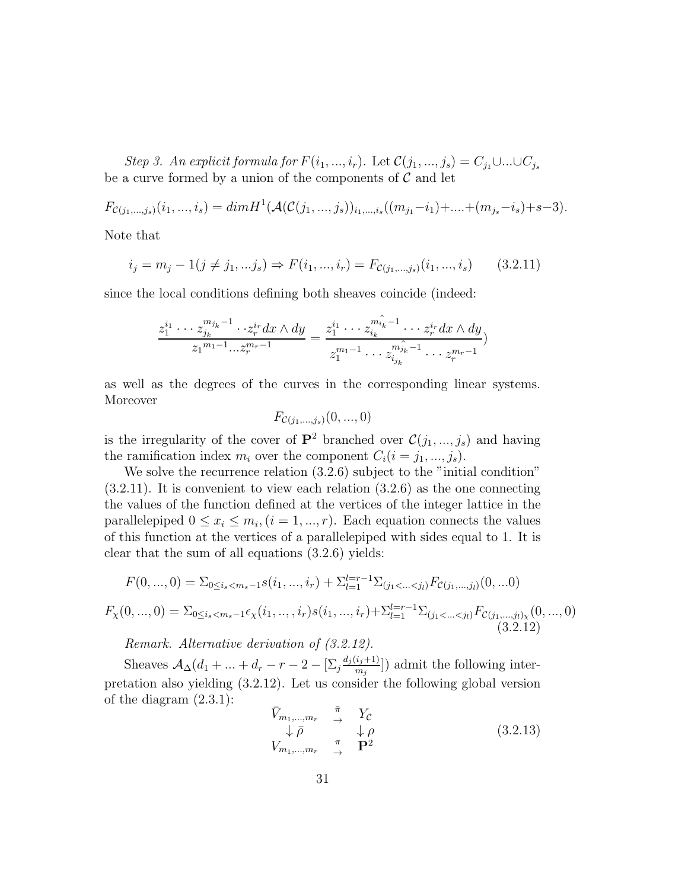*Step 3. An explicit formula for $F(i_1, ..., i_r)$.* Let $\mathcal{C}(j_1, ..., j_s) = C_{j_1} \cup ... \cup C_{j_s}$ be a curve formed by a union of the components of $\mathcal{C}$ and let

$$F_{\mathcal{C}(j_1,...,j_s)}(i_1, ..., i_s) = dim H^1(\mathcal{A}(\mathcal{C}(j_1, ..., j_s))_{i_1,...,i_s}((m_{j_1} - i_1) + .... + (m_{j_s} - i_s) + s - 3).$$

Note that

$$i_j = m_j - 1 (j \neq j_1, ...j_s) \Rightarrow F(i_1, ..., i_r) = F_{\mathcal{C}(j_1,...,j_s)}(i_1, ..., i_s) \qquad (3.2.11)$$

since the local conditions defining both sheaves coincide (indeed:

$$\frac{z_1^{i_1} \cdots z_{j_k}^{m_{j_k}-1} \cdot \cdot z_r^{i_r} dx \wedge dy}{z_1{}^{m_1-1} ... z_r^{m_r-1}} = \frac{z_1^{i_1} \cdots z_{i_k}^{\hat{m_{i_k}}-1} \cdots z_r^{i_r} dx \wedge dy}{z_1^{m_1-1} \cdots z_{i_{j_k}}^{\hat{m_{j_k}}-1} \cdots z_r^{m_r-1}})$$

as well as the degrees of the curves in the corresponding linear systems. Moreover

$$F_{\mathcal{C}(j_1,...,j_s)}(0, ..., 0)$$

is the irregularity of the cover of $\mathbf{P}^2$ branched over $\mathcal{C}(j_1, ..., j_s)$ and having the ramification index $m_i$ over the component $C_i (i = j_1, ..., j_s)$.

We solve the recurrence relation (3.2.6) subject to the "initial condition" (3.2.11). It is convenient to view each relation (3.2.6) as the one connecting the values of the function defined at the vertices of the integer lattice in the parallelepiped $0 \leq x_i \leq m_i, (i = 1, ..., r)$. Each equation connects the values of this function at the vertices of a parallelepiped with sides equal to 1. It is clear that the sum of all equations (3.2.6) yields:

$$F(0, ..., 0) = \Sigma_{0 \leq i_s < m_s - 1} s(i_1, ..., i_r) + \Sigma_{l=1}^{l=r-1} \Sigma_{(j_1 < ... < j_l)} F_{\mathcal{C}(j_1,...,j_l)}(0, ...0)$$

$$F_\chi(0, ..., 0) = \Sigma_{0 \leq i_s < m_s - 1} \epsilon_\chi(i_1, .., , i_r) s(i_1, ..., i_r) + \Sigma_{l=1}^{l=r-1} \Sigma_{(j_1 < ... < j_l)} F_{\mathcal{C}(j_1,...,j_l)_\chi}(0, ..., 0) \qquad (3.2.12)$$

*Remark. Alternative derivation of (3.2.12).*

Sheaves $\mathcal{A}_\Delta(d_1 + ... + d_r - r - 2 - [\Sigma_j \frac{d_j(i_j+1)}{m_j}])$ admit the following interpretation also yielding (3.2.12). Let us consider the following global version of the diagram (2.3.1):

$$\begin{array}{ccc} \bar{V}_{m_1,...,m_r} & \stackrel{\bar{\pi}}{\rightarrow} & Y_{\mathcal{C}} \\ \downarrow \bar{\rho} & & \downarrow \rho \\ V_{m_1,...,m_r} & \stackrel{\pi}{\rightarrow} & \mathbf{P^2} \end{array} \qquad (3.2.13)$$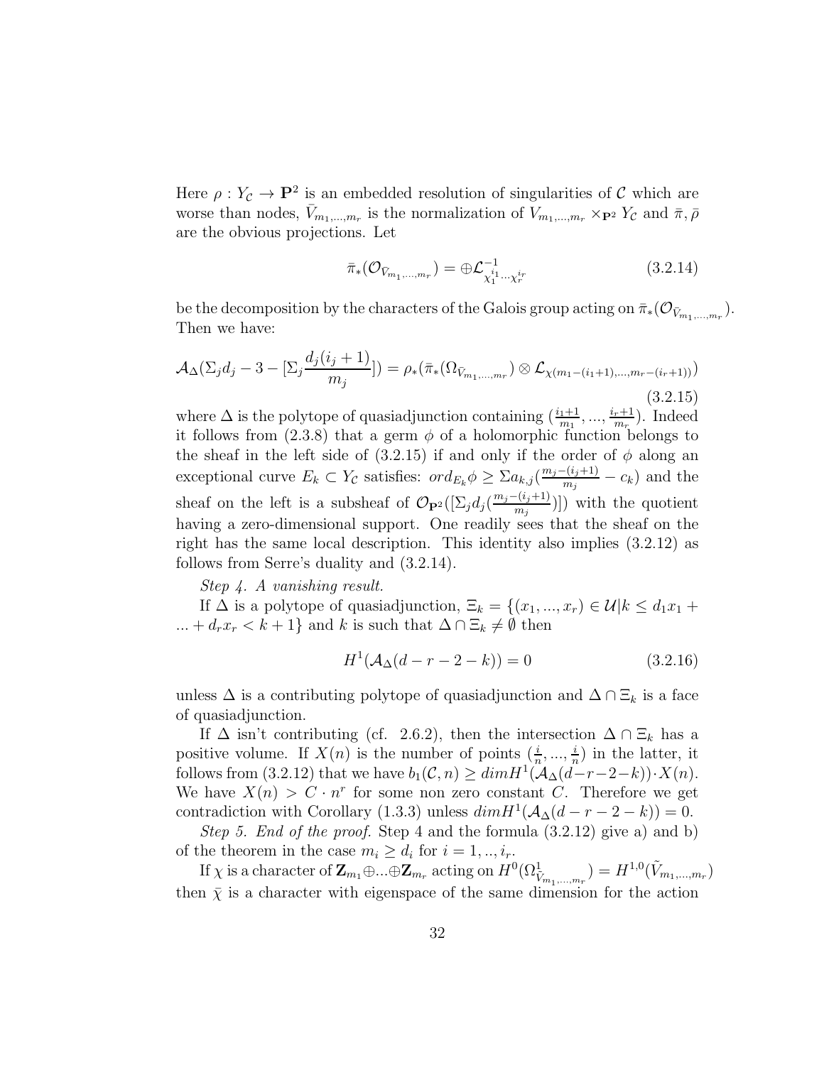Here $\rho : Y_{\mathcal{C}} \to \mathbf{P}^2$ is an embedded resolution of singularities of $\mathcal{C}$ which are worse than nodes, $\bar{V}_{m_1,\dots,m_r}$ is the normalization of $V_{m_1,\dots,m_r} \times_{\mathbf{P}^2} Y_{\mathcal{C}}$ and $\bar{\pi}, \bar{\rho}$ are the obvious projections. Let

$$\bar{\pi}_*(\mathcal{O}_{\bar{V}_{m_1,\dots,m_r}}) = \oplus \mathcal{L}^{-1}_{\chi_1^{i_1}\cdots\chi_r^{i_r}} \tag{3.2.14}$$

be the decomposition by the characters of the Galois group acting on $\bar{\pi}_*(\mathcal{O}_{\bar{V}_{m_1,\dots,m_r}})$. Then we have:

$$\mathcal{A}_\Delta(\Sigma_j d_j - 3 - [\Sigma_j \frac{d_j(i_j+1)}{m_j}]) = \rho_*(\bar{\pi}_*(\Omega_{\bar{V}_{m_1,\dots,m_r}}) \otimes \mathcal{L}_{\chi(m_1-(i_1+1),\dots,m_r-(i_r+1))}) \tag{3.2.15}$$

where $\Delta$ is the polytope of quasiadjunction containing $(\frac{i_1+1}{m_1}, \dots, \frac{i_r+1}{m_r})$. Indeed it follows from (2.3.8) that a germ $\phi$ of a holomorphic function belongs to the sheaf in the left side of (3.2.15) if and only if the order of $\phi$ along an exceptional curve $E_k \subset Y_{\mathcal{C}}$ satisfies: $ord_{E_k}\phi \geq \Sigma a_{k,j}(\frac{m_j-(i_j+1)}{m_j} - c_k)$ and the sheaf on the left is a subsheaf of $\mathcal{O}_{\mathbf{P}^2}([\Sigma_j d_j(\frac{m_j-(i_j+1)}{m_j})])$ with the quotient having a zero-dimensional support. One readily sees that the sheaf on the right has the same local description. This identity also implies (3.2.12) as follows from Serre's duality and (3.2.14).

*Step 4. A vanishing result.*

If $\Delta$ is a polytope of quasiadjunction, $\Xi_k = \{(x_1, \dots, x_r) \in \mathcal{U} | k \leq d_1x_1 + \dots + d_rx_r < k+1\}$ and $k$ is such that $\Delta \cap \Xi_k \neq \emptyset$ then

$$H^1(\mathcal{A}_\Delta(d - r - 2 - k)) = 0 \tag{3.2.16}$$

unless $\Delta$ is a contributing polytope of quasiadjunction and $\Delta \cap \Xi_k$ is a face of quasiadjunction.

If $\Delta$ isn't contributing (cf. 2.6.2), then the intersection $\Delta \cap \Xi_k$ has a positive volume. If $X(n)$ is the number of points $(\frac{i}{n}, \dots, \frac{i}{n})$ in the latter, it follows from (3.2.12) that we have $b_1(\mathcal{C}, n) \geq dim H^1(\mathcal{A}_\Delta(d-r-2-k)) \cdot X(n)$. We have $X(n) > C \cdot n^r$ for some non zero constant $C$. Therefore we get contradiction with Corollary (1.3.3) unless $dim H^1(\mathcal{A}_\Delta(d-r-2-k)) = 0$.

*Step 5. End of the proof.* Step 4 and the formula (3.2.12) give a) and b) of the theorem in the case $m_i \geq d_i$ for $i = 1, .., i_r$.

If $\chi$ is a character of $\mathbf{Z}_{m_1} \oplus \dots \oplus \mathbf{Z}_{m_r}$ acting on $H^0(\Omega^1_{\tilde{V}_{m_1,\dots,m_r}}) = H^{1,0}(\tilde{V}_{m_1,\dots,m_r})$ then $\bar{\chi}$ is a character with eigenspace of the same dimension for the action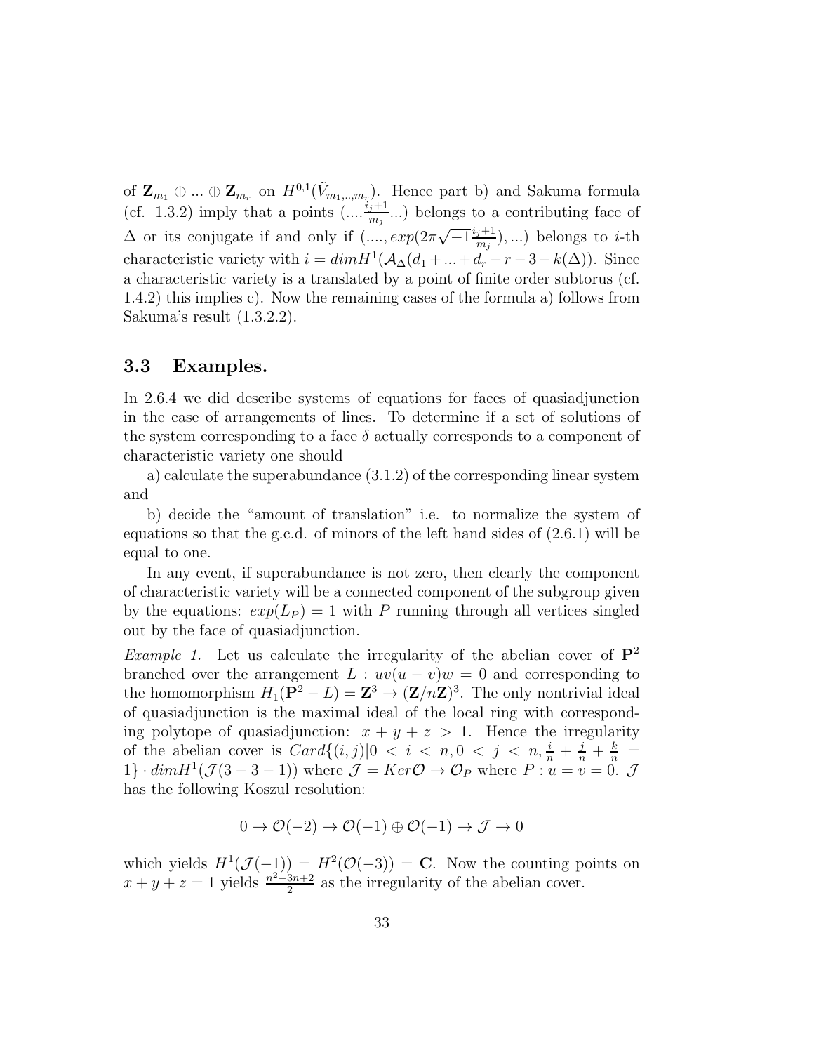of $\mathbf{Z}_{m_1} \oplus ... \oplus \mathbf{Z}_{m_r}$ on $H^{0,1}(\tilde{V}_{m_1,..,m_r})$. Hence part b) and Sakuma formula (cf. 1.3.2) imply that a points $(....\frac{i_j+1}{m_j}...)$ belongs to a contributing face of $\Delta$ or its conjugate if and only if $(....,exp(2\pi\sqrt{-1}\frac{i_j+1}{m_j}),...)$ belongs to $i$-th characteristic variety with $i = dim H^1(\mathcal{A}_\Delta(d_1+...+d_r-r-3-k(\Delta))$. Since a characteristic variety is a translated by a point of finite order subtorus (cf. 1.4.2) this implies c). Now the remaining cases of the formula a) follows from Sakuma's result (1.3.2.2).

## 3.3 Examples.

In 2.6.4 we did describe systems of equations for faces of quasiadjunction in the case of arrangements of lines. To determine if a set of solutions of the system corresponding to a face $\delta$ actually corresponds to a component of characteristic variety one should

a) calculate the superabundance (3.1.2) of the corresponding linear system and

b) decide the "amount of translation" i.e. to normalize the system of equations so that the g.c.d. of minors of the left hand sides of (2.6.1) will be equal to one.

In any event, if superabundance is not zero, then clearly the component of characteristic variety will be a connected component of the subgroup given by the equations: $exp(L_P) = 1$ with $P$ running through all vertices singled out by the face of quasiadjunction.

*Example 1.* Let us calculate the irregularity of the abelian cover of $\mathbf{P}^2$ branched over the arrangement $L: uv(u-v)w = 0$ and corresponding to the homomorphism $H_1(\mathbf{P}^2 - L) = \mathbf{Z}^3 \to (\mathbf{Z}/n\mathbf{Z})^3$. The only nontrivial ideal of quasiadjunction is the maximal ideal of the local ring with corresponding polytope of quasiadjunction: $x + y + z > 1$. Hence the irregularity of the abelian cover is $Card\{(i,j) \vert 0 < i < n, 0 < j < n, \frac{i}{n} + \frac{j}{n} + \frac{k}{n} = 1\} \cdot dim H^1(\mathcal{J}(3-3-1))$ where $\mathcal{J} = Ker \mathcal{O} \to \mathcal{O}_P$ where $P: u = v = 0$. $\mathcal{J}$ has the following Koszul resolution:

$$0 \to \mathcal{O}(-2) \to \mathcal{O}(-1) \oplus \mathcal{O}(-1) \to \mathcal{J} \to 0$$

which yields $H^1(\mathcal{J}(-1)) = H^2(\mathcal{O}(-3)) = \mathbf{C}$. Now the counting points on $x + y + z = 1$ yields $\frac{n^2-3n+2}{2}$ as the irregularity of the abelian cover.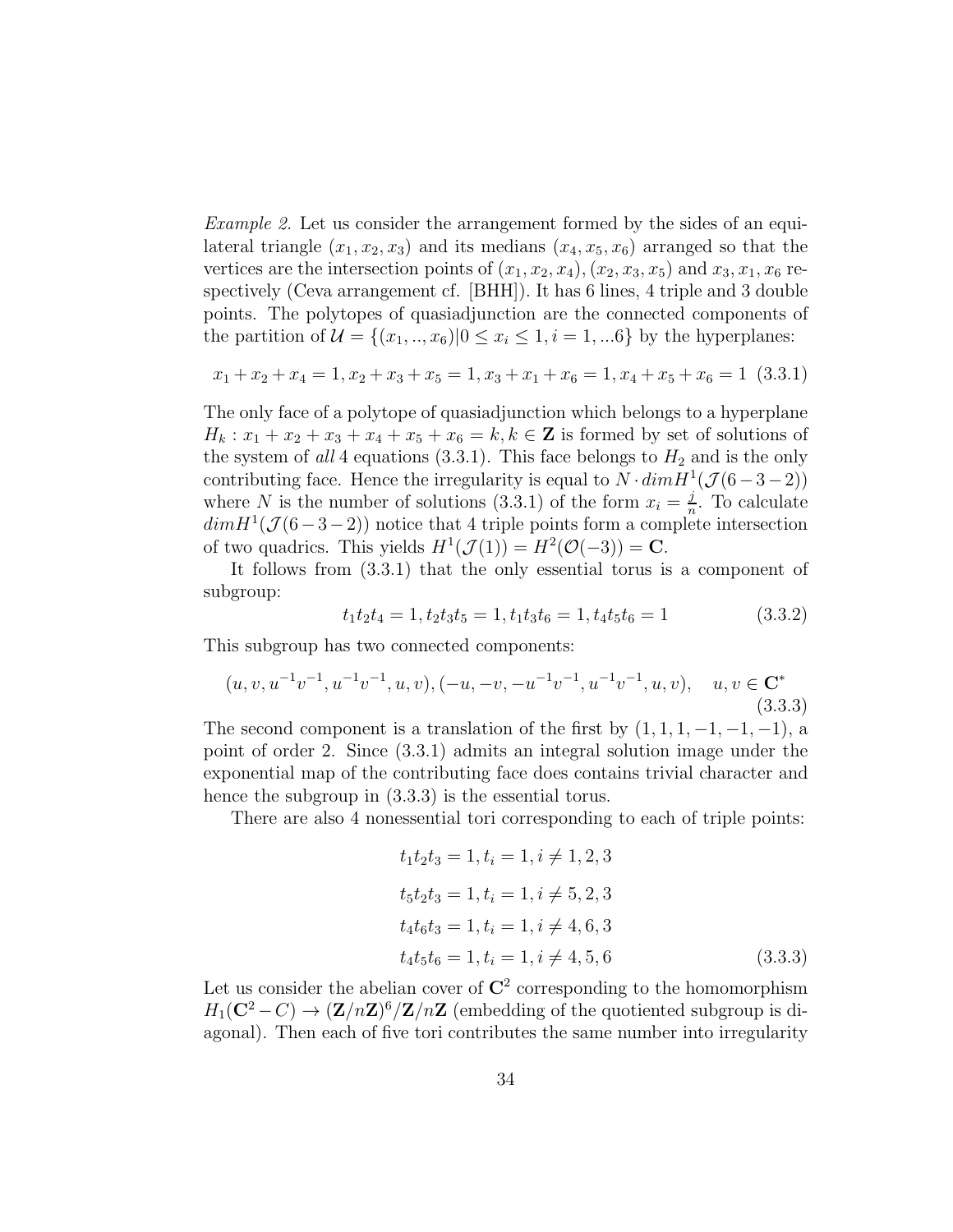*Example 2.* Let us consider the arrangement formed by the sides of an equilateral triangle $(x_1, x_2, x_3)$ and its medians $(x_4, x_5, x_6)$ arranged so that the vertices are the intersection points of $(x_1, x_2, x_4), (x_2, x_3, x_5)$ and $x_3, x_1, x_6$ respectively (Ceva arrangement cf. [BHH]). It has 6 lines, 4 triple and 3 double points. The polytopes of quasiadjunction are the connected components of the partition of $\mathcal{U} = \{(x_1, .., x_6) | 0 \leq x_i \leq 1, i = 1, ...6\}$ by the hyperplanes:

$$x_1 + x_2 + x_4 = 1, x_2 + x_3 + x_5 = 1, x_3 + x_1 + x_6 = 1, x_4 + x_5 + x_6 = 1 \quad (3.3.1)$$

The only face of a polytope of quasiadjunction which belongs to a hyperplane $H_k : x_1 + x_2 + x_3 + x_4 + x_5 + x_6 = k, k \in \mathbf{Z}$ is formed by set of solutions of the system of *all* 4 equations (3.3.1). This face belongs to $H_2$ and is the only contributing face. Hence the irregularity is equal to $N \cdot dim H^1(\mathcal{J}(6-3-2))$ where $N$ is the number of solutions (3.3.1) of the form $x_i = \frac{j}{n}$. To calculate $dim H^1(\mathcal{J}(6-3-2))$ notice that 4 triple points form a complete intersection of two quadrics. This yields $H^1(\mathcal{J}(1)) = H^2(\mathcal{O}(-3)) = \mathbf{C}$.

It follows from (3.3.1) that the only essential torus is a component of subgroup:

$$t_1 t_2 t_4 = 1, t_2 t_3 t_5 = 1, t_1 t_3 t_6 = 1, t_4 t_5 t_6 = 1 \quad (3.3.2)$$

This subgroup has two connected components:

$$(u, v, u^{-1}v^{-1}, u^{-1}v^{-1}, u, v), (-u, -v, -u^{-1}v^{-1}, u^{-1}v^{-1}, u, v), \quad u, v \in \mathbf{C}^* \quad (3.3.3)$$

The second component is a translation of the first by $(1, 1, 1, -1, -1, -1)$, a point of order 2. Since (3.3.1) admits an integral solution image under the exponential map of the contributing face does contains trivial character and hence the subgroup in (3.3.3) is the essential torus.

There are also 4 nonessential tori corresponding to each of triple points:

$$\begin{aligned}
&t_1 t_2 t_3 = 1, t_i = 1, i \neq 1, 2, 3 \\
&t_5 t_2 t_3 = 1, t_i = 1, i \neq 5, 2, 3 \\
&t_4 t_6 t_3 = 1, t_i = 1, i \neq 4, 6, 3 \\
&t_4 t_5 t_6 = 1, t_i = 1, i \neq 4, 5, 6
\end{aligned} \quad (3.3.3)$$

Let us consider the abelian cover of $\mathbf{C}^2$ corresponding to the homomorphism $H_1(\mathbf{C}^2 - C) \to (\mathbf{Z}/n\mathbf{Z})^6/\mathbf{Z}/n\mathbf{Z}$ (embedding of the quotiented subgroup is diagonal). Then each of five tori contributes the same number into irregularity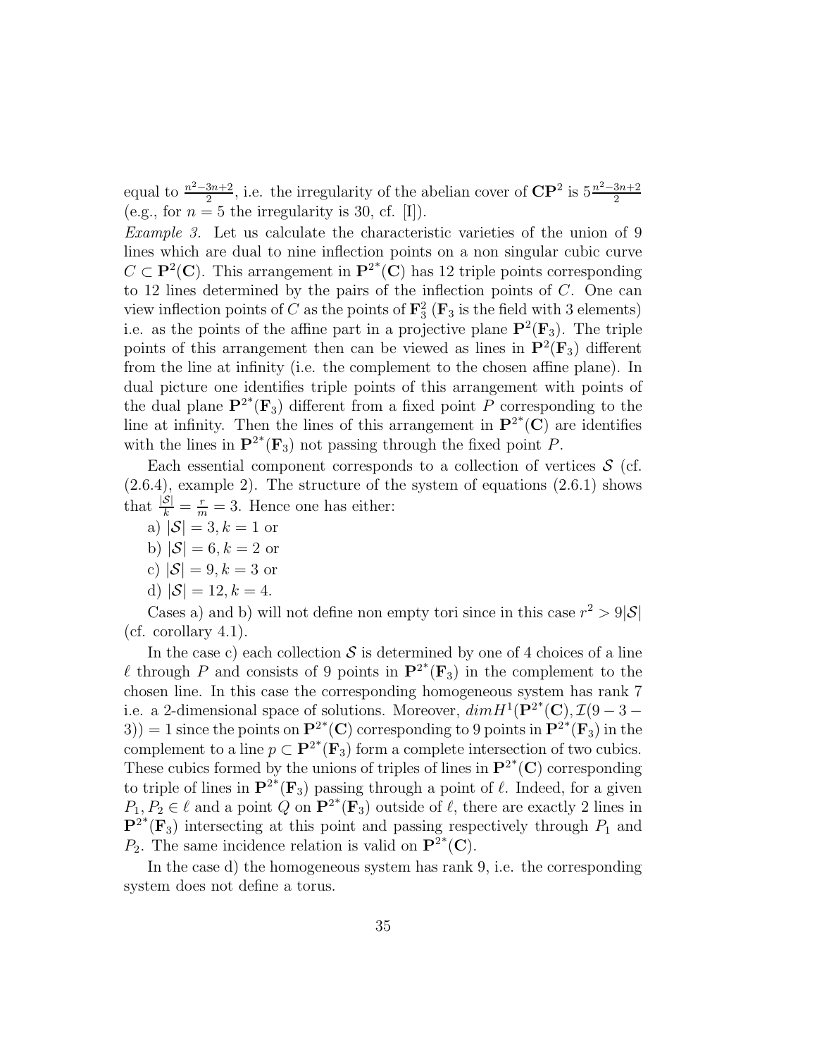equal to $\frac{n^2-3n+2}{2}$, i.e. the irregularity of the abelian cover of $\mathbf{CP}^2$ is $5\frac{n^2-3n+2}{2}$ (e.g., for $n=5$ the irregularity is 30, cf. [I]).

*Example 3.* Let us calculate the characteristic varieties of the union of 9 lines which are dual to nine inflection points on a non singular cubic curve $C \subset \mathbf{P}^2(\mathbf{C})$. This arrangement in $\mathbf{P}^{2^*}(\mathbf{C})$ has 12 triple points corresponding to 12 lines determined by the pairs of the inflection points of $C$. One can view inflection points of $C$ as the points of $\mathbf{F}_3^2$ ($\mathbf{F}_3$ is the field with 3 elements) i.e. as the points of the affine part in a projective plane $\mathbf{P}^2(\mathbf{F}_3)$. The triple points of this arrangement then can be viewed as lines in $\mathbf{P}^2(\mathbf{F}_3)$ different from the line at infinity (i.e. the complement to the chosen affine plane). In dual picture one identifies triple points of this arrangement with points of the dual plane $\mathbf{P}^{2^*}(\mathbf{F}_3)$ different from a fixed point $P$ corresponding to the line at infinity. Then the lines of this arrangement in $\mathbf{P}^{2^*}(\mathbf{C})$ are identifies with the lines in $\mathbf{P}^{2^*}(\mathbf{F}_3)$ not passing through the fixed point $P$.

Each essential component corresponds to a collection of vertices $\mathcal{S}$ (cf. (2.6.4), example 2). The structure of the system of equations (2.6.1) shows that $\frac{|\mathcal{S}|}{k} = \frac{r}{m} = 3$. Hence one has either:

a) $|\mathcal{S}| = 3, k = 1$ or

b) $|\mathcal{S}| = 6, k = 2$ or

c) $|\mathcal{S}| = 9, k = 3$ or

d) $|\mathcal{S}| = 12, k = 4$.

Cases a) and b) will not define non empty tori since in this case $r^2 > 9|\mathcal{S}|$ (cf. corollary 4.1).

In the case c) each collection $\mathcal{S}$ is determined by one of 4 choices of a line $\ell$ through $P$ and consists of 9 points in $\mathbf{P}^{2^*}(\mathbf{F}_3)$ in the complement to the chosen line. In this case the corresponding homogeneous system has rank 7 i.e. a 2-dimensional space of solutions. Moreover, $dim H^1(\mathbf{P}^{2^*}(\mathbf{C}), \mathcal{I}(9-3-3)) = 1$ since the points on $\mathbf{P}^{2^*}(\mathbf{C})$ corresponding to 9 points in $\mathbf{P}^{2^*}(\mathbf{F}_3)$ in the complement to a line $p \subset \mathbf{P}^{2^*}(\mathbf{F}_3)$ form a complete intersection of two cubics. These cubics formed by the unions of triples of lines in $\mathbf{P}^{2^*}(\mathbf{C})$ corresponding to triple of lines in $\mathbf{P}^{2^*}(\mathbf{F}_3)$ passing through a point of $\ell$. Indeed, for a given $P_1, P_2 \in \ell$ and a point $Q$ on $\mathbf{P}^{2^*}(\mathbf{F}_3)$ outside of $\ell$, there are exactly 2 lines in $\mathbf{P}^{2^*}(\mathbf{F}_3)$ intersecting at this point and passing respectively through $P_1$ and $P_2$. The same incidence relation is valid on $\mathbf{P}^{2^*}(\mathbf{C})$.

In the case d) the homogeneous system has rank 9, i.e. the corresponding system does not define a torus.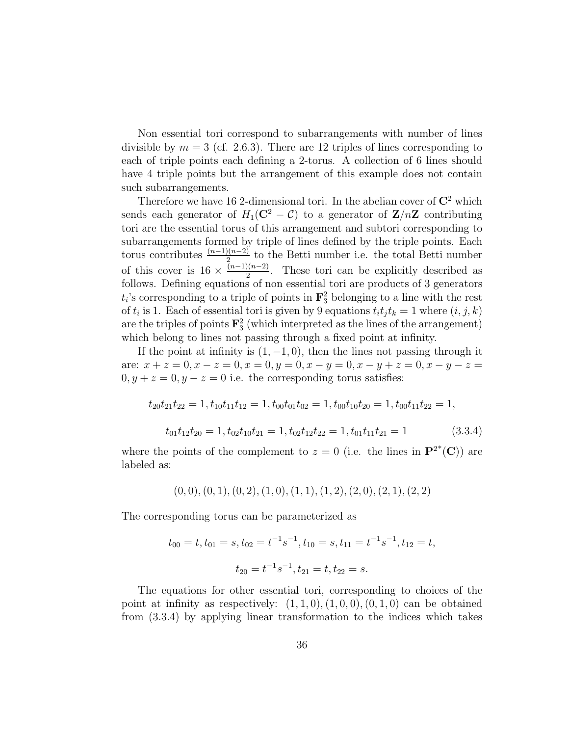Non essential tori correspond to subarrangements with number of lines divisible by $m = 3$ (cf. 2.6.3). There are 12 triples of lines corresponding to each of triple points each defining a 2-torus. A collection of 6 lines should have 4 triple points but the arrangement of this example does not contain such subarrangements.

Therefore we have 16 2-dimensional tori. In the abelian cover of $\mathbf{C}^2$ which sends each generator of $H_1(\mathbf{C}^2 - \mathcal{C})$ to a generator of $\mathbf{Z}/n\mathbf{Z}$ contributing tori are the essential torus of this arrangement and subtori corresponding to subarrangements formed by triple of lines defined by the triple points. Each torus contributes $\frac{(n-1)(n-2)}{2}$ to the Betti number i.e. the total Betti number of this cover is $16 \times \frac{(n-1)(n-2)}{2}$. These tori can be explicitly described as follows. Defining equations of non essential tori are products of 3 generators $t_i$'s corresponding to a triple of points in $\mathbf{F}_3^2$ belonging to a line with the rest of $t_i$ is 1. Each of essential tori is given by 9 equations $t_i t_j t_k = 1$ where $(i, j, k)$ are the triples of points $\mathbf{F}_3^2$ (which interpreted as the lines of the arrangement) which belong to lines not passing through a fixed point at infinity.

If the point at infinity is $(1, -1, 0)$, then the lines not passing through it are: $x + z = 0, x - z = 0, x = 0, y = 0, x - y = 0, x - y + z = 0, x - y - z = 0, y + z = 0, y - z = 0$ i.e. the corresponding torus satisfies:

$$t_{20}t_{21}t_{22} = 1, t_{10}t_{11}t_{12} = 1, t_{00}t_{01}t_{02} = 1, t_{00}t_{10}t_{20} = 1, t_{00}t_{11}t_{22} = 1,$$

$$t_{01}t_{12}t_{20} = 1, t_{02}t_{10}t_{21} = 1, t_{02}t_{12}t_{22} = 1, t_{01}t_{11}t_{21} = 1 \tag{3.3.4}$$

where the points of the complement to $z = 0$ (i.e. the lines in $\mathbf{P}^{2^*}(\mathbf{C})$) are labeled as:

$$(0, 0), (0, 1), (0, 2), (1, 0), (1, 1), (1, 2), (2, 0), (2, 1), (2, 2)$$

The corresponding torus can be parameterized as

$$t_{00} = t, t_{01} = s, t_{02} = t^{-1}s^{-1}, t_{10} = s, t_{11} = t^{-1}s^{-1}, t_{12} = t,$$

$$t_{20} = t^{-1}s^{-1}, t_{21} = t, t_{22} = s.$$

The equations for other essential tori, corresponding to choices of the point at infinity as respectively: $(1, 1, 0), (1, 0, 0), (0, 1, 0)$ can be obtained from (3.3.4) by applying linear transformation to the indices which takes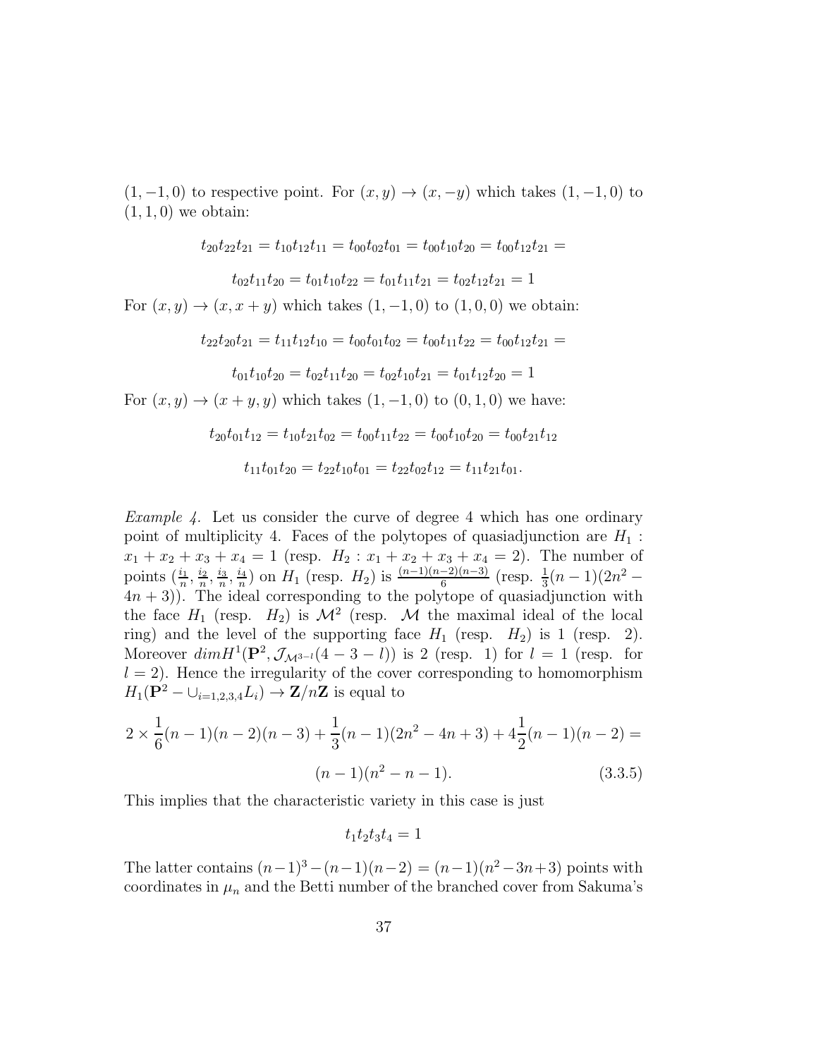$(1,-1,0)$ to respective point. For $(x,y) \to (x,-y)$ which takes $(1,-1,0)$ to $(1,1,0)$ we obtain:

$$t_{20}t_{22}t_{21} = t_{10}t_{12}t_{11} = t_{00}t_{02}t_{01} = t_{00}t_{10}t_{20} = t_{00}t_{12}t_{21} =$$

$$t_{02}t_{11}t_{20} = t_{01}t_{10}t_{22} = t_{01}t_{11}t_{21} = t_{02}t_{12}t_{21} = 1$$

For $(x,y) \to (x, x+y)$ which takes $(1,-1,0)$ to $(1,0,0)$ we obtain:

$$t_{22}t_{20}t_{21} = t_{11}t_{12}t_{10} = t_{00}t_{01}t_{02} = t_{00}t_{11}t_{22} = t_{00}t_{12}t_{21} =$$

$$t_{01}t_{10}t_{20} = t_{02}t_{11}t_{20} = t_{02}t_{10}t_{21} = t_{01}t_{12}t_{20} = 1$$

For $(x,y) \to (x+y, y)$ which takes $(1,-1,0)$ to $(0,1,0)$ we have:

$$t_{20}t_{01}t_{12} = t_{10}t_{21}t_{02} = t_{00}t_{11}t_{22} = t_{00}t_{10}t_{20} = t_{00}t_{21}t_{12}$$

$$t_{11}t_{01}t_{20} = t_{22}t_{10}t_{01} = t_{22}t_{02}t_{12} = t_{11}t_{21}t_{01}.$$

*Example 4.* Let us consider the curve of degree 4 which has one ordinary point of multiplicity 4. Faces of the polytopes of quasiadjunction are $H_1$ : $x_1 + x_2 + x_3 + x_4 = 1$ (resp. $H_2 : x_1 + x_2 + x_3 + x_4 = 2$). The number of points $(\frac{i_1}{n}, \frac{i_2}{n}, \frac{i_3}{n}, \frac{i_4}{n})$ on $H_1$ (resp. $H_2$) is $\frac{(n-1)(n-2)(n-3)}{6}$ (resp. $\frac{1}{3}(n-1)(2n^2 - 4n + 3)$). The ideal corresponding to the polytope of quasiadjunction with the face $H_1$ (resp. $H_2$) is $\mathcal{M}^2$ (resp. $\mathcal{M}$ the maximal ideal of the local ring) and the level of the supporting face $H_1$ (resp. $H_2$) is 1 (resp. 2). Moreover $dim H^1(\mathbf{P}^2, \mathcal{J}_{\mathcal{M}^{3-l}}(4-3-l))$ is 2 (resp. 1) for $l = 1$ (resp. for $l = 2$). Hence the irregularity of the cover corresponding to homomorphism $H_1(\mathbf{P}^2 - \cup_{i=1,2,3,4} L_i) \to \mathbf{Z}/n\mathbf{Z}$ is equal to

$$2 \times \frac{1}{6}(n-1)(n-2)(n-3) + \frac{1}{3}(n-1)(2n^2 - 4n + 3) + 4\frac{1}{2}(n-1)(n-2) =$$
$$(n-1)(n^2 - n - 1). \tag{3.3.5}$$

This implies that the characteristic variety in this case is just

$$t_1 t_2 t_3 t_4 = 1$$

The latter contains $(n-1)^3 - (n-1)(n-2) = (n-1)(n^2 - 3n + 3)$ points with coordinates in $\mu_n$ and the Betti number of the branched cover from Sakuma's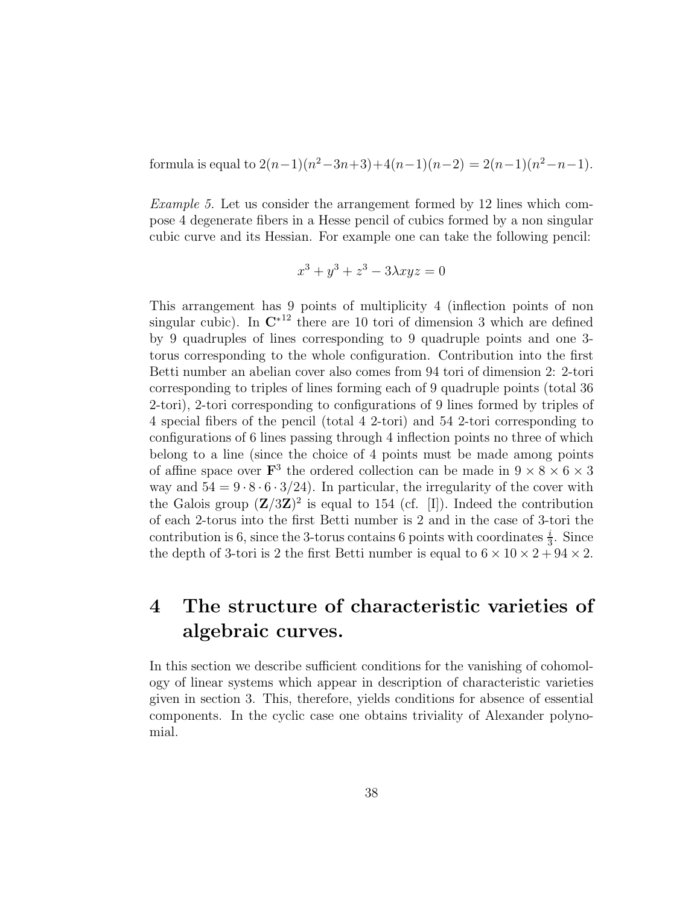formula is equal to $2(n-1)(n^2-3n+3)+4(n-1)(n-2) = 2(n-1)(n^2-n-1)$.

*Example 5.* Let us consider the arrangement formed by 12 lines which compose 4 degenerate fibers in a Hesse pencil of cubics formed by a non singular cubic curve and its Hessian. For example one can take the following pencil:

$$x^3 + y^3 + z^3 - 3\lambda xyz = 0$$

This arrangement has 9 points of multiplicity 4 (inflection points of non singular cubic). In $\mathbf{C}^{*12}$ there are 10 tori of dimension 3 which are defined by 9 quadruples of lines corresponding to 9 quadruple points and one 3-torus corresponding to the whole configuration. Contribution into the first Betti number an abelian cover also comes from 94 tori of dimension 2: 2-tori corresponding to triples of lines forming each of 9 quadruple points (total 36 2-tori), 2-tori corresponding to configurations of 9 lines formed by triples of 4 special fibers of the pencil (total 4 2-tori) and 54 2-tori corresponding to configurations of 6 lines passing through 4 inflection points no three of which belong to a line (since the choice of 4 points must be made among points of affine space over $\mathbf{F}^3$ the ordered collection can be made in $9 \times 8 \times 6 \times 3$ way and $54 = 9 \cdot 8 \cdot 6 \cdot 3/24$). In particular, the irregularity of the cover with the Galois group $(\mathbf{Z}/3\mathbf{Z})^2$ is equal to 154 (cf. [I]). Indeed the contribution of each 2-torus into the first Betti number is 2 and in the case of 3-tori the contribution is 6, since the 3-torus contains 6 points with coordinates $\frac{i}{3}$. Since the depth of 3-tori is 2 the first Betti number is equal to $6 \times 10 \times 2 + 94 \times 2$.

# 4 The structure of characteristic varieties of algebraic curves.

In this section we describe sufficient conditions for the vanishing of cohomology of linear systems which appear in description of characteristic varieties given in section 3. This, therefore, yields conditions for absence of essential components. In the cyclic case one obtains triviality of Alexander polynomial.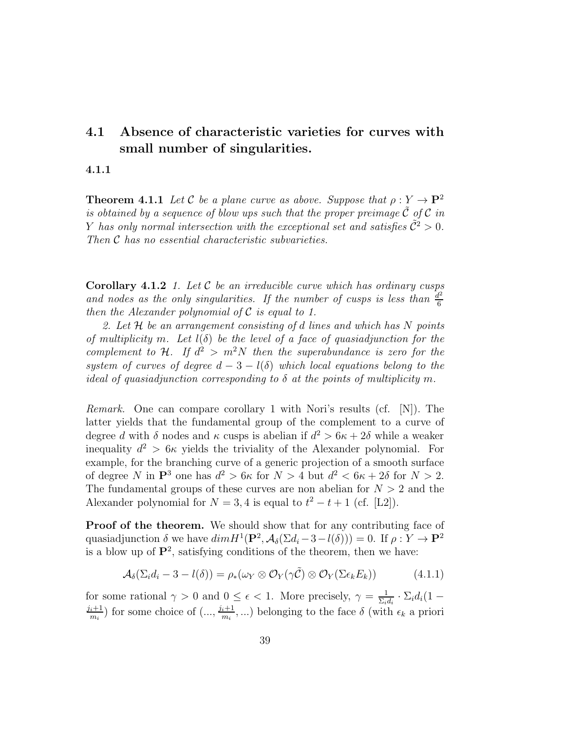## 4.1 Absence of characteristic varieties for curves with small number of singularities.

### 4.1.1

**Theorem 4.1.1** *Let $\mathcal{C}$ be a plane curve as above. Suppose that $\rho : Y \to \mathbf{P}^2$ is obtained by a sequence of blow ups such that the proper preimage $\tilde{\mathcal{C}}$ of $\mathcal{C}$ in $Y$ has only normal intersection with the exceptional set and satisfies $\tilde{\mathcal{C}}^2 > 0$. Then $\mathcal{C}$ has no essential characteristic subvarieties.*

**Corollary 4.1.2** *1. Let $\mathcal{C}$ be an irreducible curve which has ordinary cusps and nodes as the only singularities. If the number of cusps is less than $\frac{d^2}{6}$ then the Alexander polynomial of $\mathcal{C}$ is equal to 1.*

*2. Let $\mathcal{H}$ be an arrangement consisting of $d$ lines and which has $N$ points of multiplicity $m$. Let $l(\delta)$ be the level of a face of quasiadjunction for the complement to $\mathcal{H}$. If $d^2 > m^2 N$ then the superabundance is zero for the system of curves of degree $d - 3 - l(\delta)$ which local equations belong to the ideal of quasiadjunction corresponding to $\delta$ at the points of multiplicity $m$.*

*Remark.* One can compare corollary 1 with Nori's results (cf. [N]). The latter yields that the fundamental group of the complement to a curve of degree $d$ with $\delta$ nodes and $\kappa$ cusps is abelian if $d^2 > 6\kappa + 2\delta$ while a weaker inequality $d^2 > 6\kappa$ yields the triviality of the Alexander polynomial. For example, for the branching curve of a generic projection of a smooth surface of degree $N$ in $\mathbf{P}^3$ one has $d^2 > 6\kappa$ for $N > 4$ but $d^2 < 6\kappa + 2\delta$ for $N > 2$. The fundamental groups of these curves are non abelian for $N > 2$ and the Alexander polynomial for $N = 3, 4$ is equal to $t^2 - t + 1$ (cf. [L2]).

**Proof of the theorem.** We should show that for any contributing face of quasiadjunction $\delta$ we have $dim H^1(\mathbf{P}^2, \mathcal{A}_\delta(\Sigma d_i - 3 - l(\delta))) = 0$. If $\rho : Y \to \mathbf{P}^2$ is a blow up of $\mathbf{P}^2$, satisfying conditions of the theorem, then we have:

$$\mathcal{A}_\delta(\Sigma_i d_i - 3 - l(\delta)) = \rho_*(\omega_Y \otimes \mathcal{O}_Y(\gamma \tilde{\mathcal{C}}) \otimes \mathcal{O}_Y(\Sigma \epsilon_k E_k)) \qquad (4.1.1)$$

for some rational $\gamma > 0$ and $0 \le \epsilon < 1$. More precisely, $\gamma = \frac{1}{\Sigma_i d_i} \cdot \Sigma_i d_i (1 - \frac{j_i + 1}{m_i})$ for some choice of $(..., \frac{j_i+1}{m_i}, ...)$ belonging to the face $\delta$ (with $\epsilon_k$ a priori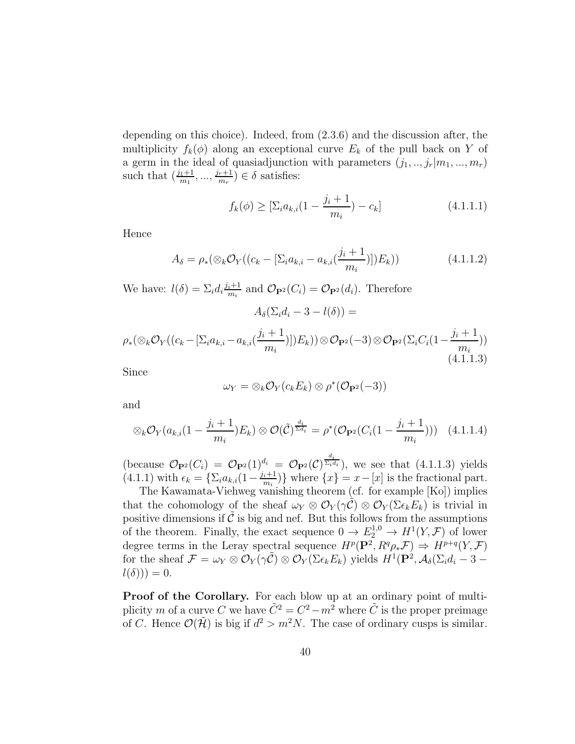depending on this choice). Indeed, from (2.3.6) and the discussion after, the multiplicity $f_k(\phi)$ along an exceptional curve $E_k$ of the pull back on $Y$ of a germ in the ideal of quasiadjunction with parameters $(j_1,..,j_r|m_1,...,m_r)$ such that $(\frac{j_1+1}{m_1},...,\frac{j_r+1}{m_r}) \in \delta$ satisfies:

$$f_k(\phi) \geq [\Sigma_i a_{k,i}(1-\frac{j_i+1}{m_i}) - c_k] \tag{4.1.1.1}$$

Hence

$$A_\delta = \rho_*(\otimes_k \mathcal{O}_Y((c_k - [\Sigma_i a_{k,i} - a_{k,i}(\frac{j_i+1}{m_i})])E_k)) \tag{4.1.1.2}$$

We have: $l(\delta) = \Sigma_i d_i \frac{j_i+1}{m_i}$ and $\mathcal{O}_{\mathbf{P}^2}(C_i) = \mathcal{O}_{\mathbf{P}^2}(d_i)$. Therefore

$$A_\delta(\Sigma_i d_i - 3 - l(\delta)) =$$

$$\rho_*(\otimes_k \mathcal{O}_Y((c_k - [\Sigma_i a_{k,i} - a_{k,i}(\frac{j_i+1}{m_i})])E_k)) \otimes \mathcal{O}_{\mathbf{P}^2}(-3) \otimes \mathcal{O}_{\mathbf{P}^2}(\Sigma_i C_i(1-\frac{j_i+1}{m_i})) \tag{4.1.1.3}$$

Since

$$\omega_Y = \otimes_k \mathcal{O}_Y(c_k E_k) \otimes \rho^*(\mathcal{O}_{\mathbf{P}^2}(-3))$$

and

$$\otimes_k \mathcal{O}_Y(a_{k,i}(1-\frac{j_i+1}{m_i})E_k) \otimes \mathcal{O}(\tilde{\mathcal{C}})^{\frac{d_i}{\Sigma d_i}} = \rho^*(\mathcal{O}_{\mathbf{P}^2}(C_i(1-\frac{j_i+1}{m_i}))) \tag{4.1.1.4}$$

(because $\mathcal{O}_{\mathbf{P}^2}(C_i) = \mathcal{O}_{\mathbf{P}^2}(1)^{d_i} = \mathcal{O}_{\mathbf{P}^2}(\mathcal{C})^{\frac{d_i}{\Sigma_i d_i}}$), we see that (4.1.1.3) yields (4.1.1) with $\epsilon_k = \{\Sigma_i a_{k,i}(1-\frac{j_i+1}{m_i})\}$ where $\{x\} = x - [x]$ is the fractional part.

The Kawamata-Viehweg vanishing theorem (cf. for example [Ko]) implies that the cohomology of the sheaf $\omega_Y \otimes \mathcal{O}_Y(\gamma\tilde{\mathcal{C}}) \otimes \mathcal{O}_Y(\Sigma\epsilon_k E_k)$ is trivial in positive dimensions if $\tilde{\mathcal{C}}$ is big and nef. But this follows from the assumptions of the theorem. Finally, the exact sequence $0 \to E_2^{1,0} \to H^1(Y,\mathcal{F})$ of lower degree terms in the Leray spectral sequence $H^p(\mathbf{P}^2, R^q\rho_*\mathcal{F}) \Rightarrow H^{p+q}(Y,\mathcal{F})$ for the sheaf $\mathcal{F} = \omega_Y \otimes \mathcal{O}_Y(\gamma\tilde{\mathcal{C}}) \otimes \mathcal{O}_Y(\Sigma\epsilon_k E_k)$ yields $H^1(\mathbf{P}^2, \mathcal{A}_\delta(\Sigma_i d_i - 3 - l(\delta))) = 0$.

**Proof of the Corollary.** For each blow up at an ordinary point of multiplicity $m$ of a curve $C$ we have $\tilde{C}^2 = C^2 - m^2$ where $\tilde{C}$ is the proper preimage of $C$. Hence $\mathcal{O}(\tilde{\mathcal{H}})$ is big if $d^2 > m^2 N$. The case of ordinary cusps is similar.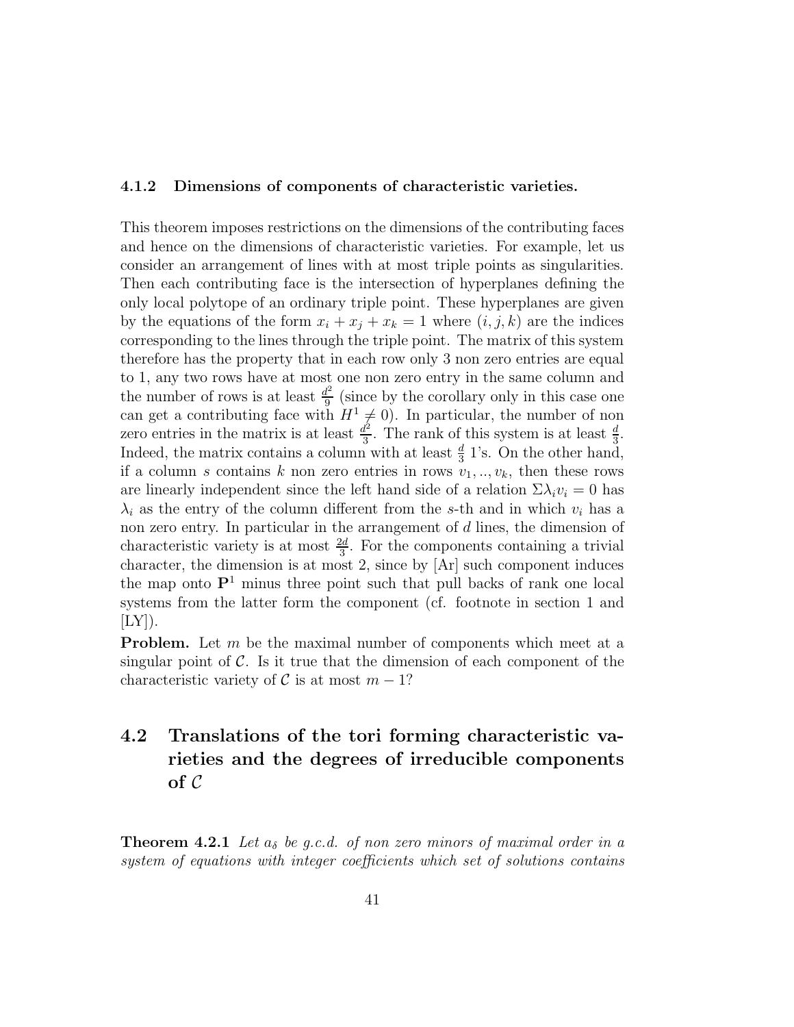### 4.1.2 Dimensions of components of characteristic varieties.

This theorem imposes restrictions on the dimensions of the contributing faces and hence on the dimensions of characteristic varieties. For example, let us consider an arrangement of lines with at most triple points as singularities. Then each contributing face is the intersection of hyperplanes defining the only local polytope of an ordinary triple point. These hyperplanes are given by the equations of the form $x_i + x_j + x_k = 1$ where $(i, j, k)$ are the indices corresponding to the lines through the triple point. The matrix of this system therefore has the property that in each row only 3 non zero entries are equal to 1, any two rows have at most one non zero entry in the same column and the number of rows is at least $\frac{d^2}{9}$ (since by the corollary only in this case one can get a contributing face with $H^1 \neq 0$). In particular, the number of non zero entries in the matrix is at least $\frac{d^2}{3}$. The rank of this system is at least $\frac{d}{3}$. Indeed, the matrix contains a column with at least $\frac{d}{3}$ 1's. On the other hand, if a column $s$ contains $k$ non zero entries in rows $v_1, .., v_k$, then these rows are linearly independent since the left hand side of a relation $\Sigma\lambda_i v_i = 0$ has $\lambda_i$ as the entry of the column different from the $s$-th and in which $v_i$ has a non zero entry. In particular in the arrangement of $d$ lines, the dimension of characteristic variety is at most $\frac{2d}{3}$. For the components containing a trivial character, the dimension is at most 2, since by [Ar] such component induces the map onto $\mathbf{P}^1$ minus three point such that pull backs of rank one local systems from the latter form the component (cf. footnote in section 1 and [LY]).

**Problem.** Let $m$ be the maximal number of components which meet at a singular point of $\mathcal{C}$. Is it true that the dimension of each component of the characteristic variety of $\mathcal{C}$ is at most $m - 1$?

## 4.2 Translations of the tori forming characteristic varieties and the degrees of irreducible components of $\mathcal{C}$

**Theorem 4.2.1** *Let $a_\delta$ be g.c.d. of non zero minors of maximal order in a system of equations with integer coefficients which set of solutions contains*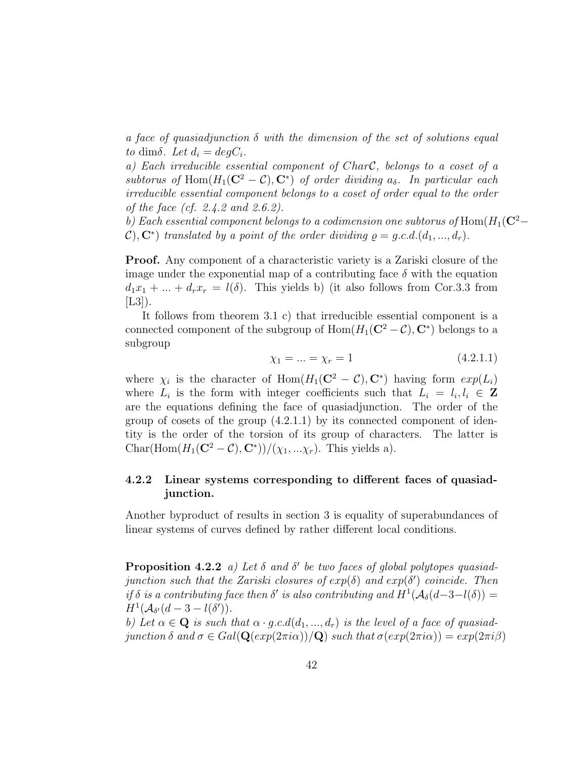*a face of quasiadjunction $\delta$ with the dimension of the set of solutions equal to $\dim\delta$. Let $d_i = deg C_i$.*

*a) Each irreducible essential component of $Char\mathcal{C}$, belongs to a coset of a subtorus of $\mathrm{Hom}(H_1(\mathbf{C}^2 - \mathcal{C}), \mathbf{C}^*)$ of order dividing $a_\delta$. In particular each irreducible essential component belongs to a coset of order equal to the order of the face (cf. 2.4.2 and 2.6.2).*

*b) Each essential component belongs to a codimension one subtorus of $\mathrm{Hom}(H_1(\mathbf{C}^2 - \mathcal{C}), \mathbf{C}^*)$ translated by a point of the order dividing $\varrho = g.c.d.(d_1, ..., d_r)$.*

**Proof.** Any component of a characteristic variety is a Zariski closure of the image under the exponential map of a contributing face $\delta$ with the equation $d_1 x_1 + ... + d_r x_r = l(\delta)$. This yields b) (it also follows from Cor.3.3 from [L3]).

It follows from theorem 3.1 c) that irreducible essential component is a connected component of the subgroup of $\mathrm{Hom}(H_1(\mathbf{C}^2 - \mathcal{C}), \mathbf{C}^*)$ belongs to a subgroup

$$\chi_1 = ... = \chi_r = 1 \tag{4.2.1.1}$$

where $\chi_i$ is the character of $\mathrm{Hom}(H_1(\mathbf{C}^2 - \mathcal{C}), \mathbf{C}^*)$ having form $exp(L_i)$ where $L_i$ is the form with integer coefficients such that $L_i = l_i, l_i \in \mathbf{Z}$ are the equations defining the face of quasiadjunction. The order of the group of cosets of the group (4.2.1.1) by its connected component of identity is the order of the torsion of its group of characters. The latter is $\mathrm{Char}(\mathrm{Hom}(H_1(\mathbf{C}^2 - \mathcal{C}), \mathbf{C}^*))/(\chi_1, ... \chi_r)$. This yields a).

### 4.2.2 Linear systems corresponding to different faces of quasiadjunction.

Another byproduct of results in section 3 is equality of superabundances of linear systems of curves defined by rather different local conditions.

**Proposition 4.2.2** *a) Let $\delta$ and $\delta'$ be two faces of global polytopes quasiadjunction such that the Zariski closures of $exp(\delta)$ and $exp(\delta')$ coincide. Then if $\delta$ is a contributing face then $\delta'$ is also contributing and $H^1(\mathcal{A}_\delta(d-3-l(\delta)) = H^1(\mathcal{A}_{\delta'}(d-3-l(\delta'))$.*

*b) Let $\alpha \in \mathbf{Q}$ is such that $\alpha \cdot g.c.d(d_1, ..., d_r)$ is the level of a face of quasiadjunction $\delta$ and $\sigma \in Gal(\mathbf{Q}(exp(2\pi i\alpha))/\mathbf{Q})$ such that $\sigma(exp(2\pi i\alpha)) = exp(2\pi i\beta)$*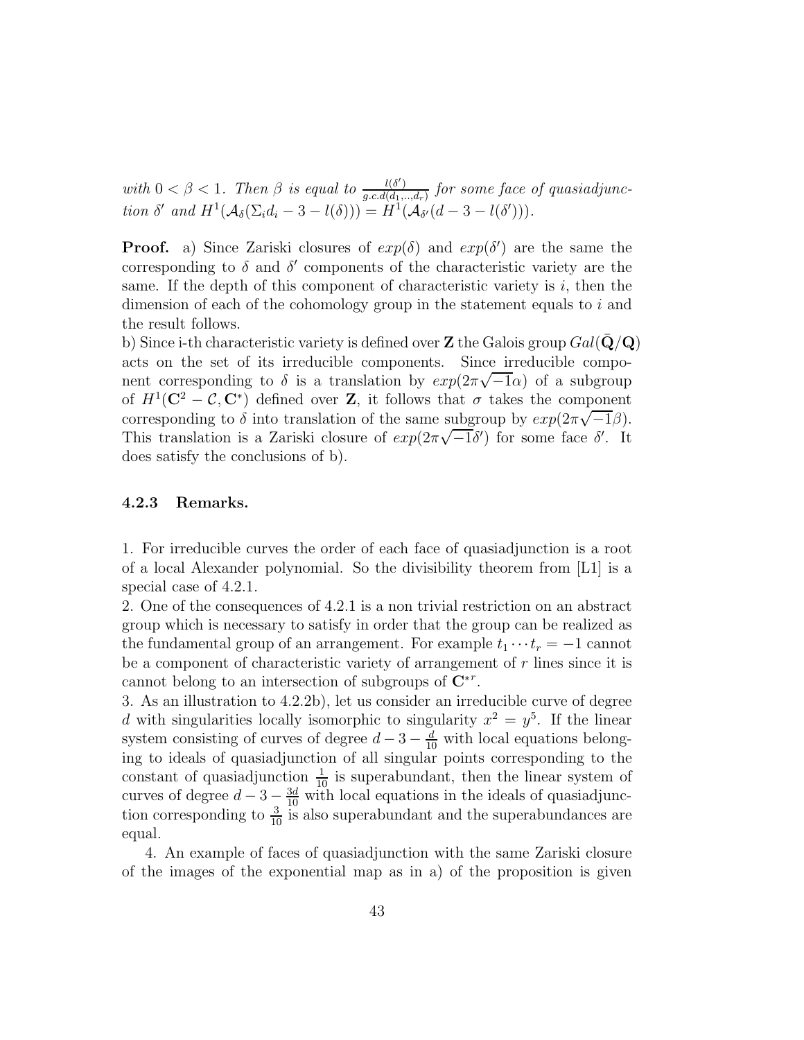*with $0 < \beta < 1$. Then $\beta$ is equal to $\frac{l(\delta')}{g.c.d(d_1,..,d_r)}$ for some face of quasiadjunction $\delta'$ and $H^1(\mathcal{A}_\delta(\Sigma_i d_i - 3 - l(\delta))) = H^1(\mathcal{A}_{\delta'}(d - 3 - l(\delta')))$.*

**Proof.** a) Since Zariski closures of $exp(\delta)$ and $exp(\delta')$ are the same the corresponding to $\delta$ and $\delta'$ components of the characteristic variety are the same. If the depth of this component of characteristic variety is $i$, then the dimension of each of the cohomology group in the statement equals to $i$ and the result follows.

b) Since i-th characteristic variety is defined over $\mathbf{Z}$ the Galois group $Gal(\bar{\mathbf{Q}}/\mathbf{Q})$ acts on the set of its irreducible components. Since irreducible component corresponding to $\delta$ is a translation by $exp(2\pi\sqrt{-1}\alpha)$ of a subgroup of $H^1(\mathbf{C}^2 - \mathcal{C}, \mathbf{C}^*)$ defined over $\mathbf{Z}$, it follows that $\sigma$ takes the component corresponding to $\delta$ into translation of the same subgroup by $exp(2\pi\sqrt{-1}\beta)$. This translation is a Zariski closure of $exp(2\pi\sqrt{-1}\delta')$ for some face $\delta'$. It does satisfy the conclusions of b).

### 4.2.3 Remarks.

1. For irreducible curves the order of each face of quasiadjunction is a root of a local Alexander polynomial. So the divisibility theorem from [L1] is a special case of 4.2.1.

2. One of the consequences of 4.2.1 is a non trivial restriction on an abstract group which is necessary to satisfy in order that the group can be realized as the fundamental group of an arrangement. For example $t_1 \cdots t_r = -1$ cannot be a component of characteristic variety of arrangement of $r$ lines since it is cannot belong to an intersection of subgroups of $\mathbf{C}^{*r}$.

3. As an illustration to 4.2.2b), let us consider an irreducible curve of degree $d$ with singularities locally isomorphic to singularity $x^2 = y^5$. If the linear system consisting of curves of degree $d - 3 - \frac{d}{10}$ with local equations belonging to ideals of quasiadjunction of all singular points corresponding to the constant of quasiadjunction $\frac{1}{10}$ is superabundant, then the linear system of curves of degree $d - 3 - \frac{3d}{10}$ with local equations in the ideals of quasiadjunction corresponding to $\frac{3}{10}$ is also superabundant and the superabundances are equal.

4. An example of faces of quasiadjunction with the same Zariski closure of the images of the exponential map as in a) of the proposition is given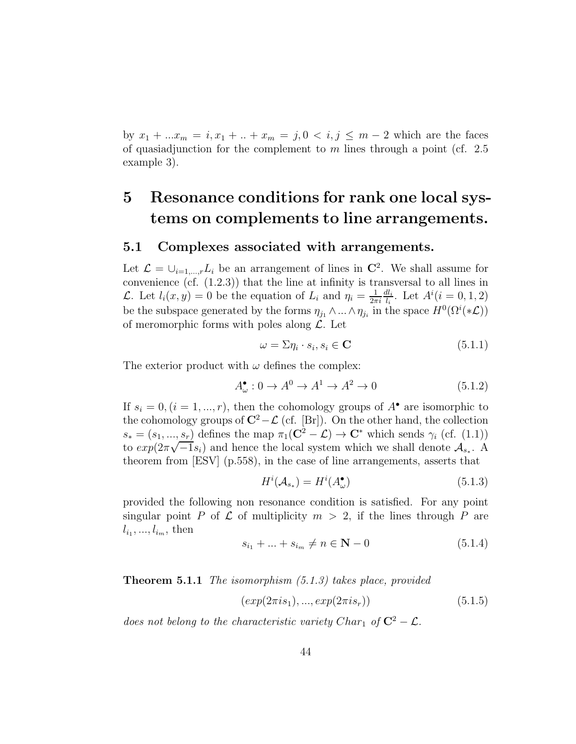by $x_1 + ...x_m = i, x_1 + .. + x_m = j, 0 < i, j \leq m - 2$ which are the faces of quasiadjunction for the complement to $m$ lines through a point (cf. 2.5 example 3).

# 5 Resonance conditions for rank one local systems on complements to line arrangements.

## 5.1 Complexes associated with arrangements.

Let $\mathcal{L} = \cup_{i=1,...,r} L_i$ be an arrangement of lines in $\mathbf{C}^2$. We shall assume for convenience (cf. (1.2.3)) that the line at infinity is transversal to all lines in $\mathcal{L}$. Let $l_i(x, y) = 0$ be the equation of $L_i$ and $\eta_i = \frac{1}{2\pi i} \frac{dl_i}{l_i}$. Let $A^i (i = 0, 1, 2)$ be the subspace generated by the forms $\eta_{j_1} \wedge ... \wedge \eta_{j_i}$ in the space $H^0(\Omega^i(*\mathcal{L}))$ of meromorphic forms with poles along $\mathcal{L}$. Let

$$\omega = \Sigma \eta_i \cdot s_i, s_i \in \mathbf{C} \tag{5.1.1}$$

The exterior product with $\omega$ defines the complex:

$$A^\bullet_\omega : 0 \to A^0 \to A^1 \to A^2 \to 0 \tag{5.1.2}$$

If $s_i = 0, (i = 1, ..., r)$, then the cohomology groups of $A^\bullet$ are isomorphic to the cohomology groups of $\mathbf{C}^2 - \mathcal{L}$ (cf. [Br]). On the other hand, the collection $s_* = (s_1, ..., s_r)$ defines the map $\pi_1(\mathbf{C}^2 - \mathcal{L}) \to \mathbf{C}^*$ which sends $\gamma_i$ (cf. (1.1)) to $exp(2\pi\sqrt{-1}s_i)$ and hence the local system which we shall denote $\mathcal{A}_{s_*}$. A theorem from [ESV] (p.558), in the case of line arrangements, asserts that

$$H^i(\mathcal{A}_{s_*}) = H^i(A^\bullet_\omega) \tag{5.1.3}$$

provided the following non resonance condition is satisfied. For any point singular point $P$ of $\mathcal{L}$ of multiplicity $m > 2$, if the lines through $P$ are $l_{i_1}, ..., l_{i_m}$, then

$$s_{i_1} + ... + s_{i_m} \neq n \in \mathbf{N} - 0 \tag{5.1.4}$$

**Theorem 5.1.1** *The isomorphism (5.1.3) takes place, provided*

$$(exp(2\pi i s_1), ..., exp(2\pi i s_r)) \tag{5.1.5}$$

*does not belong to the characteristic variety $Char_1$ of $\mathbf{C}^2 - \mathcal{L}$.*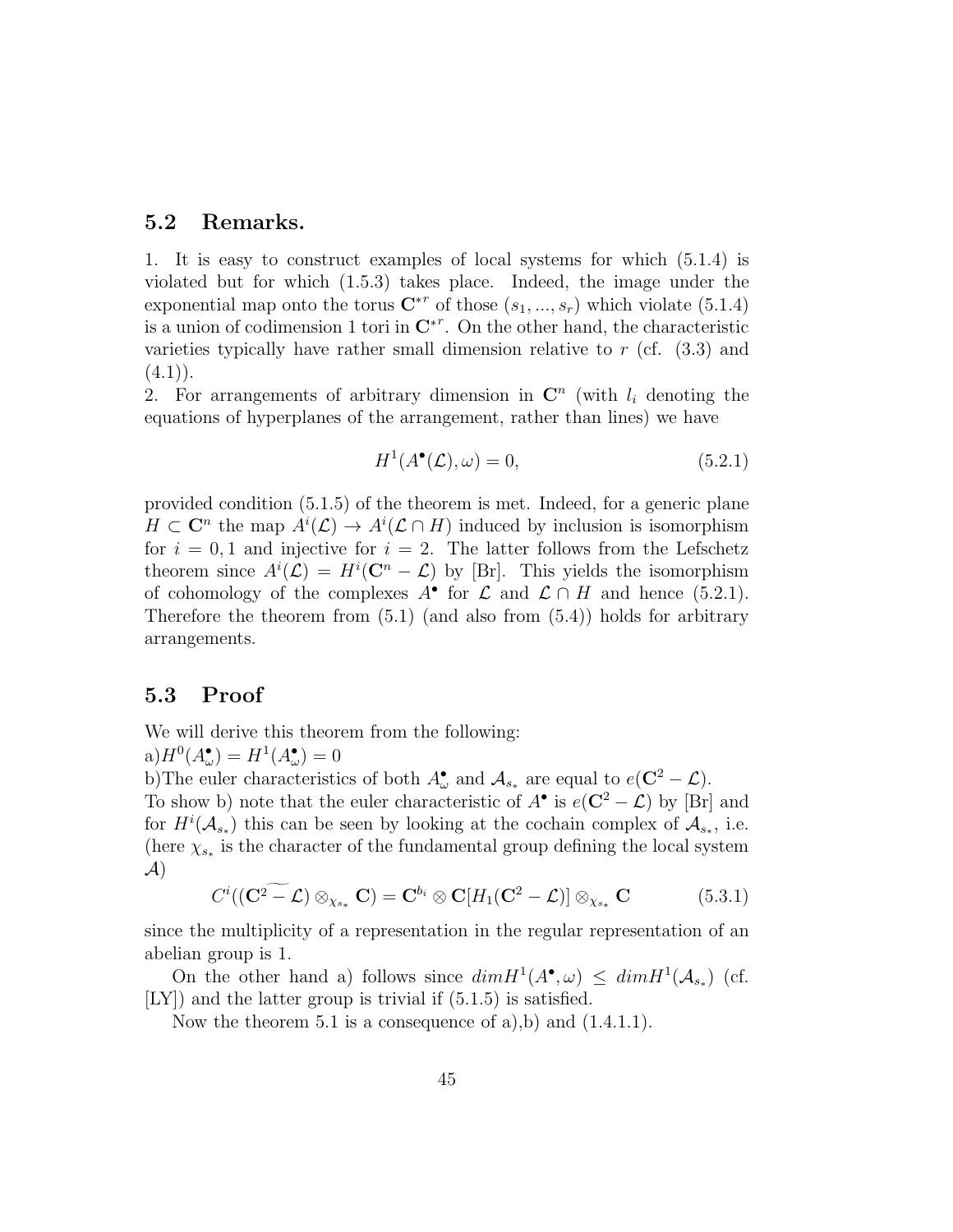## 5.2 Remarks.

1. It is easy to construct examples of local systems for which (5.1.4) is violated but for which (1.5.3) takes place. Indeed, the image under the exponential map onto the torus $\mathbf{C}^{*r}$ of those $(s_1, ..., s_r)$ which violate (5.1.4) is a union of codimension 1 tori in $\mathbf{C}^{*r}$. On the other hand, the characteristic varieties typically have rather small dimension relative to $r$ (cf. (3.3) and (4.1)).

2. For arrangements of arbitrary dimension in $\mathbf{C}^n$ (with $l_i$ denoting the equations of hyperplanes of the arrangement, rather than lines) we have

$$H^1(A^\bullet(\mathcal{L}), \omega) = 0, \tag{5.2.1}$$

provided condition (5.1.5) of the theorem is met. Indeed, for a generic plane $H \subset \mathbf{C}^n$ the map $A^i(\mathcal{L}) \to A^i(\mathcal{L} \cap H)$ induced by inclusion is isomorphism for $i = 0, 1$ and injective for $i = 2$. The latter follows from the Lefschetz theorem since $A^i(\mathcal{L}) = H^i(\mathbf{C}^n - \mathcal{L})$ by [Br]. This yields the isomorphism of cohomology of the complexes $A^\bullet$ for $\mathcal{L}$ and $\mathcal{L} \cap H$ and hence (5.2.1). Therefore the theorem from (5.1) (and also from (5.4)) holds for arbitrary arrangements.

## 5.3 Proof

We will derive this theorem from the following:
a)$H^0(A^\bullet_\omega) = H^1(A^\bullet_\omega) = 0$
b)The euler characteristics of both $A^\bullet_\omega$ and $\mathcal{A}_{s_*}$ are equal to $e(\mathbf{C}^2 - \mathcal{L})$.
To show b) note that the euler characteristic of $A^\bullet$ is $e(\mathbf{C}^2 - \mathcal{L})$ by [Br] and for $H^i(\mathcal{A}_{s_*})$ this can be seen by looking at the cochain complex of $\mathcal{A}_{s_*}$, i.e. (here $\chi_{s_*}$ is the character of the fundamental group defining the local system $\mathcal{A}$)

$$C^i((\widetilde{\mathbf{C}^2 - \mathcal{L}}) \otimes_{\chi_{s_*}} \mathbf{C}) = \mathbf{C}^{b_i} \otimes \mathbf{C}[H_1(\mathbf{C}^2 - \mathcal{L})] \otimes_{\chi_{s_*}} \mathbf{C} \tag{5.3.1}$$

since the multiplicity of a representation in the regular representation of an abelian group is 1.

On the other hand a) follows since $dim H^1(A^\bullet, \omega) \leq dim H^1(\mathcal{A}_{s_*})$ (cf. [LY]) and the latter group is trivial if (5.1.5) is satisfied.

Now the theorem 5.1 is a consequence of a),b) and (1.4.1.1).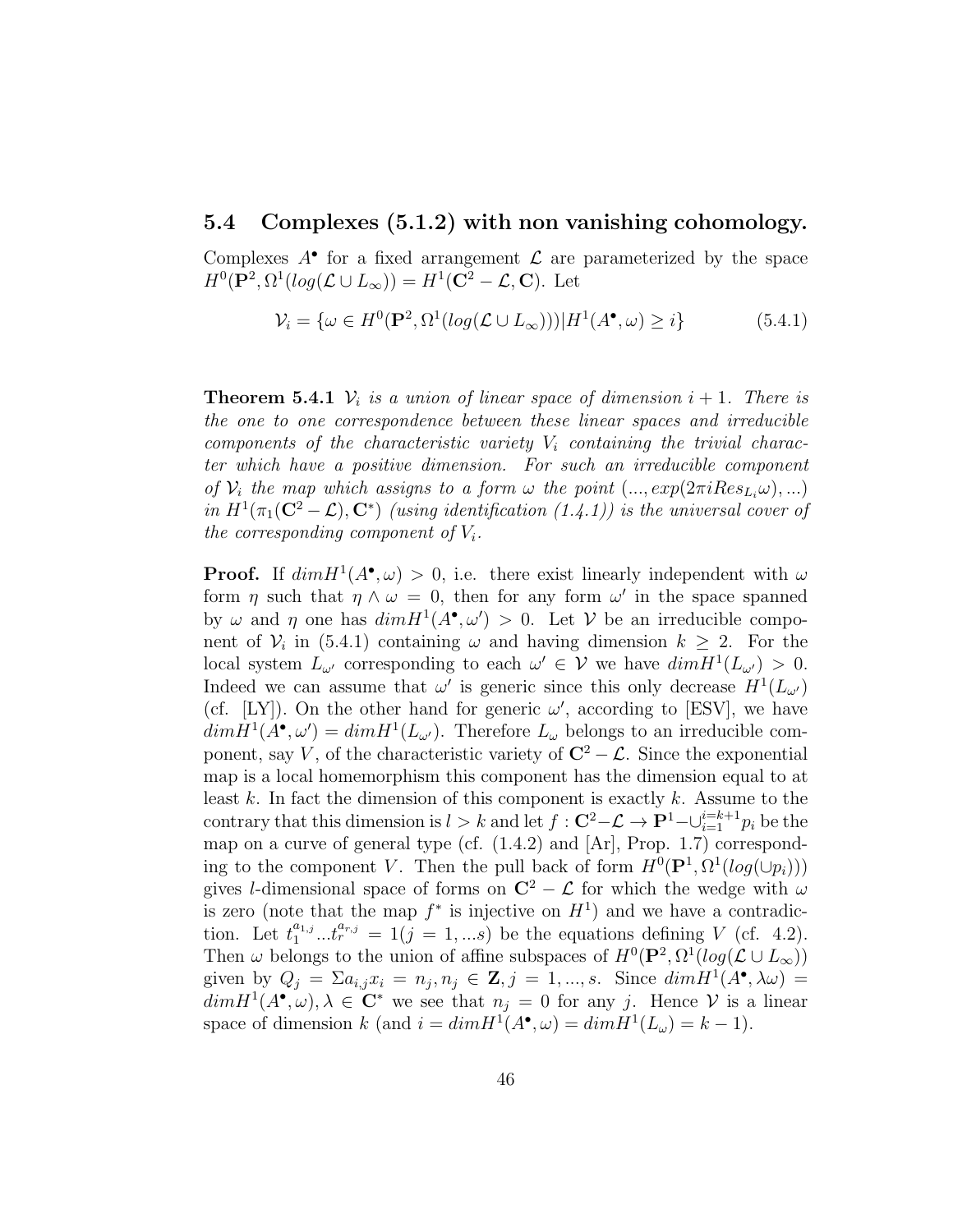## 5.4 Complexes (5.1.2) with non vanishing cohomology.

Complexes $A^\bullet$ for a fixed arrangement $\mathcal{L}$ are parameterized by the space $H^0(\mathbf{P}^2, \Omega^1(log(\mathcal{L} \cup L_\infty)) = H^1(\mathbf{C}^2 - \mathcal{L}, \mathbf{C})$. Let

$$\mathcal{V}_i = \{\omega \in H^0(\mathbf{P}^2, \Omega^1(log(\mathcal{L} \cup L_\infty)))|H^1(A^\bullet, \omega) \geq i\} \tag{5.4.1}$$

**Theorem 5.4.1** *$\mathcal{V}_i$ is a union of linear space of dimension $i+1$. There is the one to one correspondence between these linear spaces and irreducible components of the characteristic variety $V_i$ containing the trivial character which have a positive dimension. For such an irreducible component of $\mathcal{V}_i$ the map which assigns to a form $\omega$ the point $(..., exp(2\pi i Res_{L_i}\omega), ...)$ in $H^1(\pi_1(\mathbf{C}^2 - \mathcal{L}), \mathbf{C}^*)$ (using identification (1.4.1)) is the universal cover of the corresponding component of $V_i$.*

**Proof.** If $dim H^1(A^\bullet, \omega) > 0$, i.e. there exist linearly independent with $\omega$ form $\eta$ such that $\eta \wedge \omega = 0$, then for any form $\omega'$ in the space spanned by $\omega$ and $\eta$ one has $dim H^1(A^\bullet, \omega') > 0$. Let $\mathcal{V}$ be an irreducible component of $\mathcal{V}_i$ in (5.4.1) containing $\omega$ and having dimension $k \geq 2$. For the local system $L_{\omega'}$ corresponding to each $\omega' \in \mathcal{V}$ we have $dim H^1(L_{\omega'}) > 0$. Indeed we can assume that $\omega'$ is generic since this only decrease $H^1(L_{\omega'})$ (cf. [LY]). On the other hand for generic $\omega'$, according to [ESV], we have $dim H^1(A^\bullet, \omega') = dim H^1(L_{\omega'})$. Therefore $L_\omega$ belongs to an irreducible component, say $V$, of the characteristic variety of $\mathbf{C}^2 - \mathcal{L}$. Since the exponential map is a local homemorphism this component has the dimension equal to at least $k$. In fact the dimension of this component is exactly $k$. Assume to the contrary that this dimension is $l > k$ and let $f : \mathbf{C}^2 - \mathcal{L} \to \mathbf{P}^1 - \cup_{i=1}^{i=k+1} p_i$ be the map on a curve of general type (cf. (1.4.2) and [Ar], Prop. 1.7) corresponding to the component $V$. Then the pull back of form $H^0(\mathbf{P}^1, \Omega^1(log(\cup p_i)))$ gives $l$-dimensional space of forms on $\mathbf{C}^2 - \mathcal{L}$ for which the wedge with $\omega$ is zero (note that the map $f^*$ is injective on $H^1$) and we have a contradiction. Let $t_1^{a_{1,j}} ... t_r^{a_{r,j}} = 1 (j = 1, ...s)$ be the equations defining $V$ (cf. 4.2). Then $\omega$ belongs to the union of affine subspaces of $H^0(\mathbf{P}^2, \Omega^1(log(\mathcal{L} \cup L_\infty))$ given by $Q_j = \Sigma a_{i,j} x_i = n_j, n_j \in \mathbf{Z}, j = 1, ..., s$. Since $dim H^1(A^\bullet, \lambda\omega) = dim H^1(A^\bullet, \omega), \lambda \in \mathbf{C}^*$ we see that $n_j = 0$ for any $j$. Hence $\mathcal{V}$ is a linear space of dimension $k$ (and $i = dim H^1(A^\bullet, \omega) = dim H^1(L_\omega) = k - 1$).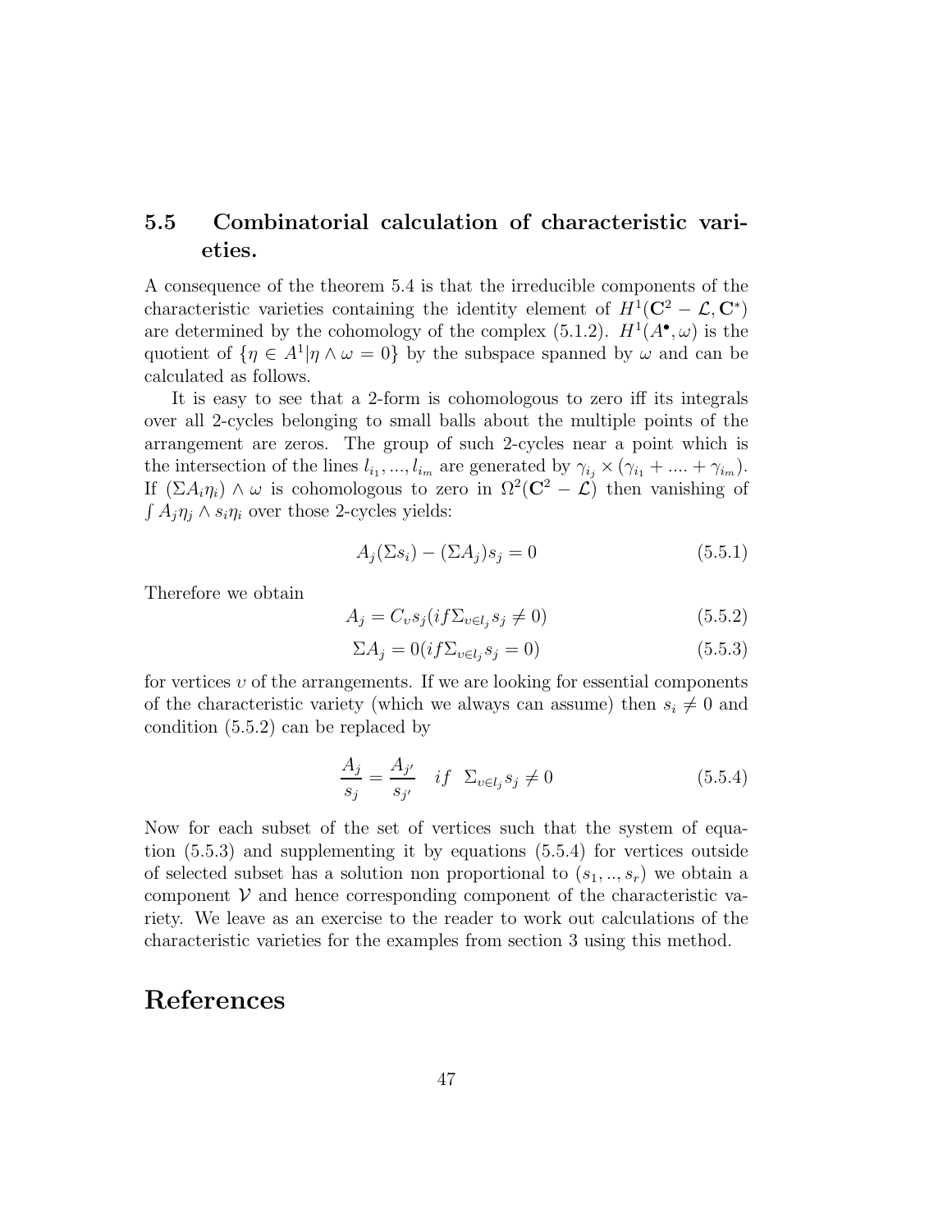## 5.5 Combinatorial calculation of characteristic varieties.

A consequence of the theorem 5.4 is that the irreducible components of the characteristic varieties containing the identity element of $H^1(\mathbf{C}^2 - \mathcal{L}, \mathbf{C}^*)$ are determined by the cohomology of the complex (5.1.2). $H^1(A^\bullet, \omega)$ is the quotient of $\{\eta \in A^1 | \eta \wedge \omega = 0\}$ by the subspace spanned by $\omega$ and can be calculated as follows.

It is easy to see that a 2-form is cohomologous to zero iff its integrals over all 2-cycles belonging to small balls about the multiple points of the arrangement are zeros. The group of such 2-cycles near a point which is the intersection of the lines $l_{i_1}, ..., l_{i_m}$ are generated by $\gamma_{i_j} \times (\gamma_{i_1} + .... + \gamma_{i_m})$. If $(\Sigma A_i \eta_i) \wedge \omega$ is cohomologous to zero in $\Omega^2(\mathbf{C}^2 - \mathcal{L})$ then vanishing of $\int A_j \eta_j \wedge s_i \eta_i$ over those 2-cycles yields:

$$A_j(\Sigma s_i) - (\Sigma A_j)s_j = 0 \tag{5.5.1}$$

Therefore we obtain

$$A_j = C_\upsilon s_j (if \Sigma_{\upsilon \in l_j} s_j \neq 0) \tag{5.5.2}$$

$$\Sigma A_j = 0 (if \Sigma_{\upsilon \in l_j} s_j = 0) \tag{5.5.3}$$

for vertices $\upsilon$ of the arrangements. If we are looking for essential components of the characteristic variety (which we always can assume) then $s_i \neq 0$ and condition (5.5.2) can be replaced by

$$\frac{A_j}{s_j} = \frac{A_{j'}}{s_{j'}} \quad if \quad \Sigma_{\upsilon \in l_j} s_j \neq 0 \tag{5.5.4}$$

Now for each subset of the set of vertices such that the system of equation (5.5.3) and supplementing it by equations (5.5.4) for vertices outside of selected subset has a solution non proportional to $(s_1, .., s_r)$ we obtain a component $\mathcal{V}$ and hence corresponding component of the characteristic variety. We leave as an exercise to the reader to work out calculations of the characteristic varieties for the examples from section 3 using this method.

# References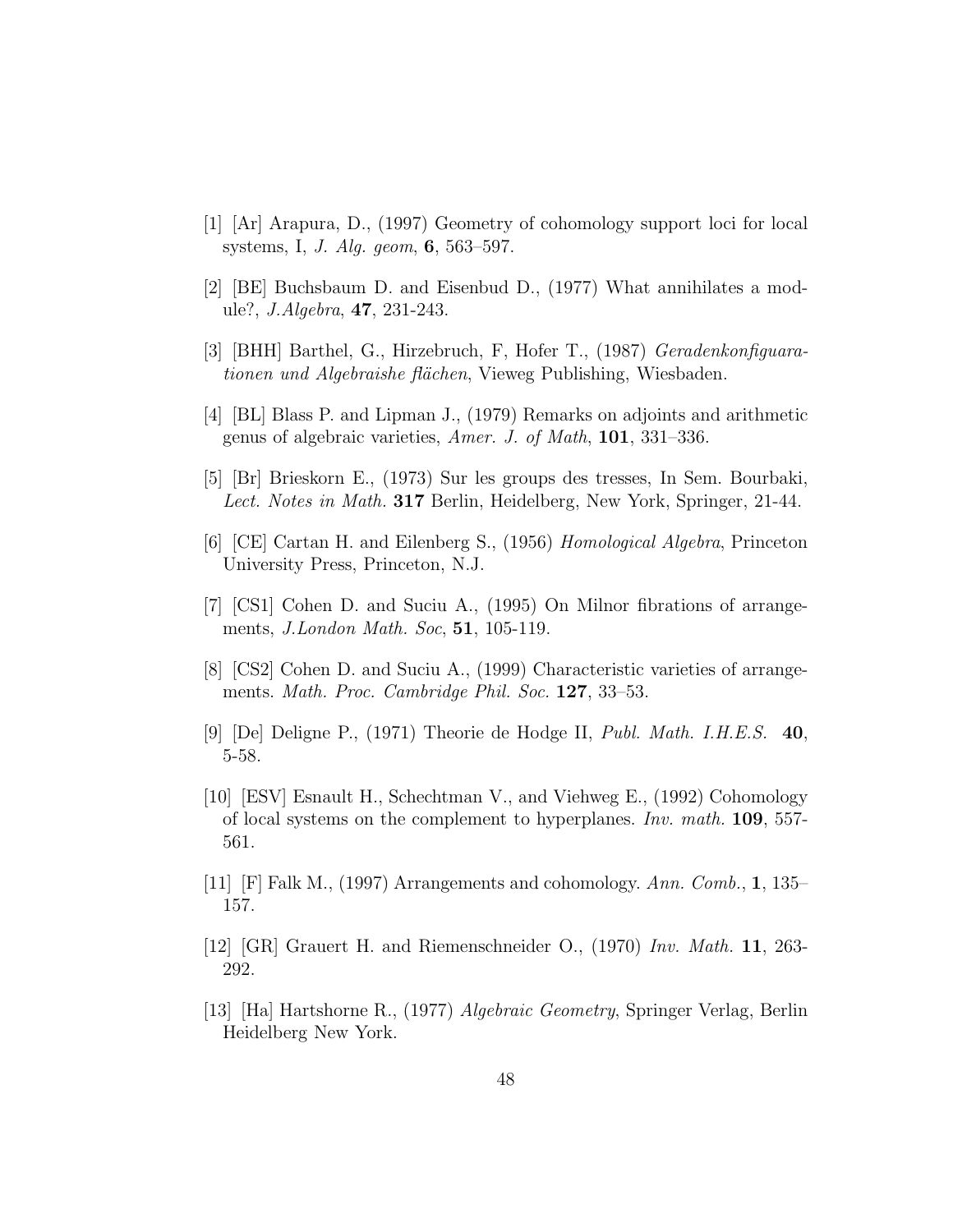[1] [Ar] Arapura, D., (1997) Geometry of cohomology support loci for local systems, I, *J. Alg. geom*, **6**, 563–597.

[2] [BE] Buchsbaum D. and Eisenbud D., (1977) What annihilates a module?, *J.Algebra*, **47**, 231-243.

[3] [BHH] Barthel, G., Hirzebruch, F, Hofer T., (1987) *Geradenkonfiguarationen und Algebraishe flächen*, Vieweg Publishing, Wiesbaden.

[4] [BL] Blass P. and Lipman J., (1979) Remarks on adjoints and arithmetic genus of algebraic varieties, *Amer. J. of Math*, **101**, 331–336.

[5] [Br] Brieskorn E., (1973) Sur les groups des tresses, In Sem. Bourbaki, *Lect. Notes in Math.* **317** Berlin, Heidelberg, New York, Springer, 21-44.

[6] [CE] Cartan H. and Eilenberg S., (1956) *Homological Algebra*, Princeton University Press, Princeton, N.J.

[7] [CS1] Cohen D. and Suciu A., (1995) On Milnor fibrations of arrangements, *J.London Math. Soc*, **51**, 105-119.

[8] [CS2] Cohen D. and Suciu A., (1999) Characteristic varieties of arrangements. *Math. Proc. Cambridge Phil. Soc.* **127**, 33–53.

[9] [De] Deligne P., (1971) Theorie de Hodge II, *Publ. Math. I.H.E.S.* **40**, 5-58.

[10] [ESV] Esnault H., Schechtman V., and Viehweg E., (1992) Cohomology of local systems on the complement to hyperplanes. *Inv. math.* **109**, 557-561.

[11] [F] Falk M., (1997) Arrangements and cohomology. *Ann. Comb.*, **1**, 135–157.

[12] [GR] Grauert H. and Riemenschneider O., (1970) *Inv. Math.* **11**, 263-292.

[13] [Ha] Hartshorne R., (1977) *Algebraic Geometry*, Springer Verlag, Berlin Heidelberg New York.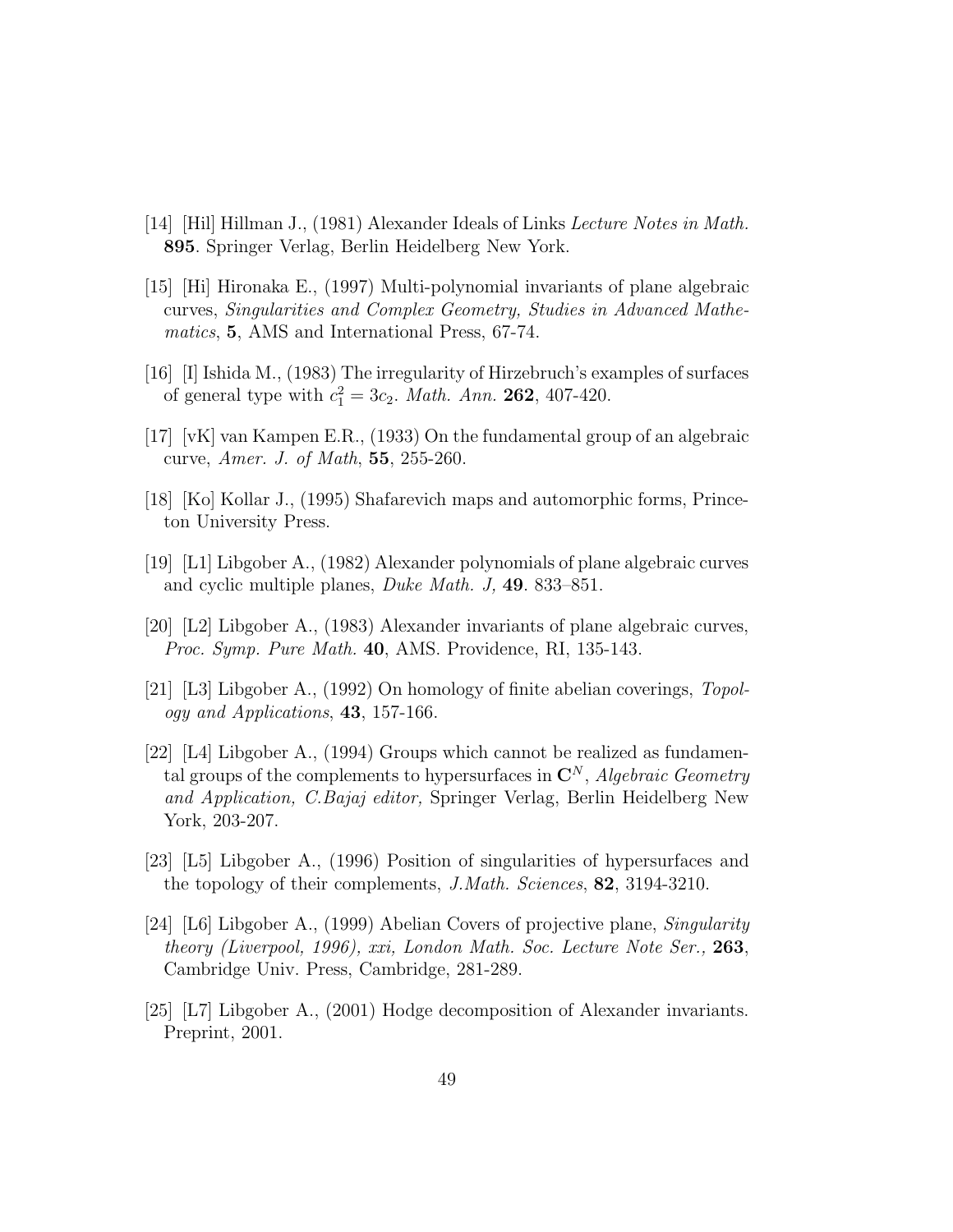[14] [Hil] Hillman J., (1981) Alexander Ideals of Links *Lecture Notes in Math.* **895**. Springer Verlag, Berlin Heidelberg New York.

[15] [Hi] Hironaka E., (1997) Multi-polynomial invariants of plane algebraic curves, *Singularities and Complex Geometry, Studies in Advanced Mathematics*, **5**, AMS and International Press, 67-74.

[16] [I] Ishida M., (1983) The irregularity of Hirzebruch's examples of surfaces of general type with $c_1^2 = 3c_2$. *Math. Ann.* **262**, 407-420.

[17] [vK] van Kampen E.R., (1933) On the fundamental group of an algebraic curve, *Amer. J. of Math*, **55**, 255-260.

[18] [Ko] Kollar J., (1995) Shafarevich maps and automorphic forms, Princeton University Press.

[19] [L1] Libgober A., (1982) Alexander polynomials of plane algebraic curves and cyclic multiple planes, *Duke Math. J,* **49**. 833–851.

[20] [L2] Libgober A., (1983) Alexander invariants of plane algebraic curves, *Proc. Symp. Pure Math.* **40**, AMS. Providence, RI, 135-143.

[21] [L3] Libgober A., (1992) On homology of finite abelian coverings, *Topology and Applications*, **43**, 157-166.

[22] [L4] Libgober A., (1994) Groups which cannot be realized as fundamental groups of the complements to hypersurfaces in $\mathbf{C}^N$, *Algebraic Geometry and Application, C.Bajaj editor,* Springer Verlag, Berlin Heidelberg New York, 203-207.

[23] [L5] Libgober A., (1996) Position of singularities of hypersurfaces and the topology of their complements, *J.Math. Sciences*, **82**, 3194-3210.

[24] [L6] Libgober A., (1999) Abelian Covers of projective plane, *Singularity theory (Liverpool, 1996), xxi, London Math. Soc. Lecture Note Ser.,* **263**, Cambridge Univ. Press, Cambridge, 281-289.

[25] [L7] Libgober A., (2001) Hodge decomposition of Alexander invariants. Preprint, 2001.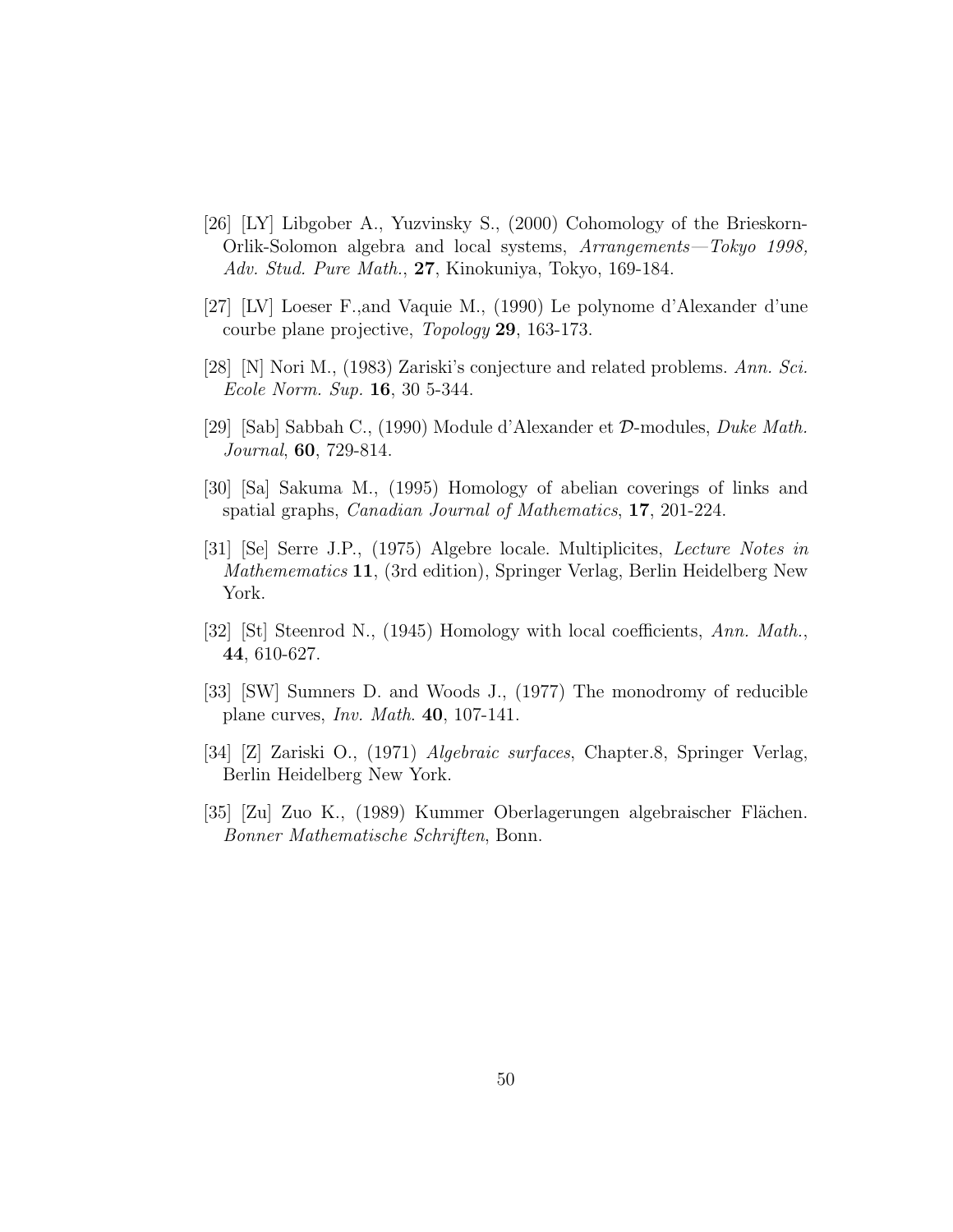[26] [LY] Libgober A., Yuzvinsky S., (2000) Cohomology of the Brieskorn-Orlik-Solomon algebra and local systems, *Arrangements—Tokyo 1998, Adv. Stud. Pure Math.*, **27**, Kinokuniya, Tokyo, 169-184.

[27] [LV] Loeser F.,and Vaquie M., (1990) Le polynome d'Alexander d'une courbe plane projective, *Topology* **29**, 163-173.

[28] [N] Nori M., (1983) Zariski's conjecture and related problems. *Ann. Sci. Ecole Norm. Sup.* **16**, 30 5-344.

[29] [Sab] Sabbah C., (1990) Module d'Alexander et $\mathcal{D}$-modules, *Duke Math. Journal*, **60**, 729-814.

[30] [Sa] Sakuma M., (1995) Homology of abelian coverings of links and spatial graphs, *Canadian Journal of Mathematics*, **17**, 201-224.

[31] [Se] Serre J.P., (1975) Algebre locale. Multiplicites, *Lecture Notes in Mathemematics* **11**, (3rd edition), Springer Verlag, Berlin Heidelberg New York.

[32] [St] Steenrod N., (1945) Homology with local coefficients, *Ann. Math.*, **44**, 610-627.

[33] [SW] Sumners D. and Woods J., (1977) The monodromy of reducible plane curves, *Inv. Math.* **40**, 107-141.

[34] [Z] Zariski O., (1971) *Algebraic surfaces*, Chapter.8, Springer Verlag, Berlin Heidelberg New York.

[35] [Zu] Zuo K., (1989) Kummer Oberlagerungen algebraischer Flächen. *Bonner Mathematische Schriften*, Bonn.